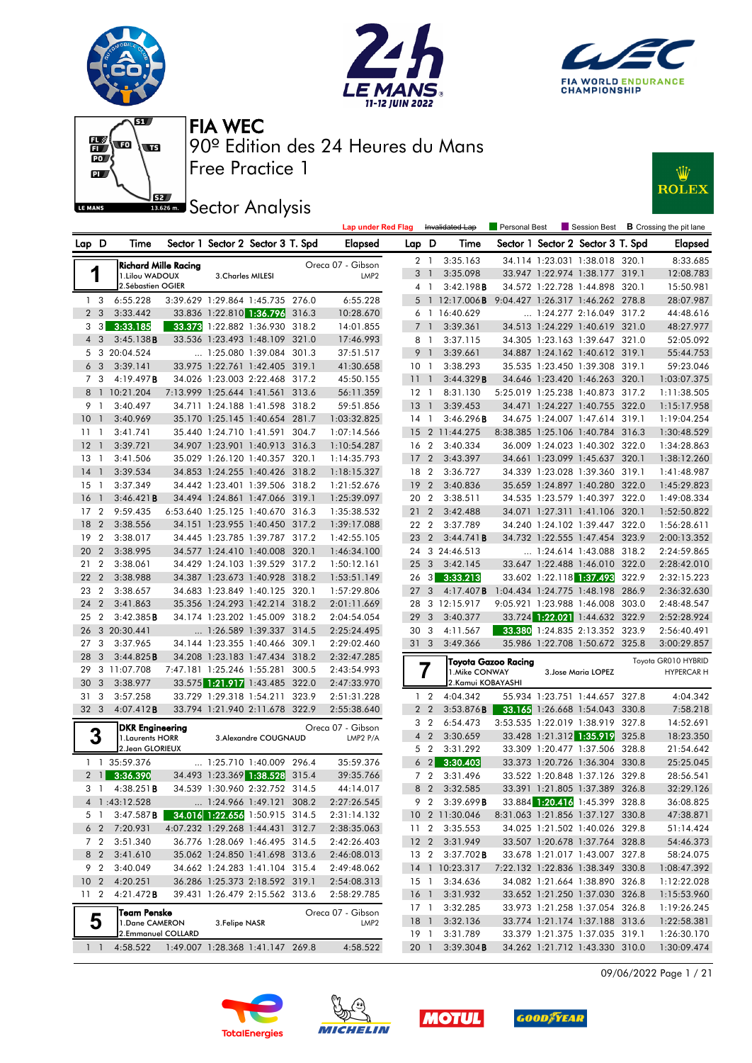# FIA WEC

## 90º Edition des 24 Heures du Mans

## Free Practice 1

## Sector Analysis

Lap under Red Flag | Invalidated Lap | Personal Best | Session Best | **B** Crossing the pit lane

### 1 — Richard Mille Racing — Oreca 07 - Gibson — LMP2

1.Lilou WADOUX, 2.Sébastien OGIER, 3.Charles MILESI

| Lap | D | Time | Sector 1 | Sector 2 | Sector 3 | T. Spd | Elapsed |
|---|---|---|---|---|---|---|---|
| 1 | 3 | 6:55.228 | 3:39.629 | 1:29.864 | 1:45.735 | 276.0 | 6:55.228 |
| 2 | 3 | 3:33.442 | 33.836 | 1:22.810 | 1:36.796 | 316.3 | 10:28.670 |
| 3 | 3 | 3:33.185 | 33.373 | 1:22.882 | 1:36.930 | 318.2 | 14:01.855 |
| 4 | 3 | 3:45.138B | 33.536 | 1:23.493 | 1:48.109 | 321.0 | 17:46.993 |
| 5 | 3 | 20:04.524 | ... | 1:25.080 | 1:39.084 | 301.3 | 37:51.517 |
| 6 | 3 | 3:39.141 | 33.975 | 1:22.761 | 1:42.405 | 319.1 | 41:30.658 |
| 7 | 3 | 4:19.497B | 34.026 | 1:23.003 | 2:22.468 | 317.2 | 45:50.155 |
| 8 | 1 | 10:21.204 | 7:13.999 | 1:25.644 | 1:41.561 | 313.6 | 56:11.359 |
| 9 | 1 | 3:40.497 | 34.711 | 1:24.188 | 1:41.598 | 318.2 | 59:51.856 |
| 10 | 1 | 3:40.969 | 35.170 | 1:25.145 | 1:40.654 | 281.7 | 1:03:32.825 |
| 11 | 1 | 3:41.741 | 35.440 | 1:24.710 | 1:41.591 | 304.7 | 1:07:14.566 |
| 12 | 1 | 3:39.721 | 34.907 | 1:23.901 | 1:40.913 | 316.3 | 1:10:54.287 |
| 13 | 1 | 3:41.506 | 35.029 | 1:26.120 | 1:40.357 | 320.1 | 1:14:35.793 |
| 14 | 1 | 3:39.534 | 34.853 | 1:24.255 | 1:40.426 | 318.2 | 1:18:15.327 |
| 15 | 1 | 3:37.349 | 34.442 | 1:23.401 | 1:39.506 | 318.2 | 1:21:52.676 |
| 16 | 1 | 3:46.421B | 34.494 | 1:24.861 | 1:47.066 | 319.1 | 1:25:39.097 |
| 17 | 2 | 9:59.435 | 6:53.640 | 1:25.125 | 1:40.670 | 316.3 | 1:35:38.532 |
| 18 | 2 | 3:38.556 | 34.151 | 1:23.955 | 1:40.450 | 317.2 | 1:39:17.088 |
| 19 | 2 | 3:38.017 | 34.445 | 1:23.785 | 1:39.787 | 317.2 | 1:42:55.105 |
| 20 | 2 | 3:38.995 | 34.577 | 1:24.410 | 1:40.008 | 320.1 | 1:46:34.100 |
| 21 | 2 | 3:38.061 | 34.429 | 1:24.103 | 1:39.529 | 317.2 | 1:50:12.161 |
| 22 | 2 | 3:38.988 | 34.387 | 1:23.673 | 1:40.928 | 318.2 | 1:53:51.149 |
| 23 | 2 | 3:38.657 | 34.683 | 1:23.849 | 1:40.125 | 320.1 | 1:57:29.806 |
| 24 | 2 | 3:41.863 | 35.356 | 1:24.293 | 1:42.214 | 318.2 | 2:01:11.669 |
| 25 | 2 | 3:42.385B | 34.174 | 1:23.202 | 1:45.009 | 318.2 | 2:04:54.054 |
| 26 | 3 | 20:30.441 | ... | 1:26.589 | 1:39.337 | 314.5 | 2:25:24.495 |
| 27 | 3 | 3:37.965 | 34.144 | 1:23.355 | 1:40.466 | 309.1 | 2:29:02.460 |
| 28 | 3 | 3:44.825B | 34.208 | 1:23.183 | 1:47.434 | 318.2 | 2:32:47.285 |
| 29 | 3 | 11:07.708 | 7:47.181 | 1:25.251 | 1:55.281 | 300.5 | 2:43:54.993 |
| 30 | 3 | 3:38.977 | 33.575 | 1:21.917 | 1:43.485 | 322.0 | 2:47:33.970 |
| 31 | 3 | 3:57.258 | 33.729 | 1:29.318 | 1:54.211 | 323.9 | 2:51:31.228 |
| 32 | 3 | 4:07.412B | 33.794 | 1:21.940 | 2:11.678 | 322.9 | 2:55:38.640 |

### 3 — DKR Engineering — Oreca 07 - Gibson — LMP2 P/A

1.Laurents HORR, 2.Jean GLORIEUX, 3.Alexandre COUGNAUD

| Lap | D | Time | Sector 1 | Sector 2 | Sector 3 | T. Spd | Elapsed |
|---|---|---|---|---|---|---|---|
| 1 | 1 | 35:59.376 | ... | 1:25.710 | 1:40.009 | 296.4 | 35:59.376 |
| 2 | 1 | 3:36.390 | 34.493 | 1:23.369 | 1:38.528 | 315.4 | 39:35.766 |
| 3 | 1 | 4:38.251B | 34.539 | 1:30.960 | 2:32.752 | 314.5 | 44:14.017 |
| 4 | 1 | 1:43:12.528 | ... | 1:24.966 | 1:49.121 | 308.2 | 2:27:26.545 |
| 5 | 1 | 3:47.587B | 34.016 | 1:22.656 | 1:50.915 | 314.5 | 2:31:14.132 |
| 6 | 2 | 7:20.931 | 4:07.232 | 1:29.268 | 1:44.431 | 312.7 | 2:38:35.063 |
| 7 | 2 | 3:51.340 | 36.776 | 1:28.069 | 1:46.495 | 314.5 | 2:42:26.403 |
| 8 | 2 | 3:41.610 | 35.062 | 1:24.850 | 1:41.698 | 313.6 | 2:46:08.013 |
| 9 | 2 | 3:40.049 | 34.662 | 1:24.283 | 1:41.104 | 315.4 | 2:49:48.062 |
| 10 | 2 | 4:20.251 | 36.286 | 1:25.373 | 2:18.592 | 319.1 | 2:54:08.313 |
| 11 | 2 | 4:21.472B | 39.431 | 1:26.479 | 2:15.562 | 313.6 | 2:58:29.785 |

### 5 — Team Penske — Oreca 07 - Gibson — LMP2

1.Dane CAMERON, 2.Emmanuel COLLARD, 3.Felipe NASR

| Lap | D | Time | Sector 1 | Sector 2 | Sector 3 | T. Spd | Elapsed |
|---|---|---|---|---|---|---|---|
| 1 | 1 | 4:58.522 | 1:49.007 | 1:28.368 | 1:41.147 | 269.8 | 4:58.522 |
| 2 | 1 | 3:35.163 | 34.114 | 1:23.031 | 1:38.018 | 320.1 | 8:33.685 |
| 3 | 1 | 3:35.098 | 33.947 | 1:22.974 | 1:38.177 | 319.1 | 12:08.783 |
| 4 | 1 | 3:42.198B | 34.572 | 1:22.728 | 1:44.898 | 320.1 | 15:50.981 |
| 5 | 1 | 12:17.006B | 9:04.427 | 1:26.317 | 1:46.262 | 278.8 | 28:07.987 |
| 6 | 1 | 16:40.629 | ... | 1:24.277 | 2:16.049 | 317.2 | 44:48.616 |
| 7 | 1 | 3:39.361 | 34.513 | 1:24.229 | 1:40.619 | 321.0 | 48:27.977 |
| 8 | 1 | 3:37.115 | 34.305 | 1:23.163 | 1:39.647 | 321.0 | 52:05.092 |
| 9 | 1 | 3:39.661 | 34.887 | 1:24.162 | 1:40.612 | 319.1 | 55:44.753 |
| 10 | 1 | 3:38.293 | 35.535 | 1:23.450 | 1:39.308 | 319.1 | 59:23.046 |
| 11 | 1 | 3:44.329B | 34.646 | 1:23.420 | 1:46.263 | 320.1 | 1:03:07.375 |
| 12 | 1 | 8:31.130 | 5:25.019 | 1:25.238 | 1:40.873 | 317.2 | 1:11:38.505 |
| 13 | 1 | 3:39.453 | 34.471 | 1:24.227 | 1:40.755 | 322.0 | 1:15:17.958 |
| 14 | 1 | 3:46.296B | 34.675 | 1:24.007 | 1:47.614 | 319.1 | 1:19:04.254 |
| 15 | 2 | 11:44.275 | 8:38.385 | 1:25.106 | 1:40.784 | 316.3 | 1:30:48.529 |
| 16 | 2 | 3:40.334 | 36.009 | 1:24.023 | 1:40.302 | 322.0 | 1:34:28.863 |
| 17 | 2 | 3:43.397 | 34.661 | 1:23.099 | 1:45.637 | 320.1 | 1:38:12.260 |
| 18 | 2 | 3:36.727 | 34.339 | 1:23.028 | 1:39.360 | 319.1 | 1:41:48.987 |
| 19 | 2 | 3:40.836 | 35.659 | 1:24.897 | 1:40.280 | 322.0 | 1:45:29.823 |
| 20 | 2 | 3:38.511 | 34.535 | 1:23.579 | 1:40.397 | 322.0 | 1:49:08.334 |
| 21 | 2 | 3:42.488 | 34.071 | 1:27.311 | 1:41.106 | 320.1 | 1:52:50.822 |
| 22 | 2 | 3:37.789 | 34.240 | 1:24.102 | 1:39.447 | 322.0 | 1:56:28.611 |
| 23 | 2 | 3:44.741B | 34.732 | 1:22.555 | 1:47.454 | 323.9 | 2:00:13.352 |
| 24 | 3 | 24:46.513 | ... | 1:24.614 | 1:43.088 | 318.2 | 2:24:59.865 |
| 25 | 3 | 3:42.145 | 33.647 | 1:22.488 | 1:46.010 | 322.0 | 2:28:42.010 |
| 26 | 3 | 3:33.213 | 33.602 | 1:22.118 | 1:37.493 | 322.9 | 2:32:15.223 |
| 27 | 3 | 4:17.407B | 1:04.434 | 1:24.775 | 1:48.198 | 286.9 | 2:36:32.630 |
| 28 | 3 | 12:15.917 | 9:05.921 | 1:23.988 | 1:46.008 | 303.0 | 2:48:48.547 |
| 29 | 3 | 3:40.377 | 33.724 | 1:22.021 | 1:44.632 | 322.9 | 2:52:28.924 |
| 30 | 3 | 4:11.567 | 33.380 | 1:24.835 | 2:13.352 | 323.9 | 2:56:40.491 |
| 31 | 3 | 3:49.366 | 35.986 | 1:22.708 | 1:50.672 | 325.8 | 3:00:29.857 |

### 7 — Toyota Gazoo Racing — Toyota GR010 HYBRID — HYPERCAR H

1.Mike CONWAY, 2.Kamui KOBAYASHI, 3.Jose Maria LOPEZ

| Lap | D | Time | Sector 1 | Sector 2 | Sector 3 | T. Spd | Elapsed |
|---|---|---|---|---|---|---|---|
| 1 | 2 | 4:04.342 | 55.934 | 1:23.751 | 1:44.657 | 327.8 | 4:04.342 |
| 2 | 2 | 3:53.876B | 33.165 | 1:26.668 | 1:54.043 | 330.8 | 7:58.218 |
| 3 | 2 | 6:54.473 | 3:53.535 | 1:22.019 | 1:38.919 | 327.8 | 14:52.691 |
| 4 | 2 | 3:30.659 | 33.428 | 1:21.312 | 1:35.919 | 325.8 | 18:23.350 |
| 5 | 2 | 3:31.292 | 33.309 | 1:20.477 | 1:37.506 | 328.8 | 21:54.642 |
| 6 | 2 | 3:30.403 | 33.373 | 1:20.726 | 1:36.304 | 330.8 | 25:25.045 |
| 7 | 2 | 3:31.496 | 33.522 | 1:20.848 | 1:37.126 | 329.8 | 28:56.541 |
| 8 | 2 | 3:32.585 | 33.391 | 1:21.805 | 1:37.389 | 326.8 | 32:29.126 |
| 9 | 2 | 3:39.699B | 33.884 | 1:20.416 | 1:45.399 | 328.8 | 36:08.825 |
| 10 | 2 | 11:30.046 | 8:31.063 | 1:21.856 | 1:37.127 | 330.8 | 47:38.871 |
| 11 | 2 | 3:35.553 | 34.025 | 1:21.502 | 1:40.026 | 329.8 | 51:14.424 |
| 12 | 2 | 3:31.949 | 33.507 | 1:20.678 | 1:37.764 | 328.8 | 54:46.373 |
| 13 | 2 | 3:37.702B | 33.678 | 1:21.017 | 1:43.007 | 327.8 | 58:24.075 |
| 14 | 1 | 10:23.317 | 7:22.132 | 1:22.836 | 1:38.349 | 330.8 | 1:08:47.392 |
| 15 | 1 | 3:34.636 | 34.082 | 1:21.664 | 1:38.890 | 326.8 | 1:12:22.028 |
| 16 | 1 | 3:31.932 | 33.652 | 1:21.250 | 1:37.030 | 326.8 | 1:15:53.960 |
| 17 | 1 | 3:32.285 | 33.973 | 1:21.258 | 1:37.054 | 326.8 | 1:19:26.245 |
| 18 | 1 | 3:32.136 | 33.774 | 1:21.174 | 1:37.188 | 313.6 | 1:22:58.381 |
| 19 | 1 | 3:31.789 | 33.379 | 1:21.375 | 1:37.035 | 319.1 | 1:26:30.170 |
| 20 | 1 | 3:39.304B | 34.262 | 1:21.712 | 1:43.330 | 310.0 | 1:30:09.474 |

09/06/2022 Page 1 / 21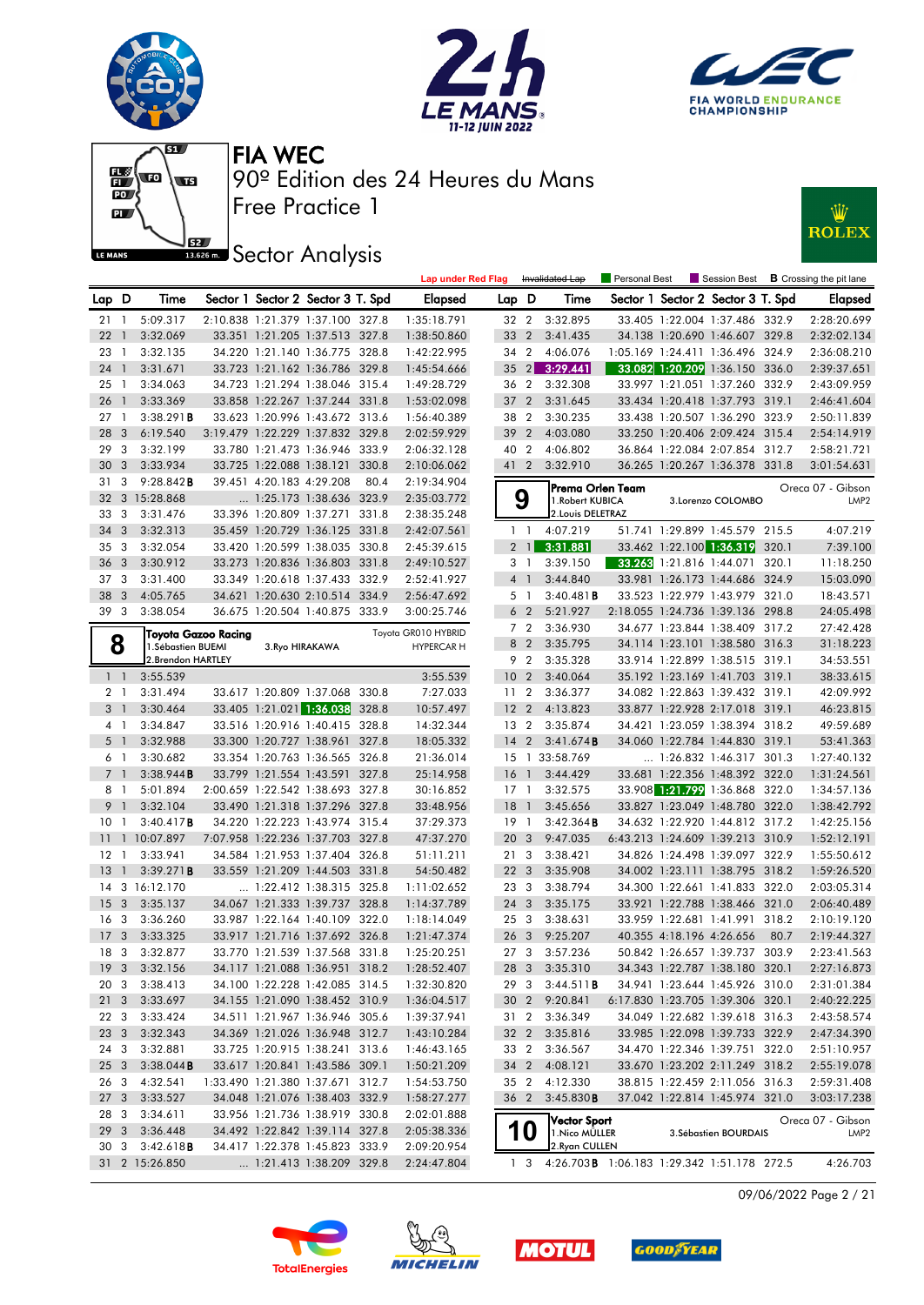# FIA WEC

90º Edition des 24 Heures du Mans

Free Practice 1

## Sector Analysis

Lap under Red Flag | Invalidated Lap | Personal Best | Session Best | B Crossing the pit lane

| Lap | D | Time | Sector 1 | Sector 2 | Sector 3 | T. Spd | Elapsed |
|---|---|---|---|---|---|---|---|
| 21 | 1 | 5:09.317 | 2:10.838 | 1:21.379 | 1:37.100 | 327.8 | 1:35:18.791 |
| 22 | 1 | 3:32.069 | 33.351 | 1:21.205 | 1:37.513 | 327.8 | 1:38:50.860 |
| 23 | 1 | 3:32.135 | 34.220 | 1:21.140 | 1:36.775 | 328.8 | 1:42:22.995 |
| 24 | 1 | 3:31.671 | 33.723 | 1:21.162 | 1:36.786 | 329.8 | 1:45:54.666 |
| 25 | 1 | 3:34.063 | 34.723 | 1:21.294 | 1:38.046 | 315.4 | 1:49:28.729 |
| 26 | 1 | 3:33.369 | 33.858 | 1:22.267 | 1:37.244 | 331.8 | 1:53:02.098 |
| 27 | 1 | 3:38.291 B | 33.623 | 1:20.996 | 1:43.672 | 313.6 | 1:56:40.389 |
| 28 | 3 | 6:19.540 | 3:19.479 | 1:22.229 | 1:37.832 | 329.8 | 2:02:59.929 |
| 29 | 3 | 3:32.199 | 33.780 | 1:21.473 | 1:36.946 | 333.9 | 2:06:32.128 |
| 30 | 3 | 3:33.934 | 33.725 | 1:22.088 | 1:38.121 | 330.8 | 2:10:06.062 |
| 31 | 3 | 9:28.842 B | 39.451 | 4:20.183 | 4:29.208 | 80.4 | 2:19:34.904 |
| 32 | 3 | 15:28.868 | ... | 1:25.173 | 1:38.636 | 323.9 | 2:35:03.772 |
| 33 | 3 | 3:31.476 | 33.396 | 1:20.809 | 1:37.271 | 331.8 | 2:38:35.248 |
| 34 | 3 | 3:32.313 | 35.459 | 1:20.729 | 1:36.125 | 331.8 | 2:42:07.561 |
| 35 | 3 | 3:32.054 | 33.420 | 1:20.599 | 1:38.035 | 330.8 | 2:45:39.615 |
| 36 | 3 | 3:30.912 | 33.273 | 1:20.836 | 1:36.803 | 331.8 | 2:49:10.527 |
| 37 | 3 | 3:31.400 | 33.349 | 1:20.618 | 1:37.433 | 332.9 | 2:52:41.927 |
| 38 | 3 | 4:05.765 | 34.621 | 1:20.630 | 2:10.514 | 334.9 | 2:56:47.692 |
| 39 | 3 | 3:38.054 | 36.675 | 1:20.504 | 1:40.875 | 333.9 | 3:00:25.746 |

### 8 — Toyota Gazoo Racing — Toyota GR010 HYBRID — HYPERCAR H
1.Sébastien BUEMI, 2.Brendon HARTLEY, 3.Ryo HIRAKAWA

| Lap | D | Time | Sector 1 | Sector 2 | Sector 3 | T. Spd | Elapsed |
|---|---|---|---|---|---|---|---|
| 1 | 1 | 3:55.539 | | | | | 3:55.539 |
| 2 | 1 | 3:31.494 | 33.617 | 1:20.809 | 1:37.068 | 330.8 | 7:27.033 |
| 3 | 1 | 3:30.464 | 33.405 | 1:21.021 | 1:36.038 | 328.8 | 10:57.497 |
| 4 | 1 | 3:34.847 | 33.516 | 1:20.916 | 1:40.415 | 328.8 | 14:32.344 |
| 5 | 1 | 3:32.988 | 33.300 | 1:20.727 | 1:38.961 | 327.8 | 18:05.332 |
| 6 | 1 | 3:30.682 | 33.354 | 1:20.763 | 1:36.565 | 326.8 | 21:36.014 |
| 7 | 1 | 3:38.944 B | 33.799 | 1:21.554 | 1:43.591 | 327.8 | 25:14.958 |
| 8 | 1 | 5:01.894 | 2:00.659 | 1:22.542 | 1:38.693 | 327.8 | 30:16.852 |
| 9 | 1 | 3:32.104 | 33.490 | 1:21.318 | 1:37.296 | 327.8 | 33:48.956 |
| 10 | 1 | 3:40.417 B | 34.220 | 1:22.223 | 1:43.974 | 315.4 | 37:29.373 |
| 11 | 1 | 10:07.897 | 7:07.958 | 1:22.236 | 1:37.703 | 327.8 | 47:37.270 |
| 12 | 1 | 3:33.941 | 34.584 | 1:21.953 | 1:37.404 | 326.8 | 51:11.211 |
| 13 | 1 | 3:39.271 B | 33.559 | 1:21.209 | 1:44.503 | 331.8 | 54:50.482 |
| 14 | 3 | 16:12.170 | ... | 1:22.412 | 1:38.315 | 325.8 | 1:11:02.652 |
| 15 | 3 | 3:35.137 | 34.067 | 1:21.333 | 1:39.737 | 328.8 | 1:14:37.789 |
| 16 | 3 | 3:36.260 | 33.987 | 1:22.164 | 1:40.109 | 322.0 | 1:18:14.049 |
| 17 | 3 | 3:33.325 | 33.917 | 1:21.716 | 1:37.692 | 326.8 | 1:21:47.374 |
| 18 | 3 | 3:32.877 | 33.770 | 1:21.539 | 1:37.568 | 331.8 | 1:25:20.251 |
| 19 | 3 | 3:32.156 | 34.117 | 1:21.088 | 1:36.951 | 318.2 | 1:28:52.407 |
| 20 | 3 | 3:38.413 | 34.100 | 1:22.228 | 1:42.085 | 314.5 | 1:32:30.820 |
| 21 | 3 | 3:33.697 | 34.155 | 1:21.090 | 1:38.452 | 310.9 | 1:36:04.517 |
| 22 | 3 | 3:33.424 | 34.511 | 1:21.967 | 1:36.946 | 305.6 | 1:39:37.941 |
| 23 | 3 | 3:32.343 | 34.369 | 1:21.026 | 1:36.948 | 312.7 | 1:43:10.284 |
| 24 | 3 | 3:32.881 | 33.725 | 1:20.915 | 1:38.241 | 313.6 | 1:46:43.165 |
| 25 | 3 | 3:38.044 B | 33.617 | 1:20.841 | 1:43.586 | 309.1 | 1:50:21.209 |
| 26 | 3 | 4:32.541 | 1:33.490 | 1:21.380 | 1:37.671 | 312.7 | 1:54:53.750 |
| 27 | 3 | 3:33.527 | 34.048 | 1:21.076 | 1:38.403 | 332.9 | 1:58:27.277 |
| 28 | 3 | 3:34.611 | 33.956 | 1:21.736 | 1:38.919 | 330.8 | 2:02:01.888 |
| 29 | 3 | 3:36.448 | 34.492 | 1:22.842 | 1:39.114 | 327.8 | 2:05:38.336 |
| 30 | 3 | 3:42.618 B | 34.417 | 1:22.378 | 1:45.823 | 333.9 | 2:09:20.954 |
| 31 | 2 | 15:26.850 | ... | 1:21.413 | 1:38.209 | 329.8 | 2:24:47.804 |
| 32 | 2 | 3:32.895 | 33.405 | 1:22.004 | 1:37.486 | 332.9 | 2:28:20.699 |
| 33 | 2 | 3:41.435 | 34.138 | 1:20.690 | 1:46.607 | 329.8 | 2:32:02.134 |
| 34 | 2 | 4:06.076 | 1:05.169 | 1:24.411 | 1:36.496 | 324.9 | 2:36:08.210 |
| 35 | 2 | 3:29.441 | 33.082 | 1:20.209 | 1:36.150 | 336.0 | 2:39:37.651 |
| 36 | 2 | 3:32.308 | 33.997 | 1:21.051 | 1:37.260 | 332.9 | 2:43:09.959 |
| 37 | 2 | 3:31.645 | 33.434 | 1:20.418 | 1:37.793 | 319.1 | 2:46:41.604 |
| 38 | 2 | 3:30.235 | 33.438 | 1:20.507 | 1:36.290 | 323.9 | 2:50:11.839 |
| 39 | 2 | 4:03.080 | 33.250 | 1:20.406 | 2:09.424 | 315.4 | 2:54:14.919 |
| 40 | 2 | 4:06.802 | 36.864 | 1:22.084 | 2:07.854 | 312.7 | 2:58:21.721 |
| 41 | 2 | 3:32.910 | 36.265 | 1:20.267 | 1:36.378 | 331.8 | 3:01:54.631 |

### 9 — Prema Orlen Team — Oreca 07 - Gibson — LMP2
1.Robert KUBICA, 2.Louis DELETRAZ, 3.Lorenzo COLOMBO

| Lap | D | Time | Sector 1 | Sector 2 | Sector 3 | T. Spd | Elapsed |
|---|---|---|---|---|---|---|---|
| 1 | 1 | 4:07.219 | 51.741 | 1:29.899 | 1:45.579 | 215.5 | 4:07.219 |
| 2 | 1 | 3:31.881 | 33.462 | 1:22.100 | 1:36.319 | 320.1 | 7:39.100 |
| 3 | 1 | 3:39.150 | 33.263 | 1:21.816 | 1:44.071 | 320.1 | 11:18.250 |
| 4 | 1 | 3:44.840 | 33.981 | 1:26.173 | 1:44.686 | 324.9 | 15:03.090 |
| 5 | 1 | 3:40.481 B | 33.523 | 1:22.979 | 1:43.979 | 321.0 | 18:43.571 |
| 6 | 2 | 5:21.927 | 2:18.055 | 1:24.736 | 1:39.136 | 298.8 | 24:05.498 |
| 7 | 2 | 3:36.930 | 34.677 | 1:23.844 | 1:38.409 | 317.2 | 27:42.428 |
| 8 | 2 | 3:35.795 | 34.114 | 1:23.101 | 1:38.580 | 316.3 | 31:18.223 |
| 9 | 2 | 3:35.328 | 33.914 | 1:22.899 | 1:38.515 | 319.1 | 34:53.551 |
| 10 | 2 | 3:40.064 | 35.192 | 1:23.169 | 1:41.703 | 319.1 | 38:33.615 |
| 11 | 2 | 3:36.377 | 34.082 | 1:22.863 | 1:39.432 | 319.1 | 42:09.992 |
| 12 | 2 | 4:13.823 | 33.877 | 1:22.928 | 2:17.018 | 319.1 | 46:23.815 |
| 13 | 2 | 3:35.874 | 34.421 | 1:23.059 | 1:38.394 | 318.2 | 49:59.689 |
| 14 | 2 | 3:41.674 B | 34.060 | 1:22.784 | 1:44.830 | 319.1 | 53:41.363 |
| 15 | 1 | 33:58.769 | ... | 1:26.832 | 1:46.317 | 301.3 | 1:27:40.132 |
| 16 | 1 | 3:44.429 | 33.681 | 1:22.356 | 1:48.392 | 322.0 | 1:31:24.561 |
| 17 | 1 | 3:32.575 | 33.908 | 1:21.799 | 1:36.868 | 322.0 | 1:34:57.136 |
| 18 | 1 | 3:45.656 | 33.827 | 1:23.049 | 1:48.780 | 322.0 | 1:38:42.792 |
| 19 | 1 | 3:42.364 B | 34.632 | 1:22.920 | 1:44.812 | 317.2 | 1:42:25.156 |
| 20 | 3 | 9:47.035 | 6:43.213 | 1:24.609 | 1:39.213 | 310.9 | 1:52:12.191 |
| 21 | 3 | 3:38.421 | 34.826 | 1:24.498 | 1:39.097 | 322.9 | 1:55:50.612 |
| 22 | 3 | 3:35.908 | 34.002 | 1:23.111 | 1:38.795 | 318.2 | 1:59:26.520 |
| 23 | 3 | 3:38.794 | 34.300 | 1:22.661 | 1:41.833 | 322.0 | 2:03:05.314 |
| 24 | 3 | 3:35.175 | 33.921 | 1:22.788 | 1:38.466 | 321.0 | 2:06:40.489 |
| 25 | 3 | 3:38.631 | 33.959 | 1:22.681 | 1:41.991 | 318.2 | 2:10:19.120 |
| 26 | 3 | 9:25.207 | 40.355 | 4:18.196 | 4:26.656 | 80.7 | 2:19:44.327 |
| 27 | 3 | 3:57.236 | 50.842 | 1:26.657 | 1:39.737 | 303.9 | 2:23:41.563 |
| 28 | 3 | 3:35.310 | 34.343 | 1:22.787 | 1:38.180 | 320.1 | 2:27:16.873 |
| 29 | 3 | 3:44.511 B | 34.941 | 1:23.644 | 1:45.926 | 310.0 | 2:31:01.384 |
| 30 | 2 | 9:20.841 | 6:17.830 | 1:23.705 | 1:39.306 | 320.1 | 2:40:22.225 |
| 31 | 2 | 3:36.349 | 34.049 | 1:22.682 | 1:39.618 | 316.3 | 2:43:58.574 |
| 32 | 2 | 3:35.816 | 33.985 | 1:22.098 | 1:39.733 | 322.9 | 2:47:34.390 |
| 33 | 2 | 3:36.567 | 34.470 | 1:22.346 | 1:39.751 | 322.0 | 2:51:10.957 |
| 34 | 2 | 4:08.121 | 33.670 | 1:23.202 | 2:11.249 | 318.2 | 2:55:19.078 |
| 35 | 2 | 4:12.330 | 38.815 | 1:22.459 | 2:11.056 | 316.3 | 2:59:31.408 |
| 36 | 2 | 3:45.830 B | 37.042 | 1:22.814 | 1:45.974 | 321.0 | 3:03:17.238 |

### 10 — Vector Sport — Oreca 07 - Gibson — LMP2
1.Nico MÜLLER, 2.Ryan CULLEN, 3.Sébastien BOURDAIS

| Lap | D | Time | Sector 1 | Sector 2 | Sector 3 | T. Spd | Elapsed |
|---|---|---|---|---|---|---|---|
| 1 | 3 | 4:26.703 B | 1:06.183 | 1:29.342 | 1:51.178 | 272.5 | 4:26.703 |

09/06/2022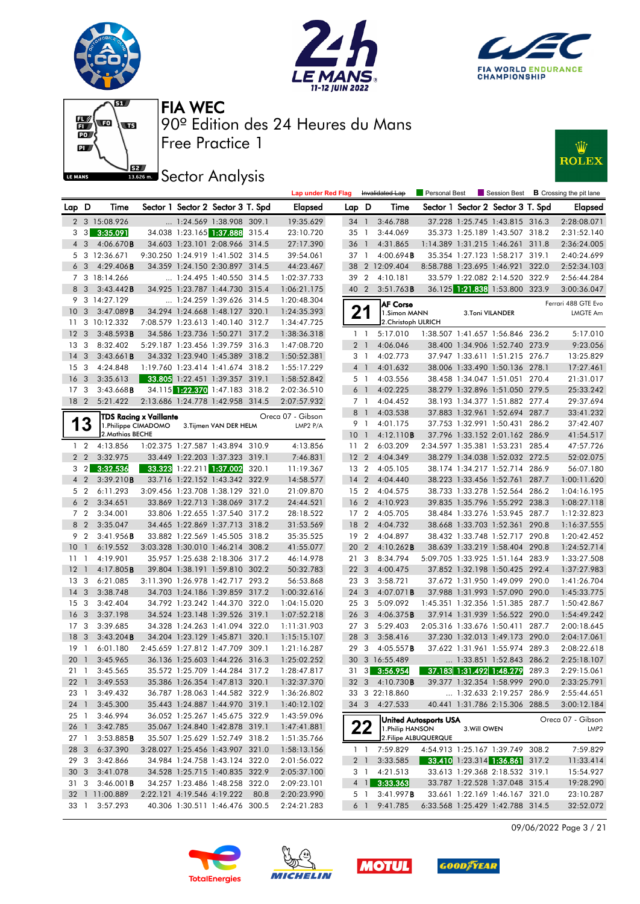# FIA WEC

## 90º Edition des 24 Heures du Mans

## Free Practice 1

## Sector Analysis

Lap under Red Flag | Invalidated Lap | Personal Best | Session Best | B Crossing the pit lane

| Lap | D | Time | Sector 1 | Sector 2 | Sector 3 | T. Spd | Elapsed |
|---|---|---|---|---|---|---|---|
| 2 | 3 | 15:08.926 | ... | 1:24.569 | 1:38.908 | 309.1 | 19:35.629 |
| 3 | 3 | 3:35.091 | 34.038 | 1:23.165 | 1:37.888 | 315.4 | 23:10.720 |
| 4 | 3 | 4:06.670B | 34.603 | 1:23.101 | 2:08.966 | 314.5 | 27:17.390 |
| 5 | 3 | 12:36.671 | 9:30.250 | 1:24.919 | 1:41.502 | 314.5 | 39:54.061 |
| 6 | 3 | 4:29.406B | 34.359 | 1:24.150 | 2:30.897 | 314.5 | 44:23.467 |
| 7 | 3 | 18:14.266 | ... | 1:24.495 | 1:40.550 | 314.5 | 1:02:37.733 |
| 8 | 3 | 3:43.442B | 34.925 | 1:23.787 | 1:44.730 | 315.4 | 1:06:21.175 |
| 9 | 3 | 14:27.129 | ... | 1:24.259 | 1:39.626 | 314.5 | 1:20:48.304 |
| 10 | 3 | 3:47.089B | 34.294 | 1:24.668 | 1:48.127 | 320.1 | 1:24:35.393 |
| 11 | 3 | 10:12.332 | 7:08.579 | 1:23.613 | 1:40.140 | 312.7 | 1:34:47.725 |
| 12 | 3 | 3:48.593B | 34.586 | 1:23.736 | 1:50.271 | 317.2 | 1:38:36.318 |
| 13 | 3 | 8:32.402 | 5:29.187 | 1:23.456 | 1:39.759 | 316.3 | 1:47:08.720 |
| 14 | 3 | 3:43.661B | 34.332 | 1:23.940 | 1:45.389 | 318.2 | 1:50:52.381 |
| 15 | 3 | 4:24.848 | 1:19.760 | 1:23.414 | 1:41.674 | 318.2 | 1:55:17.229 |
| 16 | 3 | 3:35.613 | 33.805 | 1:22.451 | 1:39.357 | 319.1 | 1:58:52.842 |
| 17 | 3 | 3:43.668B | 34.115 | 1:22.370 | 1:47.183 | 318.2 | 2:02:36.510 |
| 18 | 2 | 5:21.422 | 2:13.686 | 1:24.778 | 1:42.958 | 314.5 | 2:07:57.932 |

### 13 — TDS Racing x Vaillante — Oreca 07 - Gibson — LMP2 P/A

1.Philippe CIMADOMO, 2.Mathias BECHE, 3.Tijmen VAN DER HELM

| Lap | D | Time | Sector 1 | Sector 2 | Sector 3 | T. Spd | Elapsed |
|---|---|---|---|---|---|---|---|
| 1 | 2 | 4:13.856 | 1:02.375 | 1:27.587 | 1:43.894 | 310.9 | 4:13.856 |
| 2 | 2 | 3:32.975 | 33.449 | 1:22.203 | 1:37.323 | 319.1 | 7:46.831 |
| 3 | 2 | 3:32.536 | 33.323 | 1:22.211 | 1:37.002 | 320.1 | 11:19.367 |
| 4 | 2 | 3:39.210B | 33.716 | 1:22.152 | 1:43.342 | 322.9 | 14:58.577 |
| 5 | 2 | 6:11.293 | 3:09.456 | 1:23.708 | 1:38.129 | 321.0 | 21:09.870 |
| 6 | 2 | 3:34.651 | 33.869 | 1:22.713 | 1:38.069 | 317.2 | 24:44.521 |
| 7 | 2 | 3:34.001 | 33.806 | 1:22.655 | 1:37.540 | 317.2 | 28:18.522 |
| 8 | 2 | 3:35.047 | 34.465 | 1:22.869 | 1:37.713 | 318.2 | 31:53.569 |
| 9 | 2 | 3:41.956B | 33.882 | 1:22.569 | 1:45.505 | 318.2 | 35:35.525 |
| 10 | 1 | 6:19.552 | 3:03.328 | 1:30.010 | 1:46.214 | 308.2 | 41:55.077 |
| 11 | 1 | 4:19.901 | 35.957 | 1:25.638 | 2:18.306 | 317.2 | 46:14.978 |
| 12 | 1 | 4:17.805B | 39.804 | 1:38.191 | 1:59.810 | 302.2 | 50:32.783 |
| 13 | 3 | 6:21.085 | 3:11.390 | 1:26.978 | 1:42.717 | 293.2 | 56:53.868 |
| 14 | 3 | 3:38.748 | 34.703 | 1:24.186 | 1:39.859 | 317.2 | 1:00:32.616 |
| 15 | 3 | 3:42.404 | 34.792 | 1:23.242 | 1:44.370 | 322.0 | 1:04:15.020 |
| 16 | 3 | 3:37.198 | 34.524 | 1:23.148 | 1:39.526 | 319.1 | 1:07:52.218 |
| 17 | 3 | 3:39.685 | 34.328 | 1:24.263 | 1:41.094 | 322.0 | 1:11:31.903 |
| 18 | 3 | 3:43.204B | 34.204 | 1:23.129 | 1:45.871 | 320.1 | 1:15:15.107 |
| 19 | 1 | 6:01.180 | 2:45.659 | 1:27.812 | 1:47.709 | 309.1 | 1:21:16.287 |
| 20 | 1 | 3:45.965 | 36.136 | 1:25.603 | 1:44.226 | 316.3 | 1:25:02.252 |
| 21 | 1 | 3:45.565 | 35.572 | 1:25.709 | 1:44.284 | 317.2 | 1:28:47.817 |
| 22 | 1 | 3:49.553 | 35.386 | 1:26.354 | 1:47.813 | 320.1 | 1:32:37.370 |
| 23 | 1 | 3:49.432 | 36.787 | 1:28.063 | 1:44.582 | 322.9 | 1:36:26.802 |
| 24 | 1 | 3:45.300 | 35.443 | 1:24.887 | 1:44.970 | 319.1 | 1:40:12.102 |
| 25 | 1 | 3:46.994 | 36.052 | 1:25.267 | 1:45.675 | 322.9 | 1:43:59.096 |
| 26 | 1 | 3:42.785 | 35.067 | 1:24.840 | 1:42.878 | 319.1 | 1:47:41.881 |
| 27 | 1 | 3:53.885B | 35.507 | 1:25.629 | 1:52.749 | 318.2 | 1:51:35.766 |
| 28 | 3 | 6:37.390 | 3:28.027 | 1:25.456 | 1:43.907 | 321.0 | 1:58:13.156 |
| 29 | 3 | 3:42.866 | 34.984 | 1:24.758 | 1:43.124 | 322.0 | 2:01:56.022 |
| 30 | 3 | 3:41.078 | 34.528 | 1:25.715 | 1:40.835 | 322.9 | 2:05:37.100 |
| 31 | 3 | 3:46.001B | 34.257 | 1:23.486 | 1:48.258 | 322.0 | 2:09:23.101 |
| 32 | 1 | 11:00.889 | 2:22.121 | 4:19.546 | 4:19.222 | 80.8 | 2:20:23.990 |
| 33 | 1 | 3:57.293 | 40.306 | 1:30.511 | 1:46.476 | 300.5 | 2:24:21.283 |
| 34 | 1 | 3:46.788 | 37.228 | 1:25.745 | 1:43.815 | 316.3 | 2:28:08.071 |
| 35 | 1 | 3:44.069 | 35.373 | 1:25.189 | 1:43.507 | 318.2 | 2:31:52.140 |
| 36 | 1 | 4:31.865 | 1:14.389 | 1:31.215 | 1:46.261 | 311.8 | 2:36:24.005 |
| 37 | 1 | 4:00.694B | 35.354 | 1:27.123 | 1:58.217 | 319.1 | 2:40:24.699 |
| 38 | 2 | 12:09.404 | 8:58.788 | 1:23.695 | 1:46.921 | 322.0 | 2:52:34.103 |
| 39 | 2 | 4:10.181 | 33.579 | 1:22.082 | 2:14.520 | 322.9 | 2:56:44.284 |
| 40 | 2 | 3:51.763B | 36.125 | 1:21.838 | 1:53.800 | 323.9 | 3:00:36.047 |

### 21 — AF Corse — Ferrari 488 GTE Evo — LMGTE Am

1.Simon MANN, 2.Christoph ULRICH, 3.Toni VILANDER

| Lap | D | Time | Sector 1 | Sector 2 | Sector 3 | T. Spd | Elapsed |
|---|---|---|---|---|---|---|---|
| 1 | 1 | 5:17.010 | 1:38.507 | 1:41.657 | 1:56.846 | 236.2 | 5:17.010 |
| 2 | 1 | 4:06.046 | 38.400 | 1:34.906 | 1:52.740 | 273.9 | 9:23.056 |
| 3 | 1 | 4:02.773 | 37.947 | 1:33.611 | 1:51.215 | 276.7 | 13:25.829 |
| 4 | 1 | 4:01.632 | 38.006 | 1:33.490 | 1:50.136 | 278.1 | 17:27.461 |
| 5 | 1 | 4:03.556 | 38.458 | 1:34.047 | 1:51.051 | 270.4 | 21:31.017 |
| 6 | 1 | 4:02.225 | 38.279 | 1:32.896 | 1:51.050 | 279.5 | 25:33.242 |
| 7 | 1 | 4:04.452 | 38.193 | 1:34.377 | 1:51.882 | 277.4 | 29:37.694 |
| 8 | 1 | 4:03.538 | 37.883 | 1:32.961 | 1:52.694 | 287.7 | 33:41.232 |
| 9 | 1 | 4:01.175 | 37.753 | 1:32.991 | 1:50.431 | 286.2 | 37:42.407 |
| 10 | 1 | 4:12.110B | 37.796 | 1:33.152 | 2:01.162 | 286.9 | 41:54.517 |
| 11 | 2 | 6:03.209 | 2:34.597 | 1:35.381 | 1:53.231 | 285.4 | 47:57.726 |
| 12 | 2 | 4:04.349 | 38.279 | 1:34.038 | 1:52.032 | 272.5 | 52:02.075 |
| 13 | 2 | 4:05.105 | 38.174 | 1:34.217 | 1:52.714 | 286.9 | 56:07.180 |
| 14 | 2 | 4:04.440 | 38.223 | 1:33.456 | 1:52.761 | 287.7 | 1:00:11.620 |
| 15 | 2 | 4:04.575 | 38.733 | 1:33.278 | 1:52.564 | 286.2 | 1:04:16.195 |
| 16 | 2 | 4:10.923 | 39.835 | 1:35.796 | 1:55.292 | 238.3 | 1:08:27.118 |
| 17 | 2 | 4:05.705 | 38.484 | 1:33.276 | 1:53.945 | 287.7 | 1:12:32.823 |
| 18 | 2 | 4:04.732 | 38.668 | 1:33.703 | 1:52.361 | 290.8 | 1:16:37.555 |
| 19 | 2 | 4:04.897 | 38.432 | 1:33.748 | 1:52.717 | 290.8 | 1:20:42.452 |
| 20 | 2 | 4:10.262B | 38.639 | 1:33.219 | 1:58.404 | 290.8 | 1:24:52.714 |
| 21 | 3 | 8:34.794 | 5:09.705 | 1:33.925 | 1:51.164 | 283.9 | 1:33:27.508 |
| 22 | 3 | 4:00.475 | 37.852 | 1:32.198 | 1:50.425 | 292.4 | 1:37:27.983 |
| 23 | 3 | 3:58.721 | 37.672 | 1:31.950 | 1:49.099 | 290.0 | 1:41:26.704 |
| 24 | 3 | 4:07.071B | 37.988 | 1:31.993 | 1:57.090 | 290.0 | 1:45:33.775 |
| 25 | 3 | 5:09.092 | 1:45.351 | 1:32.356 | 1:51.385 | 287.7 | 1:50:42.867 |
| 26 | 3 | 4:06.375B | 37.914 | 1:31.939 | 1:56.522 | 290.0 | 1:54:49.242 |
| 27 | 3 | 5:29.403 | 2:05.316 | 1:33.676 | 1:50.411 | 287.7 | 2:00:18.645 |
| 28 | 3 | 3:58.416 | 37.230 | 1:32.013 | 1:49.173 | 290.0 | 2:04:17.061 |
| 29 | 3 | 4:05.557B | 37.622 | 1:31.961 | 1:55.974 | 289.3 | 2:08:22.618 |
| 30 | 3 | 16:55.489 | ... | 1:33.851 | 1:52.843 | 286.2 | 2:25:18.107 |
| 31 | 3 | 3:56.954 | 37.183 | 1:31.492 | 1:48.279 | 289.3 | 2:29:15.061 |
| 32 | 3 | 4:10.730B | 39.377 | 1:32.354 | 1:58.999 | 290.0 | 2:33:25.791 |
| 33 | 3 | 22:18.860 | ... | 1:32.633 | 2:19.257 | 286.9 | 2:55:44.651 |
| 34 | 3 | 4:27.533 | 40.441 | 1:31.786 | 2:15.306 | 288.5 | 3:00:12.184 |

### 22 — United Autosports USA — Oreca 07 - Gibson — LMP2

1.Philip HANSON, 2.Filipe ALBUQUERQUE, 3.Will OWEN

| Lap | D | Time | Sector 1 | Sector 2 | Sector 3 | T. Spd | Elapsed |
|---|---|---|---|---|---|---|---|
| 1 | 1 | 7:59.829 | 4:54.913 | 1:25.167 | 1:39.749 | 308.2 | 7:59.829 |
| 2 | 1 | 3:33.585 | 33.410 | 1:23.314 | 1:36.861 | 317.2 | 11:33.414 |
| 3 | 1 | 4:21.513 | 33.613 | 1:29.368 | 2:18.532 | 319.1 | 15:54.927 |
| 4 | 1 | 3:33.363 | 33.787 | 1:22.528 | 1:37.048 | 315.4 | 19:28.290 |
| 5 | 1 | 3:41.997B | 33.661 | 1:22.169 | 1:46.167 | 321.0 | 23:10.287 |
| 6 | 1 | 9:41.785 | 6:33.568 | 1:25.429 | 1:42.788 | 314.5 | 32:52.072 |

09/06/2022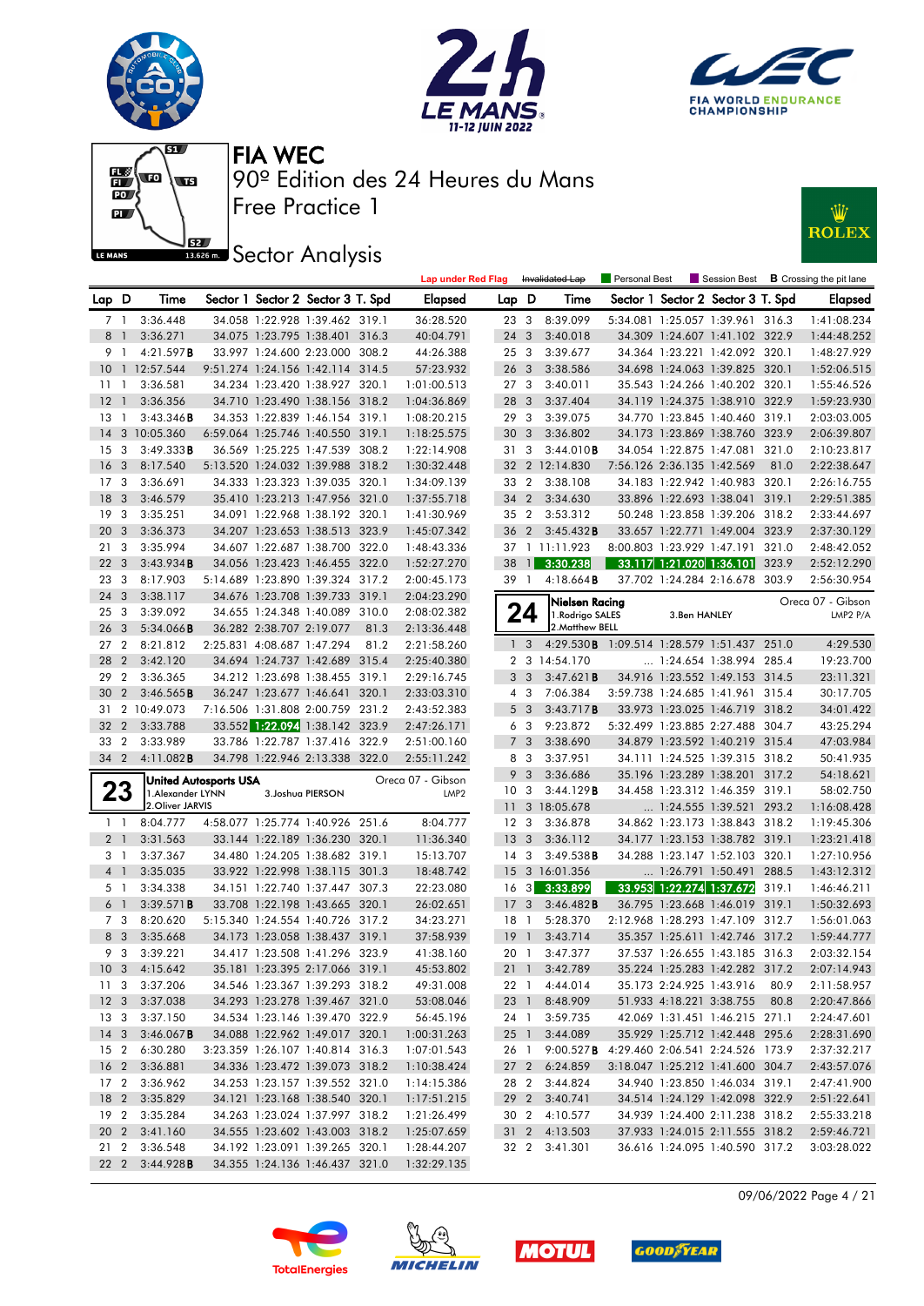# FIA WEC

## 90º Edition des 24 Heures du Mans

## Free Practice 1

## Sector Analysis

Lap under Red Flag | Invalidated Lap | Personal Best | Session Best | **B** Crossing the pit lane

| Lap | D | Time | Sector 1 | Sector 2 | Sector 3 | T. Spd | Elapsed |
|---|---|---|---|---|---|---|---|
| 7 | 1 | 3:36.448 | 34.058 | 1:22.928 | 1:39.462 | 319.1 | 36:28.520 |
| 8 | 1 | 3:36.271 | 34.075 | 1:23.795 | 1:38.401 | 316.3 | 40:04.791 |
| 9 | 1 | 4:21.597**B** | 33.997 | 1:24.600 | 2:23.000 | 308.2 | 44:26.388 |
| 10 | 1 | 12:57.544 | 9:51.274 | 1:24.156 | 1:42.114 | 314.5 | 57:23.932 |
| 11 | 1 | 3:36.581 | 34.234 | 1:23.420 | 1:38.927 | 320.1 | 1:01:00.513 |
| 12 | 1 | 3:36.356 | 34.710 | 1:23.490 | 1:38.156 | 318.2 | 1:04:36.869 |
| 13 | 1 | 3:43.346**B** | 34.353 | 1:22.839 | 1:46.154 | 319.1 | 1:08:20.215 |
| 14 | 3 | 10:05.360 | 6:59.064 | 1:25.746 | 1:40.550 | 319.1 | 1:18:25.575 |
| 15 | 3 | 3:49.333**B** | 36.569 | 1:25.225 | 1:47.539 | 308.2 | 1:22:14.908 |
| 16 | 3 | 8:17.540 | 5:13.520 | 1:24.032 | 1:39.988 | 318.2 | 1:30:32.448 |
| 17 | 3 | 3:36.691 | 34.333 | 1:23.323 | 1:39.035 | 320.1 | 1:34:09.139 |
| 18 | 3 | 3:46.579 | 35.410 | 1:23.213 | 1:47.956 | 321.0 | 1:37:55.718 |
| 19 | 3 | 3:35.251 | 34.091 | 1:22.968 | 1:38.192 | 320.1 | 1:41:30.969 |
| 20 | 3 | 3:36.373 | 34.207 | 1:23.653 | 1:38.513 | 323.9 | 1:45:07.342 |
| 21 | 3 | 3:35.994 | 34.607 | 1:22.687 | 1:38.700 | 322.0 | 1:48:43.336 |
| 22 | 3 | 3:43.934**B** | 34.056 | 1:23.423 | 1:46.455 | 322.0 | 1:52:27.270 |
| 23 | 3 | 8:17.903 | 5:14.689 | 1:23.890 | 1:39.324 | 317.2 | 2:00:45.173 |
| 24 | 3 | 3:38.117 | 34.676 | 1:23.708 | 1:39.733 | 319.1 | 2:04:23.290 |
| 25 | 3 | 3:39.092 | 34.655 | 1:24.348 | 1:40.089 | 310.0 | 2:08:02.382 |
| 26 | 3 | 5:34.066**B** | 36.282 | 2:38.707 | 2:19.077 | 81.3 | 2:13:36.448 |
| 27 | 2 | 8:21.812 | 2:25.831 | 4:08.687 | 1:47.294 | 81.2 | 2:21:58.260 |
| 28 | 2 | 3:42.120 | 34.694 | 1:24.737 | 1:42.689 | 315.4 | 2:25:40.380 |
| 29 | 2 | 3:36.365 | 34.212 | 1:23.698 | 1:38.455 | 319.1 | 2:29:16.745 |
| 30 | 2 | 3:46.565**B** | 36.247 | 1:23.677 | 1:46.641 | 320.1 | 2:33:03.310 |
| 31 | 2 | 10:49.073 | 7:16.506 | 1:31.808 | 2:00.759 | 231.2 | 2:43:52.383 |
| 32 | 2 | 3:33.788 | 33.552 | 1:22.094 | 1:38.142 | 323.9 | 2:47:26.171 |
| 33 | 2 | 3:33.989 | 33.786 | 1:22.787 | 1:37.416 | 322.9 | 2:51:00.160 |
| 34 | 2 | 4:11.082**B** | 34.798 | 1:22.946 | 2:13.338 | 322.0 | 2:55:11.242 |

### 23 — United Autosports USA — Oreca 07 - Gibson — LMP2

1.Alexander LYNN, 2.Oliver JARVIS, 3.Joshua PIERSON

| Lap | D | Time | Sector 1 | Sector 2 | Sector 3 | T. Spd | Elapsed |
|---|---|---|---|---|---|---|---|
| 1 | 1 | 8:04.777 | 4:58.077 | 1:25.774 | 1:40.926 | 251.6 | 8:04.777 |
| 2 | 1 | 3:31.563 | 33.144 | 1:22.189 | 1:36.230 | 320.1 | 11:36.340 |
| 3 | 1 | 3:37.367 | 34.480 | 1:24.205 | 1:38.682 | 319.1 | 15:13.707 |
| 4 | 1 | 3:35.035 | 33.922 | 1:22.998 | 1:38.115 | 301.3 | 18:48.742 |
| 5 | 1 | 3:34.338 | 34.151 | 1:22.740 | 1:37.447 | 307.3 | 22:23.080 |
| 6 | 1 | 3:39.571**B** | 33.708 | 1:22.198 | 1:43.665 | 320.1 | 26:02.651 |
| 7 | 3 | 8:20.620 | 5:15.340 | 1:24.554 | 1:40.726 | 317.2 | 34:23.271 |
| 8 | 3 | 3:35.668 | 34.173 | 1:23.058 | 1:38.437 | 319.1 | 37:58.939 |
| 9 | 3 | 3:39.221 | 34.417 | 1:23.508 | 1:41.296 | 323.9 | 41:38.160 |
| 10 | 3 | 4:15.642 | 35.181 | 1:23.395 | 2:17.066 | 319.1 | 45:53.802 |
| 11 | 3 | 3:37.206 | 34.546 | 1:23.367 | 1:39.293 | 318.2 | 49:31.008 |
| 12 | 3 | 3:37.038 | 34.293 | 1:23.278 | 1:39.467 | 321.0 | 53:08.046 |
| 13 | 3 | 3:37.150 | 34.534 | 1:23.146 | 1:39.470 | 322.9 | 56:45.196 |
| 14 | 3 | 3:46.067**B** | 34.088 | 1:22.962 | 1:49.017 | 320.1 | 1:00:31.263 |
| 15 | 2 | 6:30.280 | 3:23.359 | 1:26.107 | 1:40.814 | 316.3 | 1:07:01.543 |
| 16 | 2 | 3:36.881 | 34.336 | 1:23.472 | 1:39.073 | 318.2 | 1:10:38.424 |
| 17 | 2 | 3:36.962 | 34.253 | 1:23.157 | 1:39.552 | 321.0 | 1:14:15.386 |
| 18 | 2 | 3:35.829 | 34.121 | 1:23.168 | 1:38.540 | 320.1 | 1:17:51.215 |
| 19 | 2 | 3:35.284 | 34.263 | 1:23.024 | 1:37.997 | 318.2 | 1:21:26.499 |
| 20 | 2 | 3:41.160 | 34.555 | 1:23.602 | 1:43.003 | 318.2 | 1:25:07.659 |
| 21 | 2 | 3:36.548 | 34.192 | 1:23.091 | 1:39.265 | 320.1 | 1:28:44.207 |
| 22 | 2 | 3:44.928**B** | 34.355 | 1:24.136 | 1:46.437 | 321.0 | 1:32:29.135 |
| 23 | 3 | 8:39.099 | 5:34.081 | 1:25.057 | 1:39.961 | 316.3 | 1:41:08.234 |
| 24 | 3 | 3:40.018 | 34.309 | 1:24.607 | 1:41.102 | 322.9 | 1:44:48.252 |
| 25 | 3 | 3:39.677 | 34.364 | 1:23.221 | 1:42.092 | 320.1 | 1:48:27.929 |
| 26 | 3 | 3:38.586 | 34.698 | 1:24.063 | 1:39.825 | 320.1 | 1:52:06.515 |
| 27 | 3 | 3:40.011 | 35.543 | 1:24.266 | 1:40.202 | 320.1 | 1:55:46.526 |
| 28 | 3 | 3:37.404 | 34.119 | 1:24.375 | 1:38.910 | 322.9 | 1:59:23.930 |
| 29 | 3 | 3:39.075 | 34.770 | 1:23.845 | 1:40.460 | 319.1 | 2:03:03.005 |
| 30 | 3 | 3:36.802 | 34.173 | 1:23.869 | 1:38.760 | 323.9 | 2:06:39.807 |
| 31 | 3 | 3:44.010**B** | 34.054 | 1:22.875 | 1:47.081 | 321.0 | 2:10:23.817 |
| 32 | 2 | 12:14.830 | 7:56.126 | 2:36.135 | 1:42.569 | 81.0 | 2:22:38.647 |
| 33 | 2 | 3:38.108 | 34.183 | 1:22.942 | 1:40.983 | 320.1 | 2:26:16.755 |
| 34 | 2 | 3:34.630 | 33.896 | 1:22.693 | 1:38.041 | 319.1 | 2:29:51.385 |
| 35 | 2 | 3:53.312 | 50.248 | 1:23.858 | 1:39.206 | 318.2 | 2:33:44.697 |
| 36 | 2 | 3:45.432**B** | 33.657 | 1:22.771 | 1:49.004 | 323.9 | 2:37:30.129 |
| 37 | 1 | 11:11.923 | 8:00.803 | 1:23.929 | 1:47.191 | 321.0 | 2:48:42.052 |
| 38 | 1 | 3:30.238 | 33.117 | 1:21.020 | 1:36.101 | 323.9 | 2:52:12.290 |
| 39 | 1 | 4:18.664**B** | 37.702 | 1:24.284 | 2:16.678 | 303.9 | 2:56:30.954 |

### 24 — Nielsen Racing — Oreca 07 - Gibson — LMP2 P/A

1.Rodrigo SALES, 2.Matthew BELL, 3.Ben HANLEY

| Lap | D | Time | Sector 1 | Sector 2 | Sector 3 | T. Spd | Elapsed |
|---|---|---|---|---|---|---|---|
| 1 | 3 | 4:29.530**B** | 1:09.514 | 1:28.579 | 1:51.437 | 251.0 | 4:29.530 |
| 2 | 3 | 14:54.170 | ... | 1:24.654 | 1:38.994 | 285.4 | 19:23.700 |
| 3 | 3 | 3:47.621**B** | 34.916 | 1:23.552 | 1:49.153 | 314.5 | 23:11.321 |
| 4 | 3 | 7:06.384 | 3:59.738 | 1:24.685 | 1:41.961 | 315.4 | 30:17.705 |
| 5 | 3 | 3:43.717**B** | 33.973 | 1:23.025 | 1:46.719 | 318.2 | 34:01.422 |
| 6 | 3 | 9:23.872 | 5:32.499 | 1:23.885 | 2:27.488 | 304.7 | 43:25.294 |
| 7 | 3 | 3:38.690 | 34.879 | 1:23.592 | 1:40.219 | 315.4 | 47:03.984 |
| 8 | 3 | 3:37.951 | 34.111 | 1:24.525 | 1:39.315 | 318.2 | 50:41.935 |
| 9 | 3 | 3:36.686 | 35.196 | 1:23.289 | 1:38.201 | 317.2 | 54:18.621 |
| 10 | 3 | 3:44.129**B** | 34.458 | 1:23.312 | 1:46.359 | 319.1 | 58:02.750 |
| 11 | 3 | 18:05.678 | ... | 1:24.555 | 1:39.521 | 293.2 | 1:16:08.428 |
| 12 | 3 | 3:36.878 | 34.862 | 1:23.173 | 1:38.843 | 318.2 | 1:19:45.306 |
| 13 | 3 | 3:36.112 | 34.177 | 1:23.153 | 1:38.782 | 319.1 | 1:23:21.418 |
| 14 | 3 | 3:49.538**B** | 34.288 | 1:23.147 | 1:52.103 | 320.1 | 1:27:10.956 |
| 15 | 3 | 16:01.356 | ... | 1:26.791 | 1:50.491 | 288.5 | 1:43:12.312 |
| 16 | 3 | 3:33.899 | 33.953 | 1:22.274 | 1:37.672 | 319.1 | 1:46:46.211 |
| 17 | 3 | 3:46.482**B** | 36.795 | 1:23.668 | 1:46.019 | 319.1 | 1:50:32.693 |
| 18 | 1 | 5:28.370 | 2:12.968 | 1:28.293 | 1:47.109 | 312.7 | 1:56:01.063 |
| 19 | 1 | 3:43.714 | 35.357 | 1:25.611 | 1:42.746 | 317.2 | 1:59:44.777 |
| 20 | 1 | 3:47.377 | 37.537 | 1:26.655 | 1:43.185 | 316.3 | 2:03:32.154 |
| 21 | 1 | 3:42.789 | 35.224 | 1:25.283 | 1:42.282 | 317.2 | 2:07:14.943 |
| 22 | 1 | 4:44.014 | 35.173 | 2:24.925 | 1:43.916 | 80.9 | 2:11:58.957 |
| 23 | 1 | 8:48.909 | 51.933 | 4:18.221 | 3:38.755 | 80.8 | 2:20:47.866 |
| 24 | 1 | 3:59.735 | 42.069 | 1:31.451 | 1:46.215 | 271.1 | 2:24:47.601 |
| 25 | 1 | 3:44.089 | 35.929 | 1:25.712 | 1:42.448 | 295.6 | 2:28:31.690 |
| 26 | 1 | 9:00.527**B** | 4:29.460 | 2:06.541 | 2:24.526 | 173.9 | 2:37:32.217 |
| 27 | 2 | 6:24.859 | 3:18.047 | 1:25.212 | 1:41.600 | 304.7 | 2:43:57.076 |
| 28 | 2 | 3:44.824 | 34.940 | 1:23.850 | 1:46.034 | 319.1 | 2:47:41.900 |
| 29 | 2 | 3:40.741 | 34.514 | 1:24.129 | 1:42.098 | 322.9 | 2:51:22.641 |
| 30 | 2 | 4:10.577 | 34.939 | 1:24.400 | 2:11.238 | 318.2 | 2:55:33.218 |
| 31 | 2 | 4:13.503 | 37.933 | 1:24.015 | 2:11.555 | 318.2 | 2:59:46.721 |
| 32 | 2 | 3:41.301 | 36.616 | 1:24.095 | 1:40.590 | 317.2 | 3:03:28.022 |

09/06/2022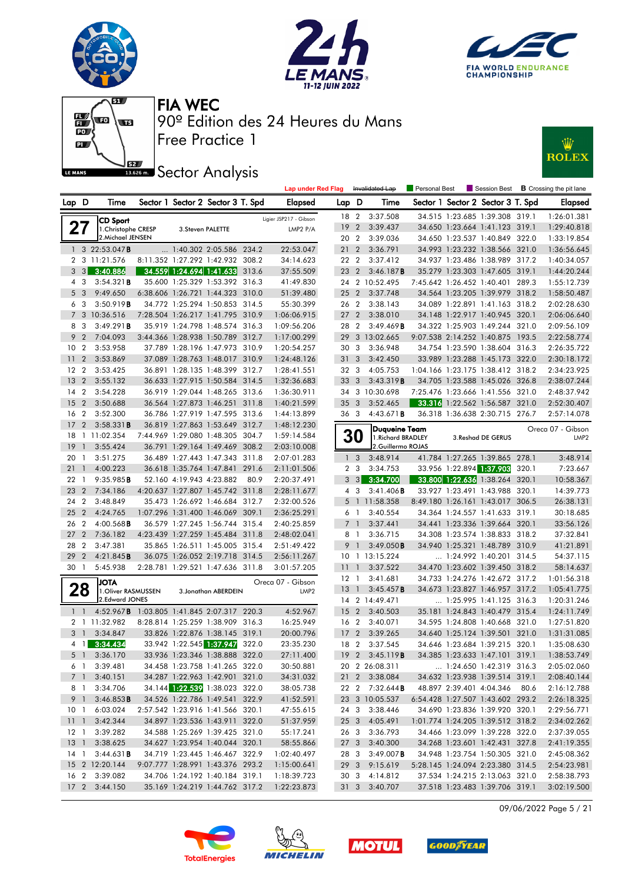# FIA WEC

## 90º Edition des 24 Heures du Mans

### Free Practice 1

### Sector Analysis

Lap under Red Flag | Invalidated Lap | Personal Best | Session Best | **B** Crossing the pit lane

**27 CD Sport** — Ligier JSP217 - Gibson, LMP2 P/A
1.Christophe CRESP, 2.Michael JENSEN, 3.Steven PALETTE

| Lap | D | Time | Sector 1 | Sector 2 | Sector 3 | T. Spd | Elapsed |
|---|---|---|---|---|---|---|---|
| 1 | 3 | 22:53.047 B | ... | 1:40.302 | 2:05.586 | 234.2 | 22:53.047 |
| 2 | 3 | 11:21.576 | 8:11.352 | 1:27.292 | 1:42.932 | 308.2 | 34:14.623 |
| 3 | 3 | 3:40.886 | 34.559 | 1:24.694 | 1:41.633 | 313.6 | 37:55.509 |
| 4 | 3 | 3:54.321 B | 35.600 | 1:25.329 | 1:53.392 | 316.3 | 41:49.830 |
| 5 | 3 | 9:49.650 | 6:38.606 | 1:26.721 | 1:44.323 | 310.0 | 51:39.480 |
| 6 | 3 | 3:50.919 B | 34.772 | 1:25.294 | 1:50.853 | 314.5 | 55:30.399 |
| 7 | 3 | 10:36.516 | 7:28.504 | 1:26.217 | 1:41.795 | 310.9 | 1:06:06.915 |
| 8 | 3 | 3:49.291 B | 35.919 | 1:24.798 | 1:48.574 | 316.3 | 1:09:56.206 |
| 9 | 2 | 7:04.093 | 3:44.366 | 1:28.938 | 1:50.789 | 312.7 | 1:17:00.299 |
| 10 | 2 | 3:53.958 | 37.789 | 1:28.196 | 1:47.973 | 310.9 | 1:20:54.257 |
| 11 | 2 | 3:53.869 | 37.089 | 1:28.763 | 1:48.017 | 310.9 | 1:24:48.126 |
| 12 | 2 | 3:53.425 | 36.891 | 1:28.135 | 1:48.399 | 312.7 | 1:28:41.551 |
| 13 | 2 | 3:55.132 | 36.633 | 1:27.915 | 1:50.584 | 314.5 | 1:32:36.683 |
| 14 | 2 | 3:54.228 | 36.919 | 1:29.044 | 1:48.265 | 313.6 | 1:36:30.911 |
| 15 | 2 | 3:50.688 | 36.564 | 1:27.873 | 1:46.251 | 311.8 | 1:40:21.599 |
| 16 | 2 | 3:52.300 | 36.786 | 1:27.919 | 1:47.595 | 313.6 | 1:44:13.899 |
| 17 | 2 | 3:58.331 B | 36.819 | 1:27.863 | 1:53.649 | 312.7 | 1:48:12.230 |
| 18 | 1 | 11:02.354 | 7:44.969 | 1:29.080 | 1:48.305 | 304.7 | 1:59:14.584 |
| 19 | 1 | 3:55.424 | 36.791 | 1:29.164 | 1:49.469 | 308.2 | 2:03:10.008 |
| 20 | 1 | 3:51.275 | 36.489 | 1:27.443 | 1:47.343 | 311.8 | 2:07:01.283 |
| 21 | 1 | 4:00.223 | 36.618 | 1:35.764 | 1:47.841 | 291.6 | 2:11:01.506 |
| 22 | 1 | 9:35.985 B | 52.160 | 4:19.943 | 4:23.882 | 80.9 | 2:20:37.491 |
| 23 | 2 | 7:34.186 | 4:20.637 | 1:27.807 | 1:45.742 | 311.8 | 2:28:11.677 |
| 24 | 2 | 3:48.849 | 35.473 | 1:26.692 | 1:46.684 | 312.7 | 2:32:00.526 |
| 25 | 2 | 4:24.765 | 1:07.296 | 1:31.400 | 1:46.069 | 309.1 | 2:36:25.291 |
| 26 | 2 | 4:00.568 B | 36.579 | 1:27.245 | 1:56.744 | 315.4 | 2:40:25.859 |
| 27 | 2 | 7:36.182 | 4:23.439 | 1:27.259 | 1:45.484 | 311.8 | 2:48:02.041 |
| 28 | 2 | 3:47.381 | 35.865 | 1:26.511 | 1:45.005 | 315.4 | 2:51:49.422 |
| 29 | 2 | 4:21.845 B | 36.075 | 1:26.052 | 2:19.718 | 314.5 | 2:56:11.267 |
| 30 | 1 | 5:45.938 | 2:28.781 | 1:29.521 | 1:47.636 | 311.8 | 3:01:57.205 |

**28 JOTA** — Oreca 07 - Gibson, LMP2
1.Oliver RASMUSSEN, 2.Edward JONES, 3.Jonathan ABERDEIN

| Lap | D | Time | Sector 1 | Sector 2 | Sector 3 | T. Spd | Elapsed |
|---|---|---|---|---|---|---|---|
| 1 | 1 | 4:52.967 B | 1:03.805 | 1:41.845 | 2:07.317 | 220.3 | 4:52.967 |
| 2 | 1 | 11:32.982 | 8:28.814 | 1:25.259 | 1:38.909 | 316.3 | 16:25.949 |
| 3 | 1 | 3:34.847 | 33.826 | 1:22.876 | 1:38.145 | 319.1 | 20:00.796 |
| 4 | 1 | 3:34.434 | 33.942 | 1:22.545 | 1:37.947 | 322.0 | 23:35.230 |
| 5 | 1 | 3:36.170 | 33.936 | 1:23.346 | 1:38.888 | 322.0 | 27:11.400 |
| 6 | 1 | 3:39.481 | 34.458 | 1:23.758 | 1:41.265 | 322.0 | 30:50.881 |
| 7 | 1 | 3:40.151 | 34.287 | 1:22.963 | 1:42.901 | 321.0 | 34:31.032 |
| 8 | 1 | 3:34.706 | 34.144 | 1:22.539 | 1:38.023 | 322.0 | 38:05.738 |
| 9 | 1 | 3:46.853 B | 34.526 | 1:22.786 | 1:49.541 | 322.9 | 41:52.591 |
| 10 | 1 | 6:03.024 | 2:57.542 | 1:23.916 | 1:41.566 | 320.1 | 47:55.615 |
| 11 | 1 | 3:42.344 | 34.897 | 1:23.536 | 1:43.911 | 322.0 | 51:37.959 |
| 12 | 1 | 3:39.282 | 34.588 | 1:25.269 | 1:39.425 | 321.0 | 55:17.241 |
| 13 | 1 | 3:38.625 | 34.627 | 1:23.954 | 1:40.044 | 320.1 | 58:55.866 |
| 14 | 1 | 3:44.631 B | 34.719 | 1:23.445 | 1:46.467 | 322.9 | 1:02:40.497 |
| 15 | 2 | 12:20.144 | 9:07.777 | 1:28.991 | 1:43.376 | 293.2 | 1:15:00.641 |
| 16 | 2 | 3:39.082 | 34.706 | 1:24.192 | 1:40.184 | 319.1 | 1:18:39.723 |
| 17 | 2 | 3:44.150 | 35.169 | 1:24.219 | 1:44.762 | 317.2 | 1:22:23.873 |
| 18 | 2 | 3:37.508 | 34.515 | 1:23.685 | 1:39.308 | 319.1 | 1:26:01.381 |
| 19 | 2 | 3:39.437 | 34.650 | 1:23.664 | 1:41.123 | 319.1 | 1:29:40.818 |
| 20 | 2 | 3:39.036 | 34.650 | 1:23.537 | 1:40.849 | 322.0 | 1:33:19.854 |
| 21 | 2 | 3:36.791 | 34.993 | 1:23.232 | 1:38.566 | 321.0 | 1:36:56.645 |
| 22 | 2 | 3:37.412 | 34.937 | 1:23.486 | 1:38.989 | 317.2 | 1:40:34.057 |
| 23 | 2 | 3:46.187 B | 35.279 | 1:23.303 | 1:47.605 | 319.1 | 1:44:20.244 |
| 24 | 2 | 10:52.495 | 7:45.642 | 1:26.452 | 1:40.401 | 289.3 | 1:55:12.739 |
| 25 | 2 | 3:37.748 | 34.564 | 1:23.205 | 1:39.979 | 318.2 | 1:58:50.487 |
| 26 | 2 | 3:38.143 | 34.089 | 1:22.891 | 1:41.163 | 318.2 | 2:02:28.630 |
| 27 | 2 | 3:38.010 | 34.148 | 1:22.917 | 1:40.945 | 320.1 | 2:06:06.640 |
| 28 | 2 | 3:49.469 B | 34.322 | 1:25.903 | 1:49.244 | 321.0 | 2:09:56.109 |
| 29 | 3 | 13:02.665 | 9:07.538 | 2:14.252 | 1:40.875 | 193.5 | 2:22:58.774 |
| 30 | 3 | 3:36.948 | 34.754 | 1:23.590 | 1:38.604 | 316.3 | 2:26:35.722 |
| 31 | 3 | 3:42.450 | 33.989 | 1:23.288 | 1:45.173 | 322.0 | 2:30:18.172 |
| 32 | 3 | 4:05.753 | 1:04.166 | 1:23.175 | 1:38.412 | 318.2 | 2:34:23.925 |
| 33 | 3 | 3:43.319 B | 34.705 | 1:23.588 | 1:45.026 | 326.8 | 2:38:07.244 |
| 34 | 3 | 10:30.698 | 7:25.476 | 1:23.666 | 1:41.556 | 321.0 | 2:48:37.942 |
| 35 | 3 | 3:52.465 | 33.316 | 1:22.562 | 1:56.587 | 321.0 | 2:52:30.407 |
| 36 | 3 | 4:43.671 B | 36.318 | 1:36.638 | 2:30.715 | 276.7 | 2:57:14.078 |

**30 Duqueine Team** — Oreca 07 - Gibson, LMP2
1.Richard BRADLEY, 2.Guillermo ROJAS, 3.Reshad DE GERUS

| Lap | D | Time | Sector 1 | Sector 2 | Sector 3 | T. Spd | Elapsed |
|---|---|---|---|---|---|---|---|
| 1 | 3 | 3:48.914 | 41.784 | 1:27.265 | 1:39.865 | 278.1 | 3:48.914 |
| 2 | 3 | 3:34.753 | 33.956 | 1:22.894 | 1:37.903 | 320.1 | 7:23.667 |
| 3 | 3 | 3:34.700 | 33.800 | 1:22.636 | 1:38.264 | 320.1 | 10:58.367 |
| 4 | 3 | 3:41.406 B | 33.927 | 1:23.491 | 1:43.988 | 320.1 | 14:39.773 |
| 5 | 1 | 11:58.358 | 8:49.180 | 1:26.161 | 1:43.017 | 306.5 | 26:38.131 |
| 6 | 1 | 3:40.554 | 34.364 | 1:24.557 | 1:41.633 | 319.1 | 30:18.685 |
| 7 | 1 | 3:37.441 | 34.441 | 1:23.336 | 1:39.664 | 320.1 | 33:56.126 |
| 8 | 1 | 3:36.715 | 34.308 | 1:23.574 | 1:38.833 | 318.2 | 37:32.841 |
| 9 | 1 | 3:49.050 B | 34.940 | 1:25.321 | 1:48.789 | 310.9 | 41:21.891 |
| 10 | 1 | 13:15.224 | ... | 1:24.992 | 1:40.201 | 314.5 | 54:37.115 |
| 11 | 1 | 3:37.522 | 34.470 | 1:23.602 | 1:39.450 | 318.2 | 58:14.637 |
| 12 | 1 | 3:41.681 | 34.733 | 1:24.276 | 1:42.672 | 317.2 | 1:01:56.318 |
| 13 | 1 | 3:45.457 B | 34.673 | 1:23.827 | 1:46.957 | 317.2 | 1:05:41.775 |
| 14 | 2 | 14:49.471 | ... | 1:25.995 | 1:41.125 | 316.3 | 1:20:31.246 |
| 15 | 2 | 3:40.503 | 35.181 | 1:24.843 | 1:40.479 | 315.4 | 1:24:11.749 |
| 16 | 2 | 3:40.071 | 34.595 | 1:24.808 | 1:40.668 | 321.0 | 1:27:51.820 |
| 17 | 2 | 3:39.265 | 34.640 | 1:25.124 | 1:39.501 | 321.0 | 1:31:31.085 |
| 18 | 2 | 3:37.545 | 34.646 | 1:23.684 | 1:39.215 | 320.1 | 1:35:08.630 |
| 19 | 2 | 3:45.119 B | 34.385 | 1:23.633 | 1:47.101 | 319.1 | 1:38:53.749 |
| 20 | 2 | 26:08.311 | ... | 1:24.650 | 1:42.319 | 316.3 | 2:05:02.060 |
| 21 | 2 | 3:38.084 | 34.632 | 1:23.938 | 1:39.514 | 319.1 | 2:08:40.144 |
| 22 | 2 | 7:32.644 B | 48.897 | 2:39.401 | 4:04.346 | 80.6 | 2:16:12.788 |
| 23 | 3 | 10:05.537 | 6:54.428 | 1:27.507 | 1:43.602 | 293.2 | 2:26:18.325 |
| 24 | 3 | 3:38.446 | 34.690 | 1:23.836 | 1:39.920 | 320.1 | 2:29:56.771 |
| 25 | 3 | 4:05.491 | 1:01.774 | 1:24.205 | 1:39.512 | 318.2 | 2:34:02.262 |
| 26 | 3 | 3:36.793 | 34.466 | 1:23.099 | 1:39.228 | 322.0 | 2:37:39.055 |
| 27 | 3 | 3:40.300 | 34.268 | 1:23.601 | 1:42.431 | 327.8 | 2:41:19.355 |
| 28 | 3 | 3:49.007 B | 34.948 | 1:23.754 | 1:50.305 | 321.0 | 2:45:08.362 |
| 29 | 3 | 9:15.619 | 5:28.145 | 1:24.094 | 2:23.380 | 314.5 | 2:54:23.981 |
| 30 | 3 | 4:14.812 | 37.534 | 1:24.215 | 2:13.063 | 321.0 | 2:58:38.793 |
| 31 | 3 | 3:40.707 | 37.518 | 1:23.483 | 1:39.706 | 319.1 | 3:02:19.500 |

09/06/2022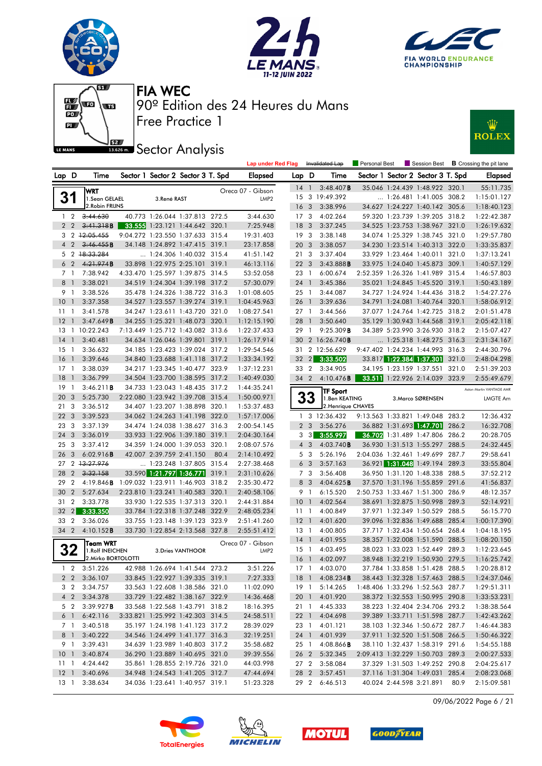# FIA WEC

## 90º Edition des 24 Heures du Mans

## Free Practice 1

## Sector Analysis

Lap under Red Flag | Invalidated Lap | Personal Best | Session Best | **B** Crossing the pit lane

### 31 — WRT — Oreca 07 - Gibson — LMP2
1.Sean GELAEL / 2.Robin FRIJNS / 3.René RAST

| Lap | D | Time | Sector 1 | Sector 2 | Sector 3 | T. Spd | Elapsed |
|---|---|---|---|---|---|---|---|
| 1 | 2 | ~~3:44.630~~ | 40.773 | 1:26.044 | 1:37.813 | 272.5 | 3:44.630 |
| 2 | 2 | ~~3:41.318~~ **B** | 33.555 | 1:23.121 | 1:44.642 | 320.1 | 7:25.948 |
| 3 | 2 | ~~12:05.455~~ | 9:04.272 | 1:23.550 | 1:37.633 | 315.4 | 19:31.403 |
| 4 | 2 | ~~3:46.455~~ **B** | 34.148 | 1:24.892 | 1:47.415 | 319.1 | 23:17.858 |
| 5 | 2 | ~~18:33.284~~ | ... | 1:24.306 | 1:40.032 | 315.4 | 41:51.142 |
| 6 | 2 | ~~4:21.974~~ **B** | 33.898 | 1:22.975 | 2:25.101 | 319.1 | 46:13.116 |
| 7 | 1 | 7:38.942 | 4:33.470 | 1:25.597 | 1:39.875 | 314.5 | 53:52.058 |
| 8 | 1 | 3:38.021 | 34.519 | 1:24.304 | 1:39.198 | 317.2 | 57:30.079 |
| 9 | 1 | 3:38.526 | 35.478 | 1:24.326 | 1:38.722 | 316.3 | 1:01:08.605 |
| 10 | 1 | 3:37.358 | 34.527 | 1:23.557 | 1:39.274 | 319.1 | 1:04:45.963 |
| 11 | 1 | 3:41.578 | 34.247 | 1:23.611 | 1:43.720 | 321.0 | 1:08:27.541 |
| 12 | 1 | 3:47.649 **B** | 34.255 | 1:25.321 | 1:48.073 | 320.1 | 1:12:15.190 |
| 13 | 1 | 10:22.243 | 7:13.449 | 1:25.712 | 1:43.082 | 313.6 | 1:22:37.433 |
| 14 | 1 | 3:40.481 | 34.634 | 1:26.046 | 1:39.801 | 319.1 | 1:26:17.914 |
| 15 | 1 | 3:36.632 | 34.185 | 1:23.423 | 1:39.024 | 317.2 | 1:29:54.546 |
| 16 | 1 | 3:39.646 | 34.840 | 1:23.688 | 1:41.118 | 317.2 | 1:33:34.192 |
| 17 | 1 | 3:38.039 | 34.217 | 1:23.345 | 1:40.477 | 323.9 | 1:37:12.231 |
| 18 | 1 | 3:36.799 | 34.504 | 1:23.700 | 1:38.595 | 317.2 | 1:40:49.030 |
| 19 | 1 | 3:46.211 **B** | 34.733 | 1:23.043 | 1:48.435 | 317.2 | 1:44:35.241 |
| 20 | 3 | 5:25.730 | 2:22.080 | 1:23.942 | 1:39.708 | 315.4 | 1:50:00.971 |
| 21 | 3 | 3:36.512 | 34.407 | 1:23.207 | 1:38.898 | 320.1 | 1:53:37.483 |
| 22 | 3 | 3:39.523 | 34.062 | 1:24.263 | 1:41.198 | 322.0 | 1:57:17.006 |
| 23 | 3 | 3:37.139 | 34.474 | 1:24.038 | 1:38.627 | 316.3 | 2:00:54.145 |
| 24 | 3 | 3:36.019 | 33.933 | 1:22.906 | 1:39.180 | 319.1 | 2:04:30.164 |
| 25 | 3 | 3:37.412 | 34.359 | 1:24.000 | 1:39.053 | 320.1 | 2:08:07.576 |
| 26 | 3 | 6:02.916 **B** | 42.007 | 2:39.759 | 2:41.150 | 80.4 | 2:14:10.492 |
| 27 | 2 | ~~13:27.976~~ | ... | 1:23.248 | 1:37.805 | 315.4 | 2:27:38.468 |
| 28 | 2 | ~~3:32.158~~ | 33.590 | 1:21.797 | 1:36.771 | 319.1 | 2:31:10.626 |
| 29 | 2 | 4:19.846 **B** | 1:09.032 | 1:23.911 | 1:46.903 | 318.2 | 2:35:30.472 |
| 30 | 2 | 5:27.634 | 2:23.810 | 1:23.241 | 1:40.583 | 320.1 | 2:40:58.106 |
| 31 | 2 | 3:33.778 | 33.930 | 1:22.535 | 1:37.313 | 320.1 | 2:44:31.884 |
| 32 | 2 | 3:33.350 | 33.784 | 1:22.318 | 1:37.248 | 322.9 | 2:48:05.234 |
| 33 | 2 | 3:36.026 | 33.755 | 1:23.148 | 1:39.123 | 323.9 | 2:51:41.260 |
| 34 | 2 | 4:10.152 **B** | 33.730 | 1:22.854 | 2:13.568 | 327.8 | 2:55:51.412 |

### 32 — Team WRT — Oreca 07 - Gibson — LMP2
1.Rolf INEICHEN / 2.Mirko BORTOLOTTI / 3.Dries VANTHOOR

| Lap | D | Time | Sector 1 | Sector 2 | Sector 3 | T. Spd | Elapsed |
|---|---|---|---|---|---|---|---|
| 1 | 2 | 3:51.226 | 42.988 | 1:26.694 | 1:41.544 | 273.2 | 3:51.226 |
| 2 | 2 | 3:36.107 | 33.845 | 1:22.927 | 1:39.335 | 319.1 | 7:27.333 |
| 3 | 2 | 3:34.757 | 33.563 | 1:22.608 | 1:38.586 | 321.0 | 11:02.090 |
| 4 | 2 | 3:34.378 | 33.729 | 1:22.482 | 1:38.167 | 322.9 | 14:36.468 |
| 5 | 2 | 3:39.927 **B** | 33.568 | 1:22.568 | 1:43.791 | 318.2 | 18:16.395 |
| 6 | 1 | 6:42.116 | 3:33.821 | 1:25.992 | 1:42.303 | 314.5 | 24:58.511 |
| 7 | 1 | 3:40.518 | 35.197 | 1:24.198 | 1:41.123 | 317.2 | 28:39.029 |
| 8 | 1 | 3:40.222 | 34.546 | 1:24.499 | 1:41.177 | 316.3 | 32:19.251 |
| 9 | 1 | 3:39.431 | 34.639 | 1:23.989 | 1:40.803 | 317.2 | 35:58.682 |
| 10 | 1 | 3:40.874 | 36.290 | 1:23.889 | 1:40.695 | 321.0 | 39:39.556 |
| 11 | 1 | 4:24.442 | 35.861 | 1:28.855 | 2:19.726 | 321.0 | 44:03.998 |
| 12 | 1 | 3:40.696 | 34.948 | 1:24.543 | 1:41.205 | 312.7 | 47:44.694 |
| 13 | 1 | 3:38.634 | 34.036 | 1:23.641 | 1:40.957 | 319.1 | 51:23.328 |
| 14 | 1 | 3:48.407 **B** | 35.046 | 1:24.439 | 1:48.922 | 320.1 | 55:11.735 |
| 15 | 3 | 19:49.392 | ... | 1:26.481 | 1:41.005 | 308.2 | 1:15:01.127 |
| 16 | 3 | 3:38.996 | 34.627 | 1:24.227 | 1:40.142 | 305.6 | 1:18:40.123 |
| 17 | 3 | 4:02.264 | 59.320 | 1:23.739 | 1:39.205 | 318.2 | 1:22:42.387 |
| 18 | 3 | 3:37.245 | 34.525 | 1:23.753 | 1:38.967 | 321.0 | 1:26:19.632 |
| 19 | 3 | 3:38.148 | 34.074 | 1:25.329 | 1:38.745 | 321.0 | 1:29:57.780 |
| 20 | 3 | 3:38.057 | 34.230 | 1:23.514 | 1:40.313 | 322.0 | 1:33:35.837 |
| 21 | 3 | 3:37.404 | 33.929 | 1:23.464 | 1:40.011 | 321.0 | 1:37:13.241 |
| 22 | 3 | 3:43.888 **B** | 33.975 | 1:24.040 | 1:45.873 | 309.1 | 1:40:57.129 |
| 23 | 1 | 6:00.674 | 2:52.359 | 1:26.326 | 1:41.989 | 315.4 | 1:46:57.803 |
| 24 | 1 | 3:45.386 | 35.021 | 1:24.845 | 1:45.520 | 319.1 | 1:50:43.189 |
| 25 | 1 | 3:44.087 | 34.727 | 1:24.924 | 1:44.436 | 318.2 | 1:54:27.276 |
| 26 | 1 | 3:39.636 | 34.791 | 1:24.081 | 1:40.764 | 320.1 | 1:58:06.912 |
| 27 | 1 | 3:44.566 | 37.077 | 1:24.764 | 1:42.725 | 318.2 | 2:01:51.478 |
| 28 | 1 | 3:50.640 | 35.129 | 1:30.943 | 1:44.568 | 319.1 | 2:05:42.118 |
| 29 | 1 | 9:25.309 **B** | 34.389 | 5:23.990 | 3:26.930 | 318.2 | 2:15:07.427 |
| 30 | 2 | 16:26.740 **B** | ... | 1:25.318 | 1:48.275 | 316.3 | 2:31:34.167 |
| 31 | 2 | 12:56.629 | 9:47.402 | 1:24.234 | 1:44.993 | 316.3 | 2:44:30.796 |
| 32 | 2 | 3:33.502 | 33.817 | 1:22.384 | 1:37.301 | 321.0 | 2:48:04.298 |
| 33 | 2 | 3:34.905 | 34.195 | 1:23.159 | 1:37.551 | 321.0 | 2:51:39.203 |
| 34 | 2 | 4:10.476 **B** | 33.511 | 1:22.926 | 2:14.039 | 323.9 | 2:55:49.679 |

### 33 — TF Sport — Aston Martin VANTAGE AMR — LMGTE Am
1.Ben KEATING / 2.Henrique CHAVES / 3.Marco SØRENSEN

| Lap | D | Time | Sector 1 | Sector 2 | Sector 3 | T. Spd | Elapsed |
|---|---|---|---|---|---|---|---|
| 1 | 3 | 12:36.432 | 9:13.563 | 1:33.821 | 1:49.048 | 283.2 | 12:36.432 |
| 2 | 3 | 3:56.276 | 36.882 | 1:31.693 | 1:47.701 | 286.2 | 16:32.708 |
| 3 | 3 | 3:55.997 | 36.702 | 1:31.489 | 1:47.806 | 286.2 | 20:28.705 |
| 4 | 3 | 4:03.740 **B** | 36.930 | 1:31.513 | 1:55.297 | 288.5 | 24:32.445 |
| 5 | 3 | 5:26.196 | 2:04.036 | 1:32.461 | 1:49.699 | 287.7 | 29:58.641 |
| 6 | 3 | 3:57.163 | 36.921 | 1:31.048 | 1:49.194 | 289.3 | 33:55.804 |
| 7 | 3 | 3:56.408 | 36.950 | 1:31.120 | 1:48.338 | 288.5 | 37:52.212 |
| 8 | 3 | 4:04.625 **B** | 37.570 | 1:31.196 | 1:55.859 | 291.6 | 41:56.837 |
| 9 | 1 | 6:15.520 | 2:50.753 | 1:33.467 | 1:51.300 | 286.9 | 48:12.357 |
| 10 | 1 | 4:02.564 | 38.691 | 1:32.875 | 1:50.998 | 289.3 | 52:14.921 |
| 11 | 1 | 4:00.849 | 37.971 | 1:32.349 | 1:50.529 | 288.5 | 56:15.770 |
| 12 | 1 | 4:01.620 | 39.096 | 1:32.836 | 1:49.688 | 285.4 | 1:00:17.390 |
| 13 | 1 | 4:00.805 | 37.774 | 1:32.434 | 1:50.654 | 268.4 | 1:04:18.195 |
| 14 | 1 | 4:01.955 | 38.357 | 1:32.008 | 1:51.590 | 288.5 | 1:08:20.150 |
| 15 | 1 | 4:03.495 | 38.023 | 1:33.023 | 1:52.449 | 289.3 | 1:12:23.645 |
| 16 | 1 | 4:02.097 | 38.948 | 1:32.219 | 1:50.930 | 279.5 | 1:16:25.742 |
| 17 | 1 | 4:03.070 | 37.784 | 1:33.858 | 1:51.428 | 288.5 | 1:20:28.812 |
| 18 | 1 | 4:08.234 **B** | 38.443 | 1:32.328 | 1:57.463 | 288.5 | 1:24:37.046 |
| 19 | 1 | 5:14.265 | 1:48.406 | 1:33.296 | 1:52.563 | 287.7 | 1:29:51.311 |
| 20 | 1 | 4:01.920 | 38.372 | 1:32.553 | 1:50.995 | 290.8 | 1:33:53.231 |
| 21 | 1 | 4:45.333 | 38.223 | 1:32.404 | 2:34.706 | 293.2 | 1:38:38.564 |
| 22 | 1 | 4:04.698 | 39.399 | 1:33.711 | 1:51.598 | 287.7 | 1:42:43.262 |
| 23 | 1 | 4:01.121 | 38.103 | 1:32.346 | 1:50.672 | 287.7 | 1:46:44.383 |
| 24 | 1 | 4:01.939 | 37.911 | 1:32.520 | 1:51.508 | 266.5 | 1:50:46.322 |
| 25 | 1 | 4:08.866 **B** | 38.110 | 1:32.437 | 1:58.319 | 291.6 | 1:54:55.188 |
| 26 | 2 | 5:32.345 | 2:09.413 | 1:32.229 | 1:50.703 | 289.3 | 2:00:27.533 |
| 27 | 2 | 3:58.084 | 37.329 | 1:31.503 | 1:49.252 | 290.8 | 2:04:25.617 |
| 28 | 2 | 3:57.451 | 37.116 | 1:31.304 | 1:49.031 | 285.4 | 2:08:23.068 |
| 29 | 2 | 6:46.513 | 40.024 | 2:44.598 | 3:21.891 | 80.9 | 2:15:09.581 |

09/06/2022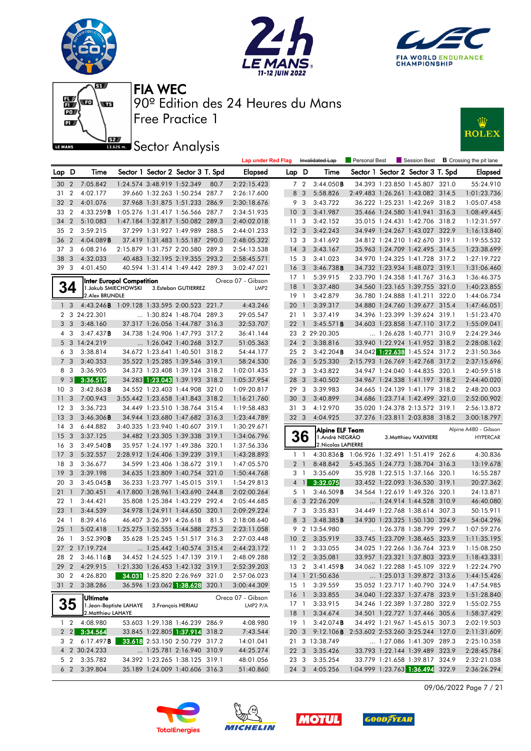# FIA WEC

## 90º Edition des 24 Heures du Mans

## Free Practice 1

## Sector Analysis

Lap under Red Flag | Invalidated Lap | Personal Best | Session Best | **B** Crossing the pit lane

| Lap | D | Time | Sector 1 | Sector 2 | Sector 3 | T. Spd | Elapsed |
|---|---|---|---|---|---|---|---|
| 30 | 2 | 7:05.842 | 1:24.574 | 3:48.919 | 1:52.349 | 80.7 | 2:22:15.423 |
| 31 | 2 | 4:02.177 | 39.660 | 1:32.263 | 1:50.254 | 287.7 | 2:26:17.600 |
| 32 | 2 | 4:01.076 | 37.968 | 1:31.875 | 1:51.233 | 286.9 | 2:30:18.676 |
| 33 | 2 | 4:33.259B | 1:05.276 | 1:31.417 | 1:56.566 | 287.7 | 2:34:51.935 |
| 34 | 2 | 5:10.083 | 1:47.184 | 1:32.817 | 1:50.082 | 289.3 | 2:40:02.018 |
| 35 | 2 | 3:59.215 | 37.299 | 1:31.927 | 1:49.989 | 288.5 | 2:44:01.233 |
| 36 | 2 | 4:04.089B | 37.419 | 1:31.483 | 1:55.187 | 290.0 | 2:48:05.322 |
| 37 | 3 | 6:08.216 | 2:15.879 | 1:31.757 | 2:20.580 | 289.3 | 2:54:13.538 |
| 38 | 3 | 4:32.033 | 40.483 | 1:32.195 | 2:19.355 | 293.2 | 2:58:45.571 |
| 39 | 3 | 4:01.450 | 40.594 | 1:31.414 | 1:49.442 | 289.3 | 3:02:47.021 |

### 34 Inter Europol Competition — Oreca 07 - Gibson — LMP2
1.Jakub SMIECHOWSKI, 2.Alex BRUNDLE, 3.Esteban GUTIERREZ

| Lap | D | Time | Sector 1 | Sector 2 | Sector 3 | T. Spd | Elapsed |
|---|---|---|---|---|---|---|---|
| 1 | 3 | 4:43.246B | 1:09.128 | 1:33.595 | 2:00.523 | 221.7 | 4:43.246 |
| 2 | 3 | 24:22.301 | ... | 1:30.824 | 1:48.704 | 289.3 | 29:05.547 |
| 3 | 3 | 3:48.160 | 37.317 | 1:26.056 | 1:44.787 | 316.3 | 32:53.707 |
| 4 | 3 | 3:47.437B | 34.738 | 1:24.906 | 1:47.793 | 317.2 | 36:41.144 |
| 5 | 3 | 14:24.219 | ... | 1:26.042 | 1:40.268 | 312.7 | 51:05.363 |
| 6 | 3 | 3:38.814 | 34.672 | 1:23.641 | 1:40.501 | 318.2 | 54:44.177 |
| 7 | 3 | 3:40.353 | 35.522 | 1:25.285 | 1:39.546 | 319.1 | 58:24.530 |
| 8 | 3 | 3:36.905 | 34.373 | 1:23.408 | 1:39.124 | 318.2 | 1:02:01.435 |
| 9 | 3 | 3:36.519 | 34.283 | 1:23.043 | 1:39.193 | 318.2 | 1:05:37.954 |
| 10 | 3 | 3:42.863B | 34.552 | 1:23.403 | 1:44.908 | 321.0 | 1:09:20.817 |
| 11 | 3 | 7:00.943 | 3:55.442 | 1:23.658 | 1:41.843 | 318.2 | 1:16:21.760 |
| 12 | 3 | 3:36.723 | 34.449 | 1:23.510 | 1:38.764 | 315.4 | 1:19:58.483 |
| 13 | 3 | 3:46.306B | 34.944 | 1:23.680 | 1:47.682 | 316.3 | 1:23:44.789 |
| 14 | 3 | 6:44.882 | 3:40.335 | 1:23.197 | 1:41.350 | 319.1 | 1:30:29.671 |
| 15 | 3 | 3:37.125 | 34.482 | 1:23.305 | 1:39.338 | 319.1 | 1:34:06.796 |
| 16 | 3 | 3:49.540B | 35.957 | 1:24.197 | 1:49.386 | 320.1 | 1:37:56.336 |
| 17 | 3 | 5:32.557 | 2:28.912 | 1:24.406 | 1:39.239 | 319.1 | 1:43:28.893 |
| 18 | 3 | 3:36.677 | 34.599 | 1:23.406 | 1:38.672 | 319.1 | 1:47:05.570 |
| 19 | 3 | 3:39.198 | 34.635 | 1:23.809 | 1:40.754 | 321.0 | 1:50:44.768 |
| 20 | 3 | 3:45.045B | 36.233 | 1:23.797 | 1:45.015 | 319.1 | 1:54:29.813 |
| 21 | 1 | 7:30.451 | 4:17.800 | 1:28.961 | 1:43.690 | 244.8 | 2:02:00.264 |
| 22 | 1 | 3:44.421 | 35.808 | 1:25.384 | 1:43.229 | 292.4 | 2:05:44.685 |
| 23 | 1 | 3:44.539 | 34.978 | 1:24.911 | 1:44.650 | 320.1 | 2:09:29.224 |
| 24 | 1 | 8:39.416 | 46.407 | 3:26.391 | 4:26.618 | 81.5 | 2:18:08.640 |
| 25 | 1 | 5:02.418 | 1:25.275 | 1:52.555 | 1:44.588 | 275.3 | 2:23:11.058 |
| 26 | 1 | 3:52.390B | 35.628 | 1:25.245 | 1:51.517 | 316.3 | 2:27:03.448 |
| 27 | 2 | 17:19.724 | ... | 1:25.442 | 1:40.574 | 315.4 | 2:44:23.172 |
| 28 | 2 | 3:46.116B | 34.452 | 1:24.525 | 1:47.139 | 319.1 | 2:48:09.288 |
| 29 | 2 | 4:29.915 | 1:21.330 | 1:26.453 | 1:42.132 | 319.1 | 2:52:39.203 |
| 30 | 2 | 4:26.820 | 34.031 | 1:25.820 | 2:26.969 | 321.0 | 2:57:06.023 |
| 31 | 2 | 3:38.286 | 36.596 | 1:23.062 | 1:38.628 | 320.1 | 3:00:44.309 |

### 35 Ultimate — Oreca 07 - Gibson — LMP2 P/A
1.Jean-Baptiste LAHAYE, 2.Matthieu LAHAYE, 3.François HERIAU

| Lap | D | Time | Sector 1 | Sector 2 | Sector 3 | T. Spd | Elapsed |
|---|---|---|---|---|---|---|---|
| 1 | 2 | 4:08.980 | 53.603 | 1:29.138 | 1:46.239 | 286.9 | 4:08.980 |
| 2 | 2 | 3:34.564 | 33.845 | 1:22.805 | 1:37.914 | 318.2 | 7:43.544 |
| 3 | 2 | 6:17.497B | 33.618 | 2:53.150 | 2:50.729 | 317.2 | 14:01.041 |
| 4 | 2 | 30:24.233 | ... | 1:25.781 | 2:16.940 | 310.9 | 44:25.274 |
| 5 | 2 | 3:35.782 | 34.392 | 1:23.265 | 1:38.125 | 319.1 | 48:01.056 |
| 6 | 2 | 3:39.804 | 35.189 | 1:24.009 | 1:40.606 | 316.3 | 51:40.860 |
| 7 | 2 | 3:44.050B | 34.393 | 1:23.850 | 1:45.807 | 321.0 | 55:24.910 |
| 8 | 3 | 5:58.826 | 2:49.483 | 1:26.261 | 1:43.082 | 314.5 | 1:01:23.736 |
| 9 | 3 | 3:43.722 | 36.222 | 1:25.231 | 1:42.269 | 318.2 | 1:05:07.458 |
| 10 | 3 | 3:41.987 | 35.466 | 1:24.580 | 1:41.941 | 316.3 | 1:08:49.445 |
| 11 | 3 | 3:42.152 | 35.015 | 1:24.431 | 1:42.706 | 318.2 | 1:12:31.597 |
| 12 | 3 | 3:42.243 | 34.949 | 1:24.267 | 1:43.027 | 322.9 | 1:16:13.840 |
| 13 | 3 | 3:41.692 | 34.812 | 1:24.210 | 1:42.670 | 319.1 | 1:19:55.532 |
| 14 | 3 | 3:43.167 | 35.963 | 1:24.709 | 1:42.495 | 314.5 | 1:23:38.699 |
| 15 | 3 | 3:41.023 | 34.970 | 1:24.325 | 1:41.728 | 317.2 | 1:27:19.722 |
| 16 | 3 | 3:46.738B | 34.732 | 1:23.934 | 1:48.072 | 319.1 | 1:31:06.460 |
| 17 | 1 | 5:39.915 | 2:33.790 | 1:24.358 | 1:41.767 | 316.3 | 1:36:46.375 |
| 18 | 1 | 3:37.480 | 34.560 | 1:23.165 | 1:39.755 | 321.0 | 1:40:23.855 |
| 19 | 1 | 3:42.879 | 36.780 | 1:24.888 | 1:41.211 | 322.0 | 1:44:06.734 |
| 20 | 1 | 3:39.317 | 34.880 | 1:24.760 | 1:39.677 | 315.4 | 1:47:46.051 |
| 21 | 1 | 3:37.419 | 34.396 | 1:23.399 | 1:39.624 | 319.1 | 1:51:23.470 |
| 22 | 1 | 3:45.571B | 34.603 | 1:23.858 | 1:47.110 | 317.2 | 1:55:09.041 |
| 23 | 2 | 29:20.305 | ... | 1:26.628 | 1:40.771 | 310.9 | 2:24:29.346 |
| 24 | 2 | 3:38.816 | 33.940 | 1:22.924 | 1:41.952 | 318.2 | 2:28:08.162 |
| 25 | 2 | 3:42.204B | 34.042 | 1:22.638 | 1:45.524 | 317.2 | 2:31:50.366 |
| 26 | 3 | 5:25.330 | 2:15.793 | 1:26.769 | 1:42.768 | 317.2 | 2:37:15.696 |
| 27 | 3 | 3:43.822 | 34.947 | 1:24.040 | 1:44.835 | 320.1 | 2:40:59.518 |
| 28 | 3 | 3:40.502 | 34.967 | 1:24.338 | 1:41.197 | 318.2 | 2:44:40.020 |
| 29 | 3 | 3:39.983 | 34.665 | 1:24.139 | 1:41.179 | 318.2 | 2:48:20.003 |
| 30 | 3 | 3:40.899 | 34.686 | 1:23.714 | 1:42.499 | 321.0 | 2:52:00.902 |
| 31 | 3 | 4:12.970 | 35.020 | 1:24.378 | 2:13.572 | 319.1 | 2:56:13.872 |
| 32 | 3 | 4:04.925 | 37.276 | 1:23.811 | 2:03.838 | 318.2 | 3:00:18.797 |

### 36 Alpine ELF Team — Alpine A480 - Gibson — HYPERCAR
1.André NEGRÃO, 2.Nicolas LAPIERRE, 3.Matthieu VAXIVIERE

| Lap | D | Time | Sector 1 | Sector 2 | Sector 3 | T. Spd | Elapsed |
|---|---|---|---|---|---|---|---|
| 1 | 1 | 4:30.836B | 1:06.926 | 1:32.491 | 1:51.419 | 262.6 | 4:30.836 |
| 2 | 1 | 8:48.842 | 5:45.365 | 1:24.773 | 1:38.704 | 316.3 | 13:19.678 |
| 3 | 1 | 3:35.609 | 35.928 | 1:22.515 | 1:37.166 | 320.1 | 16:55.287 |
| 4 | 1 | 3:32.075 | 33.452 | 1:22.093 | 1:36.530 | 319.1 | 20:27.362 |
| 5 | 1 | 3:46.509B | 34.564 | 1:22.619 | 1:49.326 | 320.1 | 24:13.871 |
| 6 | 3 | 22:26.209 | ... | 1:24.914 | 1:44.528 | 310.9 | 46:40.080 |
| 7 | 3 | 3:35.831 | 34.449 | 1:22.768 | 1:38.614 | 307.3 | 50:15.911 |
| 8 | 3 | 3:48.385B | 34.930 | 1:23.325 | 1:50.130 | 324.9 | 54:04.296 |
| 9 | 2 | 13:54.980 | ... | 1:26.378 | 1:38.799 | 299.7 | 1:07:59.276 |
| 10 | 2 | 3:35.919 | 33.745 | 1:23.709 | 1:38.465 | 323.9 | 1:11:35.195 |
| 11 | 2 | 3:33.055 | 34.025 | 1:22.266 | 1:36.764 | 323.9 | 1:15:08.250 |
| 12 | 2 | 3:35.081 | 33.957 | 1:23.321 | 1:37.803 | 323.9 | 1:18:43.331 |
| 13 | 2 | 3:41.459B | 34.062 | 1:22.288 | 1:45.109 | 322.9 | 1:22:24.790 |
| 14 | 1 | 21:50.636 | ... | 1:25.013 | 1:39.872 | 313.6 | 1:44:15.426 |
| 15 | 1 | 3:39.559 | 35.052 | 1:23.717 | 1:40.790 | 324.9 | 1:47:54.985 |
| 16 | 1 | 3:33.855 | 34.040 | 1:22.337 | 1:37.478 | 323.9 | 1:51:28.840 |
| 17 | 1 | 3:33.915 | 34.246 | 1:22.389 | 1:37.280 | 322.9 | 1:55:02.755 |
| 18 | 1 | 3:34.674 | 34.501 | 1:22.727 | 1:37.446 | 305.6 | 1:58:37.429 |
| 19 | 1 | 3:42.074B | 34.492 | 1:21.967 | 1:45.615 | 307.3 | 2:02:19.503 |
| 20 | 3 | 9:12.106B | 2:53.602 | 2:53.260 | 3:25.244 | 127.0 | 2:11:31.609 |
| 21 | 3 | 13:38.749 | ... | 1:27.086 | 1:41.309 | 289.3 | 2:25:10.358 |
| 22 | 3 | 3:35.426 | 33.793 | 1:22.144 | 1:39.489 | 323.9 | 2:28:45.784 |
| 23 | 3 | 3:35.254 | 33.779 | 1:21.658 | 1:39.817 | 324.9 | 2:32:21.038 |
| 24 | 3 | 4:05.256 | 1:04.999 | 1:23.763 | 1:36.494 | 322.9 | 2:36:26.294 |

09/06/2022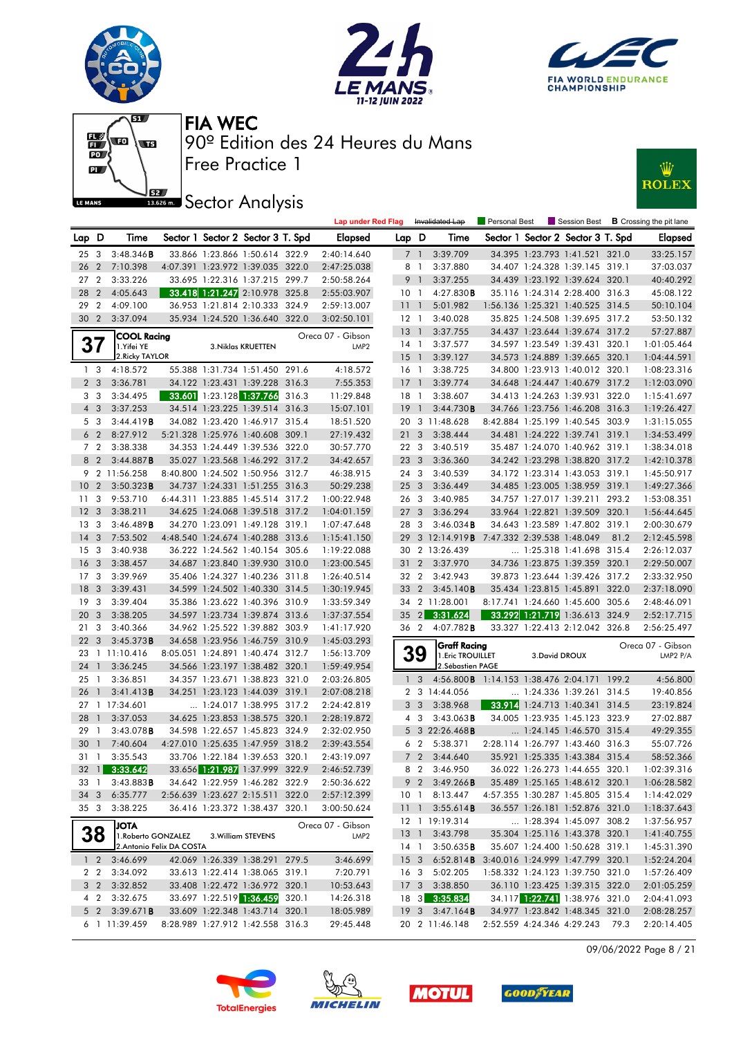# FIA WEC

90º Edition des 24 Heures du Mans

Free Practice 1

## Sector Analysis

Lap under Red Flag | Invalidated Lap | Personal Best | Session Best | **B** Crossing the pit lane

| Lap | D | Time | Sector 1 | Sector 2 | Sector 3 | T. Spd | Elapsed |
|---|---|---|---|---|---|---|---|
| 25 | 3 | 3:48.346**B** | 33.866 | 1:23.866 | 1:50.614 | 322.9 | 2:40:14.640 |
| 26 | 2 | 7:10.398 | 4:07.391 | 1:23.972 | 1:39.035 | 322.0 | 2:47:25.038 |
| 27 | 2 | 3:33.226 | 33.695 | 1:22.316 | 1:37.215 | 299.7 | 2:50:58.264 |
| 28 | 2 | 4:05.643 | 33.418 | 1:21.247 | 2:10.978 | 325.8 | 2:55:03.907 |
| 29 | 2 | 4:09.100 | 36.953 | 1:21.814 | 2:10.333 | 324.9 | 2:59:13.007 |
| 30 | 2 | 3:37.094 | 35.934 | 1:24.520 | 1:36.640 | 322.0 | 3:02:50.101 |

**37** — COOL Racing — Oreca 07 - Gibson — LMP2
1.Yifei YE, 2.Ricky TAYLOR, 3.Niklas KRUETTEN

| Lap | D | Time | Sector 1 | Sector 2 | Sector 3 | T. Spd | Elapsed |
|---|---|---|---|---|---|---|---|
| 1 | 3 | 4:18.572 | 55.388 | 1:31.734 | 1:51.450 | 291.6 | 4:18.572 |
| 2 | 3 | 3:36.781 | 34.122 | 1:23.431 | 1:39.228 | 316.3 | 7:55.353 |
| 3 | 3 | 3:34.495 | 33.601 | 1:23.128 | 1:37.766 | 316.3 | 11:29.848 |
| 4 | 3 | 3:37.253 | 34.514 | 1:23.225 | 1:39.514 | 316.3 | 15:07.101 |
| 5 | 3 | 3:44.419**B** | 34.082 | 1:23.420 | 1:46.917 | 315.4 | 18:51.520 |
| 6 | 2 | 8:27.912 | 5:21.328 | 1:25.976 | 1:40.608 | 309.1 | 27:19.432 |
| 7 | 2 | 3:38.338 | 34.353 | 1:24.449 | 1:39.536 | 322.0 | 30:57.770 |
| 8 | 2 | 3:44.887**B** | 35.027 | 1:23.568 | 1:46.292 | 317.2 | 34:42.657 |
| 9 | 2 | 11:56.258 | 8:40.800 | 1:24.502 | 1:50.956 | 312.7 | 46:38.915 |
| 10 | 2 | 3:50.323**B** | 34.737 | 1:24.331 | 1:51.255 | 316.3 | 50:29.238 |
| 11 | 3 | 9:53.710 | 6:44.311 | 1:23.885 | 1:45.514 | 317.2 | 1:00:22.948 |
| 12 | 3 | 3:38.211 | 34.625 | 1:24.068 | 1:39.518 | 317.2 | 1:04:01.159 |
| 13 | 3 | 3:46.489**B** | 34.270 | 1:23.091 | 1:49.128 | 319.1 | 1:07:47.648 |
| 14 | 3 | 7:53.502 | 4:48.540 | 1:24.674 | 1:40.288 | 313.6 | 1:15:41.150 |
| 15 | 3 | 3:40.938 | 36.222 | 1:24.562 | 1:40.154 | 305.6 | 1:19:22.088 |
| 16 | 3 | 3:38.457 | 34.687 | 1:23.840 | 1:39.930 | 310.0 | 1:23:00.545 |
| 17 | 3 | 3:39.969 | 35.406 | 1:24.327 | 1:40.236 | 311.8 | 1:26:40.514 |
| 18 | 3 | 3:39.431 | 34.599 | 1:24.502 | 1:40.330 | 314.5 | 1:30:19.945 |
| 19 | 3 | 3:39.404 | 35.386 | 1:23.622 | 1:40.396 | 310.9 | 1:33:59.349 |
| 20 | 3 | 3:38.205 | 34.597 | 1:23.734 | 1:39.874 | 313.6 | 1:37:37.554 |
| 21 | 3 | 3:40.366 | 34.962 | 1:25.522 | 1:39.882 | 303.9 | 1:41:17.920 |
| 22 | 3 | 3:45.373**B** | 34.658 | 1:23.956 | 1:46.759 | 310.9 | 1:45:03.293 |
| 23 | 1 | 11:10.416 | 8:05.051 | 1:24.891 | 1:40.474 | 312.7 | 1:56:13.709 |
| 24 | 1 | 3:36.245 | 34.566 | 1:23.197 | 1:38.482 | 320.1 | 1:59:49.954 |
| 25 | 1 | 3:36.851 | 34.357 | 1:23.671 | 1:38.823 | 321.0 | 2:03:26.805 |
| 26 | 1 | 3:41.413**B** | 34.251 | 1:23.123 | 1:44.039 | 319.1 | 2:07:08.218 |
| 27 | 1 | 17:34.601 | ... | 1:24.017 | 1:38.995 | 317.2 | 2:24:42.819 |
| 28 | 1 | 3:37.053 | 34.625 | 1:23.853 | 1:38.575 | 320.1 | 2:28:19.872 |
| 29 | 1 | 3:43.078**B** | 34.598 | 1:22.657 | 1:45.823 | 324.9 | 2:32:02.950 |
| 30 | 1 | 7:40.604 | 4:27.010 | 1:25.635 | 1:47.959 | 318.2 | 2:39:43.554 |
| 31 | 1 | 3:35.543 | 33.706 | 1:22.184 | 1:39.653 | 320.1 | 2:43:19.097 |
| 32 | 1 | 3:33.642 | 33.656 | 1:21.987 | 1:37.999 | 322.9 | 2:46:52.739 |
| 33 | 1 | 3:43.883**B** | 34.642 | 1:22.959 | 1:46.282 | 322.9 | 2:50:36.622 |
| 34 | 3 | 6:35.777 | 2:56.639 | 1:23.627 | 2:15.511 | 322.0 | 2:57:12.399 |
| 35 | 3 | 3:38.225 | 36.416 | 1:23.372 | 1:38.437 | 320.1 | 3:00:50.624 |

**38** — JOTA — Oreca 07 - Gibson — LMP2
1.Roberto GONZALEZ, 2.Antonio Felix DA COSTA, 3.William STEVENS

| Lap | D | Time | Sector 1 | Sector 2 | Sector 3 | T. Spd | Elapsed |
|---|---|---|---|---|---|---|---|
| 1 | 2 | 3:46.699 | 42.069 | 1:26.339 | 1:38.291 | 279.5 | 3:46.699 |
| 2 | 2 | 3:34.092 | 33.613 | 1:22.414 | 1:38.065 | 319.1 | 7:20.791 |
| 3 | 2 | 3:32.852 | 33.408 | 1:22.472 | 1:36.972 | 320.1 | 10:53.643 |
| 4 | 2 | 3:32.675 | 33.697 | 1:22.519 | 1:36.459 | 320.1 | 14:26.318 |
| 5 | 2 | 3:39.671**B** | 33.609 | 1:22.348 | 1:43.714 | 320.1 | 18:05.989 |
| 6 | 1 | 11:39.459 | 8:28.989 | 1:27.912 | 1:42.558 | 316.3 | 29:45.448 |
| 7 | 1 | 3:39.709 | 34.395 | 1:23.793 | 1:41.521 | 321.0 | 33:25.157 |
| 8 | 1 | 3:37.880 | 34.407 | 1:24.328 | 1:39.145 | 319.1 | 37:03.037 |
| 9 | 1 | 3:37.255 | 34.439 | 1:23.192 | 1:39.624 | 320.1 | 40:40.292 |
| 10 | 1 | 4:27.830**B** | 35.116 | 1:24.314 | 2:28.400 | 316.3 | 45:08.122 |
| 11 | 1 | 5:01.982 | 1:56.136 | 1:25.321 | 1:40.525 | 314.5 | 50:10.104 |
| 12 | 1 | 3:40.028 | 35.825 | 1:24.508 | 1:39.695 | 317.2 | 53:50.132 |
| 13 | 1 | 3:37.755 | 34.437 | 1:23.644 | 1:39.674 | 317.2 | 57:27.887 |
| 14 | 1 | 3:37.577 | 34.597 | 1:23.549 | 1:39.431 | 320.1 | 1:01:05.464 |
| 15 | 1 | 3:39.127 | 34.573 | 1:24.889 | 1:39.665 | 320.1 | 1:04:44.591 |
| 16 | 1 | 3:38.725 | 34.800 | 1:23.913 | 1:40.012 | 320.1 | 1:08:23.316 |
| 17 | 1 | 3:39.774 | 34.648 | 1:24.447 | 1:40.679 | 317.2 | 1:12:03.090 |
| 18 | 1 | 3:38.607 | 34.413 | 1:24.263 | 1:39.931 | 322.0 | 1:15:41.697 |
| 19 | 1 | 3:44.730**B** | 34.766 | 1:23.756 | 1:46.208 | 316.3 | 1:19:26.427 |
| 20 | 3 | 11:48.628 | 8:42.884 | 1:25.199 | 1:40.545 | 303.9 | 1:31:15.055 |
| 21 | 3 | 3:38.444 | 34.481 | 1:24.222 | 1:39.741 | 319.1 | 1:34:53.499 |
| 22 | 3 | 3:40.519 | 35.487 | 1:24.070 | 1:40.962 | 319.1 | 1:38:34.018 |
| 23 | 3 | 3:36.360 | 34.242 | 1:23.298 | 1:38.820 | 317.2 | 1:42:10.378 |
| 24 | 3 | 3:40.539 | 34.172 | 1:23.314 | 1:43.053 | 319.1 | 1:45:50.917 |
| 25 | 3 | 3:36.449 | 34.485 | 1:23.005 | 1:38.959 | 319.1 | 1:49:27.366 |
| 26 | 3 | 3:40.985 | 34.757 | 1:27.017 | 1:39.211 | 293.2 | 1:53:08.351 |
| 27 | 3 | 3:36.294 | 33.964 | 1:22.821 | 1:39.509 | 320.1 | 1:56:44.645 |
| 28 | 3 | 3:46.034**B** | 34.643 | 1:23.589 | 1:47.802 | 319.1 | 2:00:30.679 |
| 29 | 3 | 12:14.919**B** | 7:47.332 | 2:39.538 | 1:48.049 | 81.2 | 2:12:45.598 |
| 30 | 2 | 13:26.439 | ... | 1:25.318 | 1:41.698 | 315.4 | 2:26:12.037 |
| 31 | 2 | 3:37.970 | 34.736 | 1:23.875 | 1:39.359 | 320.1 | 2:29:50.007 |
| 32 | 2 | 3:42.943 | 39.873 | 1:23.644 | 1:39.426 | 317.2 | 2:33:32.950 |
| 33 | 2 | 3:45.140**B** | 35.434 | 1:23.815 | 1:45.891 | 322.0 | 2:37:18.090 |
| 34 | 2 | 11:28.001 | 8:17.741 | 1:24.660 | 1:45.600 | 305.6 | 2:48:46.091 |
| 35 | 2 | 3:31.624 | 33.292 | 1:21.719 | 1:36.613 | 324.9 | 2:52:17.715 |
| 36 | 2 | 4:07.782**B** | 33.327 | 1:22.413 | 2:12.042 | 326.8 | 2:56:25.497 |

**39** — Graff Racing — Oreca 07 - Gibson — LMP2 P/A
1.Eric TROUILLET, 2.Sébastien PAGE, 3.David DROUX

| Lap | D | Time | Sector 1 | Sector 2 | Sector 3 | T. Spd | Elapsed |
|---|---|---|---|---|---|---|---|
| 1 | 3 | 4:56.800**B** | 1:14.153 | 1:38.476 | 2:04.171 | 199.2 | 4:56.800 |
| 2 | 3 | 14:44.056 | ... | 1:24.336 | 1:39.261 | 314.5 | 19:40.856 |
| 3 | 3 | 3:38.968 | 33.914 | 1:24.713 | 1:40.341 | 314.5 | 23:19.824 |
| 4 | 3 | 3:43.063**B** | 34.005 | 1:23.935 | 1:45.123 | 323.9 | 27:02.887 |
| 5 | 3 | 22:26.468**B** | ... | 1:24.145 | 1:46.570 | 315.4 | 49:29.355 |
| 6 | 2 | 5:38.371 | 2:28.114 | 1:26.797 | 1:43.460 | 316.3 | 55:07.726 |
| 7 | 2 | 3:44.640 | 35.921 | 1:25.335 | 1:43.384 | 315.4 | 58:52.366 |
| 8 | 2 | 3:46.950 | 36.022 | 1:26.273 | 1:44.655 | 320.1 | 1:02:39.316 |
| 9 | 2 | 3:49.266**B** | 35.489 | 1:25.165 | 1:48.612 | 320.1 | 1:06:28.582 |
| 10 | 1 | 8:13.447 | 4:57.355 | 1:30.287 | 1:45.805 | 315.4 | 1:14:42.029 |
| 11 | 1 | 3:55.614**B** | 36.557 | 1:26.181 | 1:52.876 | 321.0 | 1:18:37.643 |
| 12 | 1 | 19:19.314 | ... | 1:28.394 | 1:45.097 | 308.2 | 1:37:56.957 |
| 13 | 1 | 3:43.798 | 35.304 | 1:25.116 | 1:43.378 | 320.1 | 1:41:40.755 |
| 14 | 1 | 3:50.635**B** | 35.607 | 1:24.400 | 1:50.628 | 319.1 | 1:45:31.390 |
| 15 | 3 | 6:52.814**B** | 3:40.016 | 1:24.999 | 1:47.799 | 320.1 | 1:52:24.204 |
| 16 | 3 | 5:02.205 | 1:58.332 | 1:24.123 | 1:39.750 | 321.0 | 1:57:26.409 |
| 17 | 3 | 3:38.850 | 36.110 | 1:23.425 | 1:39.315 | 322.0 | 2:01:05.259 |
| 18 | 3 | 3:35.834 | 34.117 | 1:22.741 | 1:38.976 | 321.0 | 2:04:41.093 |
| 19 | 3 | 3:47.164**B** | 34.977 | 1:23.842 | 1:48.345 | 321.0 | 2:08:28.257 |
| 20 | 2 | 11:46.148 | 2:52.559 | 4:24.346 | 4:29.243 | 79.3 | 2:20:14.405 |

09/06/2022 Page 8 / 21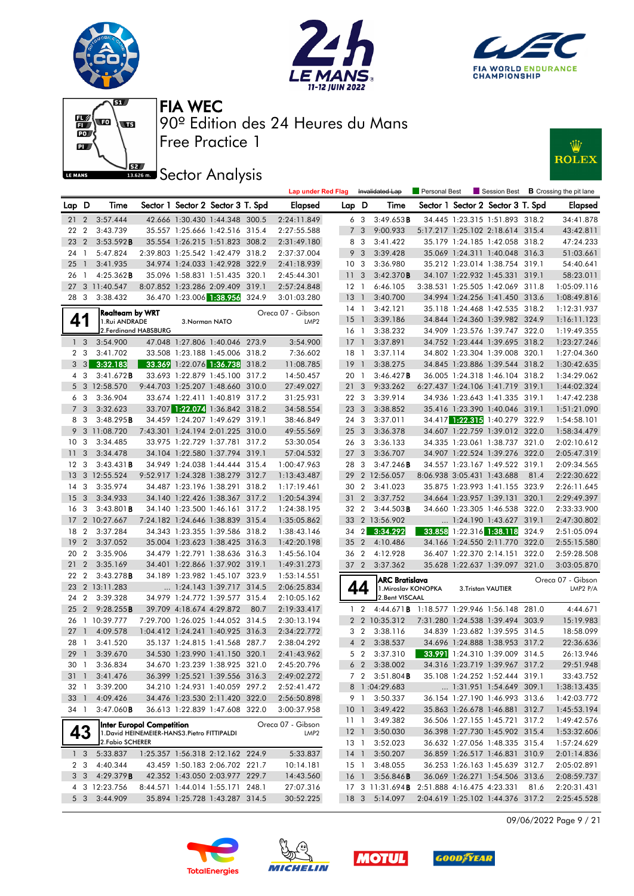# FIA WEC

## 90º Edition des 24 Heures du Mans

### Free Practice 1

### Sector Analysis

Lap under Red Flag | Invalidated Lap | Personal Best | Session Best | B Crossing the pit lane

| Lap | D | Time | Sector 1 | Sector 2 | Sector 3 | T. Spd | Elapsed |
|---|---|---|---|---|---|---|---|
| 21 | 2 | 3:57.444 | 42.666 | 1:30.430 | 1:44.348 | 300.5 | 2:24:11.849 |
| 22 | 2 | 3:43.739 | 35.557 | 1:25.666 | 1:42.516 | 315.4 | 2:27:55.588 |
| 23 | 2 | 3:53.592B | 35.554 | 1:26.215 | 1:51.823 | 308.2 | 2:31:49.180 |
| 24 | 1 | 5:47.824 | 2:39.803 | 1:25.542 | 1:42.479 | 318.2 | 2:37:37.004 |
| 25 | 1 | 3:41.935 | 34.974 | 1:24.033 | 1:42.928 | 322.9 | 2:41:18.939 |
| 26 | 1 | 4:25.362B | 35.096 | 1:58.831 | 1:51.435 | 320.1 | 2:45:44.301 |
| 27 | 3 | 11:40.547 | 8:07.852 | 1:23.286 | 2:09.409 | 319.1 | 2:57:24.848 |
| 28 | 3 | 3:38.432 | 36.470 | 1:23.006 | 1:38.956 | 324.9 | 3:01:03.280 |

**41 — Realteam by WRT** — Oreca 07 - Gibson — LMP2
1.Rui ANDRADE, 2.Ferdinand HABSBURG, 3.Norman NATO

| Lap | D | Time | Sector 1 | Sector 2 | Sector 3 | T. Spd | Elapsed |
|---|---|---|---|---|---|---|---|
| 1 | 3 | 3:54.900 | 47.048 | 1:27.806 | 1:40.046 | 273.9 | 3:54.900 |
| 2 | 3 | 3:41.702 | 33.508 | 1:23.188 | 1:45.006 | 318.2 | 7:36.602 |
| 3 | 3 | 3:32.183 | 33.369 | 1:22.076 | 1:36.738 | 318.2 | 11:08.785 |
| 4 | 3 | 3:41.672B | 33.693 | 1:22.879 | 1:45.100 | 317.2 | 14:50.457 |
| 5 | 3 | 12:58.570 | 9:44.703 | 1:25.207 | 1:48.660 | 310.0 | 27:49.027 |
| 6 | 3 | 3:36.904 | 33.674 | 1:22.411 | 1:40.819 | 317.2 | 31:25.931 |
| 7 | 3 | 3:32.623 | 33.707 | 1:22.074 | 1:36.842 | 318.2 | 34:58.554 |
| 8 | 3 | 3:48.295B | 34.459 | 1:24.207 | 1:49.629 | 319.1 | 38:46.849 |
| 9 | 3 | 11:08.720 | 7:43.301 | 1:24.194 | 2:01.225 | 310.0 | 49:55.569 |
| 10 | 3 | 3:34.485 | 33.975 | 1:22.729 | 1:37.781 | 317.2 | 53:30.054 |
| 11 | 3 | 3:34.478 | 34.104 | 1:22.580 | 1:37.794 | 319.1 | 57:04.532 |
| 12 | 3 | 3:43.431B | 34.949 | 1:24.038 | 1:44.444 | 315.4 | 1:00:47.963 |
| 13 | 3 | 12:55.524 | 9:52.917 | 1:24.328 | 1:38.279 | 312.7 | 1:13:43.487 |
| 14 | 3 | 3:35.974 | 34.487 | 1:23.196 | 1:38.291 | 318.2 | 1:17:19.461 |
| 15 | 3 | 3:34.933 | 34.140 | 1:22.426 | 1:38.367 | 317.2 | 1:20:54.394 |
| 16 | 3 | 3:43.801B | 34.140 | 1:23.500 | 1:46.161 | 317.2 | 1:24:38.195 |
| 17 | 2 | 10:27.667 | 7:24.182 | 1:24.646 | 1:38.839 | 315.4 | 1:35:05.862 |
| 18 | 2 | 3:37.284 | 34.343 | 1:23.355 | 1:39.586 | 318.2 | 1:38:43.146 |
| 19 | 2 | 3:37.052 | 35.004 | 1:23.623 | 1:38.425 | 316.3 | 1:42:20.198 |
| 20 | 2 | 3:35.906 | 34.479 | 1:22.791 | 1:38.636 | 316.3 | 1:45:56.104 |
| 21 | 2 | 3:35.169 | 34.401 | 1:22.866 | 1:37.902 | 319.1 | 1:49:31.273 |
| 22 | 2 | 3:43.278B | 34.189 | 1:23.982 | 1:45.107 | 323.9 | 1:53:14.551 |
| 23 | 2 | 13:11.283 | ... | 1:24.143 | 1:39.717 | 314.5 | 2:06:25.834 |
| 24 | 2 | 3:39.328 | 34.979 | 1:24.772 | 1:39.577 | 315.4 | 2:10:05.162 |
| 25 | 2 | 9:28.255B | 39.709 | 4:18.674 | 4:29.872 | 80.7 | 2:19:33.417 |
| 26 | 1 | 10:39.777 | 7:29.700 | 1:26.025 | 1:44.052 | 314.5 | 2:30:13.194 |
| 27 | 1 | 4:09.578 | 1:04.412 | 1:24.241 | 1:40.925 | 316.3 | 2:34:22.772 |
| 28 | 1 | 3:41.520 | 35.137 | 1:24.815 | 1:41.568 | 287.7 | 2:38:04.292 |
| 29 | 1 | 3:39.670 | 34.530 | 1:23.990 | 1:41.150 | 320.1 | 2:41:43.962 |
| 30 | 1 | 3:36.834 | 34.670 | 1:23.239 | 1:38.925 | 321.0 | 2:45:20.796 |
| 31 | 1 | 3:41.476 | 36.399 | 1:25.521 | 1:39.556 | 316.3 | 2:49:02.272 |
| 32 | 1 | 3:39.200 | 34.210 | 1:24.931 | 1:40.059 | 297.2 | 2:52:41.472 |
| 33 | 1 | 4:09.426 | 34.476 | 1:23.530 | 2:11.420 | 322.0 | 2:56:50.898 |
| 34 | 1 | 3:47.060B | 36.613 | 1:22.839 | 1:47.608 | 322.0 | 3:00:37.958 |

**43 — Inter Europol Competition** — Oreca 07 - Gibson — LMP2
1.David HEINEMEIER-HANSSON, 2.Fabio SCHERER, 3.Pietro FITTIPALDI

| Lap | D | Time | Sector 1 | Sector 2 | Sector 3 | T. Spd | Elapsed |
|---|---|---|---|---|---|---|---|
| 1 | 3 | 5:33.837 | 1:25.357 | 1:56.318 | 2:12.162 | 224.9 | 5:33.837 |
| 2 | 3 | 4:40.344 | 43.459 | 1:50.183 | 2:06.702 | 221.7 | 10:14.181 |
| 3 | 3 | 4:29.379B | 42.352 | 1:43.050 | 2:03.977 | 229.7 | 14:43.560 |
| 4 | 3 | 12:23.756 | 8:44.571 | 1:44.014 | 1:55.171 | 248.1 | 27:07.316 |
| 5 | 3 | 3:44.909 | 35.894 | 1:25.728 | 1:43.287 | 314.5 | 30:52.225 |
| 6 | 3 | 3:49.653B | 34.445 | 1:23.315 | 1:51.893 | 318.2 | 34:41.878 |
| 7 | 3 | 9:00.933 | 5:17.217 | 1:25.102 | 2:18.614 | 315.4 | 43:42.811 |
| 8 | 3 | 3:41.422 | 35.179 | 1:24.185 | 1:42.058 | 318.2 | 47:24.233 |
| 9 | 3 | 3:39.428 | 35.069 | 1:24.311 | 1:40.048 | 316.3 | 51:03.661 |
| 10 | 3 | 3:36.980 | 35.212 | 1:23.014 | 1:38.754 | 319.1 | 54:40.641 |
| 11 | 3 | 3:42.370B | 34.107 | 1:22.932 | 1:45.331 | 319.1 | 58:23.011 |
| 12 | 1 | 6:46.105 | 3:38.531 | 1:25.505 | 1:42.069 | 311.8 | 1:05:09.116 |
| 13 | 1 | 3:40.700 | 34.994 | 1:24.256 | 1:41.450 | 313.6 | 1:08:49.816 |
| 14 | 1 | 3:42.121 | 35.118 | 1:24.468 | 1:42.535 | 318.2 | 1:12:31.937 |
| 15 | 1 | 3:39.186 | 34.844 | 1:24.360 | 1:39.982 | 324.9 | 1:16:11.123 |
| 16 | 1 | 3:38.232 | 34.909 | 1:23.576 | 1:39.747 | 322.0 | 1:19:49.355 |
| 17 | 1 | 3:37.891 | 34.752 | 1:23.444 | 1:39.695 | 318.2 | 1:23:27.246 |
| 18 | 1 | 3:37.114 | 34.802 | 1:23.304 | 1:39.008 | 320.1 | 1:27:04.360 |
| 19 | 1 | 3:38.275 | 34.845 | 1:23.886 | 1:39.544 | 318.2 | 1:30:42.635 |
| 20 | 1 | 3:46.427B | 36.005 | 1:24.318 | 1:46.104 | 318.2 | 1:34:29.062 |
| 21 | 3 | 9:33.262 | 6:27.437 | 1:24.106 | 1:41.719 | 319.1 | 1:44:02.324 |
| 22 | 3 | 3:39.914 | 34.936 | 1:23.643 | 1:41.335 | 319.1 | 1:47:42.238 |
| 23 | 3 | 3:38.852 | 35.416 | 1:23.390 | 1:40.046 | 319.1 | 1:51:21.090 |
| 24 | 3 | 3:37.011 | 34.417 | 1:22.315 | 1:40.279 | 322.9 | 1:54:58.101 |
| 25 | 3 | 3:36.378 | 34.607 | 1:22.759 | 1:39.012 | 322.0 | 1:58:34.479 |
| 26 | 3 | 3:36.133 | 34.335 | 1:23.061 | 1:38.737 | 321.0 | 2:02:10.612 |
| 27 | 3 | 3:36.707 | 34.907 | 1:22.524 | 1:39.276 | 322.0 | 2:05:47.319 |
| 28 | 3 | 3:47.246B | 34.557 | 1:23.167 | 1:49.522 | 319.1 | 2:09:34.565 |
| 29 | 2 | 12:56.057 | 8:06.938 | 3:05.431 | 1:43.688 | 81.4 | 2:22:30.622 |
| 30 | 2 | 3:41.023 | 35.875 | 1:23.993 | 1:41.155 | 323.9 | 2:26:11.645 |
| 31 | 2 | 3:37.752 | 34.664 | 1:23.957 | 1:39.131 | 320.1 | 2:29:49.397 |
| 32 | 2 | 3:44.503B | 34.660 | 1:23.305 | 1:46.538 | 322.0 | 2:33:33.900 |
| 33 | 2 | 13:56.902 | ... | 1:24.190 | 1:43.627 | 319.1 | 2:47:30.802 |
| 34 | 2 | 3:34.292 | 33.858 | 1:22.316 | 1:38.118 | 324.9 | 2:51:05.094 |
| 35 | 2 | 4:10.486 | 34.166 | 1:24.550 | 2:11.770 | 322.0 | 2:55:15.580 |
| 36 | 2 | 4:12.928 | 36.407 | 1:22.370 | 2:14.151 | 322.0 | 2:59:28.508 |
| 37 | 2 | 3:37.362 | 35.628 | 1:22.637 | 1:39.097 | 321.0 | 3:03:05.870 |

**44 — ARC Bratislava** — Oreca 07 - Gibson — LMP2 P/A
1.Miroslav KONOPKA, 2.Bent VISCAAL, 3.Tristan VAUTIER

| Lap | D | Time | Sector 1 | Sector 2 | Sector 3 | T. Spd | Elapsed |
|---|---|---|---|---|---|---|---|
| 1 | 2 | 4:44.671B | 1:18.577 | 1:29.946 | 1:56.148 | 281.0 | 4:44.671 |
| 2 | 2 | 10:35.312 | 7:31.280 | 1:24.538 | 1:39.494 | 303.9 | 15:19.983 |
| 3 | 2 | 3:38.116 | 34.839 | 1:23.682 | 1:39.595 | 314.5 | 18:58.099 |
| 4 | 2 | 3:38.537 | 34.696 | 1:24.888 | 1:38.953 | 317.2 | 22:36.636 |
| 5 | 2 | 3:37.310 | 33.991 | 1:24.310 | 1:39.009 | 314.5 | 26:13.946 |
| 6 | 2 | 3:38.002 | 34.316 | 1:23.719 | 1:39.967 | 317.2 | 29:51.948 |
| 7 | 2 | 3:51.804B | 35.108 | 1:24.252 | 1:52.444 | 319.1 | 33:43.752 |
| 8 | 1 | 1:04:29.683 | ... | 1:31.951 | 1:54.649 | 309.1 | 1:38:13.435 |
| 9 | 1 | 3:50.337 | 36.154 | 1:27.190 | 1:46.993 | 313.6 | 1:42:03.772 |
| 10 | 1 | 3:49.422 | 35.863 | 1:26.678 | 1:46.881 | 312.7 | 1:45:53.194 |
| 11 | 1 | 3:49.382 | 36.506 | 1:27.155 | 1:45.721 | 317.2 | 1:49:42.576 |
| 12 | 1 | 3:50.030 | 36.398 | 1:27.730 | 1:45.902 | 315.4 | 1:53:32.606 |
| 13 | 1 | 3:52.023 | 36.632 | 1:27.056 | 1:48.335 | 315.4 | 1:57:24.629 |
| 14 | 1 | 3:50.207 | 36.859 | 1:26.517 | 1:46.831 | 310.9 | 2:01:14.836 |
| 15 | 1 | 3:48.055 | 36.253 | 1:26.163 | 1:45.639 | 312.7 | 2:05:02.891 |
| 16 | 1 | 3:56.846B | 36.069 | 1:26.271 | 1:54.506 | 313.6 | 2:08:59.737 |
| 17 | 3 | 11:31.694B | 2:51.888 | 4:16.475 | 4:23.331 | 81.6 | 2:20:31.431 |
| 18 | 3 | 5:14.097 | 2:04.619 | 1:25.102 | 1:44.376 | 317.2 | 2:25:45.528 |

09/06/2022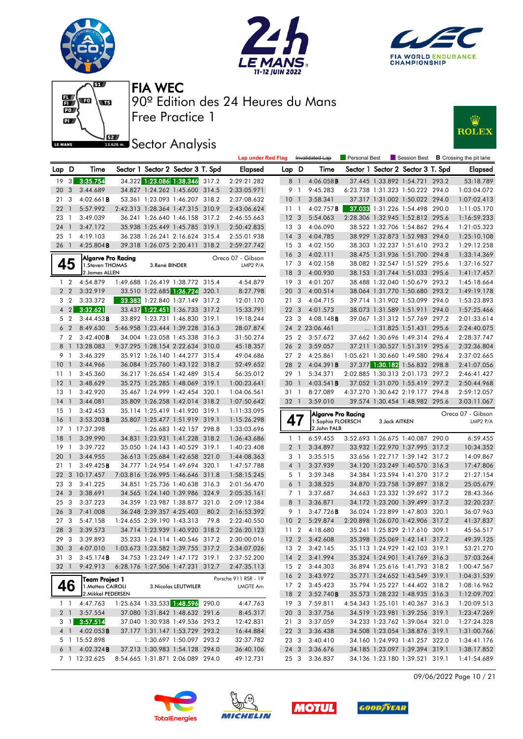# FIA WEC

90º Edition des 24 Heures du Mans

Free Practice 1

## Sector Analysis

Lap under Red Flag | Invalidated Lap | Personal Best | Session Best | B Crossing the pit lane

| Lap | D | Time | Sector 1 | Sector 2 | Sector 3 | T. Spd | Elapsed |
|---|---|---|---|---|---|---|---|
| 19 | 3 | 3:35.754 | 34.322 | 1:23.086 | 1:38.346 | 317.2 | 2:29:21.282 |
| 20 | 3 | 3:44.689 | 34.827 | 1:24.262 | 1:45.600 | 314.5 | 2:33:05.971 |
| 21 | 3 | 4:02.661B | 53.361 | 1:23.093 | 1:46.207 | 318.2 | 2:37:08.632 |
| 22 | 1 | 5:57.992 | 2:42.313 | 1:28.364 | 1:47.315 | 310.9 | 2:43:06.624 |
| 23 | 1 | 3:49.039 | 36.241 | 1:26.640 | 1:46.158 | 317.2 | 2:46:55.663 |
| 24 | 1 | 3:47.172 | 35.938 | 1:25.449 | 1:45.785 | 319.1 | 2:50:42.835 |
| 25 | 1 | 4:19.103 | 36.238 | 1:26.241 | 2:16.624 | 315.4 | 2:55:01.938 |
| 26 | 1 | 4:25.804B | 39.318 | 1:26.075 | 2:20.411 | 318.2 | 2:59:27.742 |

**45** Algarve Pro Racing — Oreca 07 - Gibson — LMP2 P/A
1.Steven THOMAS, 2.James ALLEN, 3.René BINDER

| Lap | D | Time | Sector 1 | Sector 2 | Sector 3 | T. Spd | Elapsed |
|---|---|---|---|---|---|---|---|
| 1 | 2 | 4:54.879 | 1:49.688 | 1:26.419 | 1:38.772 | 315.4 | 4:54.879 |
| 2 | 2 | 3:32.919 | 33.510 | 1:22.685 | 1:36.724 | 320.1 | 8:27.798 |
| 3 | 2 | 3:33.372 | 33.383 | 1:22.840 | 1:37.149 | 317.2 | 12:01.170 |
| 4 | 2 | 3:32.621 | 33.437 | 1:22.451 | 1:36.733 | 317.2 | 15:33.791 |
| 5 | 2 | 3:44.453B | 33.892 | 1:23.731 | 1:46.830 | 319.1 | 19:18.244 |
| 6 | 2 | 8:49.630 | 5:46.958 | 1:23.444 | 1:39.228 | 316.3 | 28:07.874 |
| 7 | 2 | 3:42.400B | 34.004 | 1:23.058 | 1:45.338 | 316.3 | 31:50.274 |
| 8 | 1 | 13:28.083 | 9:37.295 | 1:28.154 | 2:22.634 | 310.0 | 45:18.357 |
| 9 | 1 | 3:46.329 | 35.912 | 1:26.140 | 1:44.277 | 315.4 | 49:04.686 |
| 10 | 1 | 3:44.966 | 36.084 | 1:25.760 | 1:43.122 | 318.2 | 52:49.652 |
| 11 | 1 | 3:45.360 | 36.217 | 1:26.654 | 1:42.489 | 315.4 | 56:35.012 |
| 12 | 1 | 3:48.629 | 35.275 | 1:25.285 | 1:48.069 | 319.1 | 1:00:23.641 |
| 13 | 1 | 3:42.920 | 35.467 | 1:24.999 | 1:42.454 | 320.1 | 1:04:06.561 |
| 14 | 1 | 3:44.081 | 35.809 | 1:26.258 | 1:42.014 | 318.2 | 1:07:50.642 |
| 15 | 1 | 3:42.453 | 35.114 | 1:25.419 | 1:41.920 | 319.1 | 1:11:33.095 |
| 16 | 1 | 3:53.203B | 35.807 | 1:25.477 | 1:51.919 | 319.1 | 1:15:26.298 |
| 17 | 1 | 17:37.398 | ... | 1:26.683 | 1:42.157 | 298.8 | 1:33:03.696 |
| 18 | 1 | 3:39.990 | 34.831 | 1:23.931 | 1:41.228 | 318.2 | 1:36:43.686 |
| 19 | 1 | 3:39.722 | 35.050 | 1:24.143 | 1:40.529 | 319.1 | 1:40:23.408 |
| 20 | 1 | 3:44.955 | 36.613 | 1:25.684 | 1:42.658 | 321.0 | 1:44:08.363 |
| 21 | 1 | 3:49.425B | 34.777 | 1:24.954 | 1:49.694 | 320.1 | 1:47:57.788 |
| 22 | 3 | 10:17.457 | 7:03.816 | 1:26.995 | 1:46.646 | 311.8 | 1:58:15.245 |
| 23 | 3 | 3:41.225 | 34.851 | 1:25.736 | 1:40.638 | 316.3 | 2:01:56.470 |
| 24 | 3 | 3:38.691 | 34.565 | 1:24.140 | 1:39.986 | 324.9 | 2:05:35.161 |
| 25 | 3 | 3:37.223 | 34.359 | 1:23.987 | 1:38.877 | 321.0 | 2:09:12.384 |
| 26 | 3 | 7:41.008 | 36.248 | 2:39.357 | 4:25.403 | 80.2 | 2:16:53.392 |
| 27 | 3 | 5:47.158 | 1:24.655 | 2:39.190 | 1:43.313 | 79.8 | 2:22:40.550 |
| 28 | 3 | 3:39.573 | 34.714 | 1:23.939 | 1:40.920 | 318.2 | 2:26:20.123 |
| 29 | 3 | 3:39.893 | 35.233 | 1:24.114 | 1:40.546 | 317.2 | 2:30:00.016 |
| 30 | 3 | 4:07.010 | 1:03.673 | 1:23.582 | 1:39.755 | 317.2 | 2:34:07.026 |
| 31 | 3 | 3:45.174B | 34.753 | 1:23.249 | 1:47.172 | 319.1 | 2:37:52.200 |
| 32 | 1 | 9:42.913 | 6:28.176 | 1:27.506 | 1:47.231 | 312.7 | 2:47:35.113 |

**46** Team Project 1 — Porsche 911 RSR - 19 — LMGTE Am
1.Matteo CAIROLI, 2.Mikkel PEDERSEN, 3.Nicolas LEUTWILER

| Lap | D | Time | Sector 1 | Sector 2 | Sector 3 | T. Spd | Elapsed |
|---|---|---|---|---|---|---|---|
| 1 | 1 | 4:47.763 | 1:25.634 | 1:33.533 | 1:48.596 | 290.0 | 4:47.763 |
| 2 | 1 | 3:57.554 | 37.080 | 1:31.842 | 1:48.632 | 291.6 | 8:45.317 |
| 3 | 1 | 3:57.514 | 37.040 | 1:30.938 | 1:49.536 | 293.2 | 12:42.831 |
| 4 | 1 | 4:02.053B | 37.177 | 1:31.147 | 1:53.729 | 293.2 | 16:44.884 |
| 5 | 1 | 15:52.898 | ... | 1:30.697 | 1:50.097 | 293.2 | 32:37.782 |
| 6 | 1 | 4:02.324B | 37.213 | 1:30.983 | 1:54.128 | 294.0 | 36:40.106 |
| 7 | 1 | 12:32.625 | 8:54.665 | 1:31.871 | 2:06.089 | 294.0 | 49:12.731 |
| 8 | 1 | 4:06.058B | 37.445 | 1:33.892 | 1:54.721 | 293.2 | 53:18.789 |
| 9 | 1 | 9:45.283 | 6:23.738 | 1:31.323 | 1:50.222 | 294.0 | 1:03:04.072 |
| 10 | 1 | 3:58.341 | 37.317 | 1:31.002 | 1:50.022 | 294.0 | 1:07:02.413 |
| 11 | 1 | 4:02.757B | 37.033 | 1:31.226 | 1:54.498 | 290.0 | 1:11:05.170 |
| 12 | 3 | 5:54.063 | 2:28.306 | 1:32.945 | 1:52.812 | 295.6 | 1:16:59.233 |
| 13 | 3 | 4:06.090 | 38.522 | 1:32.706 | 1:54.862 | 296.4 | 1:21:05.323 |
| 14 | 3 | 4:04.785 | 38.929 | 1:32.873 | 1:52.983 | 294.0 | 1:25:10.108 |
| 15 | 3 | 4:02.150 | 38.303 | 1:32.237 | 1:51.610 | 293.2 | 1:29:12.258 |
| 16 | 3 | 4:02.111 | 38.475 | 1:31.936 | 1:51.700 | 294.8 | 1:33:14.369 |
| 17 | 3 | 4:02.158 | 38.082 | 1:32.547 | 1:51.529 | 295.6 | 1:37:16.527 |
| 18 | 3 | 4:00.930 | 38.153 | 1:31.744 | 1:51.033 | 295.6 | 1:41:17.457 |
| 19 | 3 | 4:01.207 | 38.488 | 1:32.040 | 1:50.679 | 293.2 | 1:45:18.664 |
| 20 | 3 | 4:00.514 | 38.064 | 1:31.770 | 1:50.680 | 293.2 | 1:49:19.178 |
| 21 | 3 | 4:04.715 | 39.714 | 1:31.902 | 1:53.099 | 294.0 | 1:53:23.893 |
| 22 | 3 | 4:01.573 | 38.073 | 1:31.589 | 1:51.911 | 294.0 | 1:57:25.466 |
| 23 | 3 | 4:08.148B | 39.067 | 1:31.312 | 1:57.769 | 297.2 | 2:01:33.614 |
| 24 | 2 | 23:06.461 | ... | 1:31.825 | 1:51.431 | 295.6 | 2:24:40.075 |
| 25 | 2 | 3:57.672 | 37.662 | 1:30.696 | 1:49.314 | 296.4 | 2:28:37.747 |
| 26 | 2 | 3:59.057 | 37.211 | 1:30.527 | 1:51.319 | 295.6 | 2:32:36.804 |
| 27 | 2 | 4:25.861 | 1:05.621 | 1:30.660 | 1:49.580 | 296.4 | 2:37:02.665 |
| 28 | 2 | 4:04.391B | 37.377 | 1:30.182 | 1:56.832 | 298.8 | 2:41:07.056 |
| 29 | 1 | 5:34.371 | 2:02.885 | 1:30.313 | 2:01.173 | 297.2 | 2:46:41.427 |
| 30 | 1 | 4:03.541B | 37.052 | 1:31.070 | 1:55.419 | 297.2 | 2:50:44.968 |
| 31 | 1 | 8:27.089 | 4:37.270 | 1:30.642 | 2:19.177 | 294.8 | 2:59:12.057 |
| 32 | 1 | 3:59.010 | 39.574 | 1:30.454 | 1:48.982 | 295.6 | 3:03:11.067 |

**47** Algarve Pro Racing — Oreca 07 - Gibson — LMP2 P/A
1.Sophia FLOERSCH, 2.John FALB, 3.Jack AITKEN

| Lap | D | Time | Sector 1 | Sector 2 | Sector 3 | T. Spd | Elapsed |
|---|---|---|---|---|---|---|---|
| 1 | 1 | 6:59.455 | 3:52.693 | 1:26.675 | 1:40.087 | 290.0 | 6:59.455 |
| 2 | 1 | 3:34.897 | 33.932 | 1:22.970 | 1:37.995 | 317.2 | 10:34.352 |
| 3 | 1 | 3:35.515 | 33.656 | 1:22.717 | 1:39.142 | 317.2 | 14:09.867 |
| 4 | 1 | 3:37.939 | 34.120 | 1:23.249 | 1:40.570 | 316.3 | 17:47.806 |
| 5 | 1 | 3:39.348 | 34.384 | 1:23.594 | 1:41.370 | 317.2 | 21:27.154 |
| 6 | 1 | 3:38.525 | 34.870 | 1:23.758 | 1:39.897 | 318.2 | 25:05.679 |
| 7 | 1 | 3:37.687 | 34.663 | 1:23.332 | 1:39.692 | 317.2 | 28:43.366 |
| 8 | 1 | 3:36.871 | 34.172 | 1:23.200 | 1:39.499 | 317.2 | 32:20.237 |
| 9 | 1 | 3:47.726B | 36.024 | 1:23.899 | 1:47.803 | 320.1 | 36:07.963 |
| 10 | 2 | 5:29.874 | 2:20.898 | 1:26.070 | 1:42.906 | 317.2 | 41:37.837 |
| 11 | 2 | 4:18.680 | 35.241 | 1:25.829 | 2:17.610 | 309.1 | 45:56.517 |
| 12 | 2 | 3:42.608 | 35.398 | 1:25.069 | 1:42.141 | 317.2 | 49:39.125 |
| 13 | 2 | 3:42.145 | 35.113 | 1:24.929 | 1:42.103 | 319.1 | 53:21.270 |
| 14 | 2 | 3:41.994 | 35.324 | 1:24.901 | 1:41.769 | 316.3 | 57:03.264 |
| 15 | 2 | 3:44.303 | 36.894 | 1:25.616 | 1:41.793 | 318.2 | 1:00:47.567 |
| 16 | 2 | 3:43.972 | 35.771 | 1:24.652 | 1:43.549 | 319.1 | 1:04:31.539 |
| 17 | 2 | 3:45.423 | 35.794 | 1:25.227 | 1:44.402 | 318.2 | 1:08:16.962 |
| 18 | 2 | 3:52.740B | 35.573 | 1:28.232 | 1:48.935 | 316.3 | 1:12:09.702 |
| 19 | 3 | 7:59.811 | 4:54.343 | 1:25.101 | 1:40.367 | 316.3 | 1:20:09.513 |
| 20 | 3 | 3:37.756 | 34.519 | 1:23.981 | 1:39.256 | 319.1 | 1:23:47.269 |
| 21 | 3 | 3:37.059 | 34.233 | 1:23.762 | 1:39.064 | 321.0 | 1:27:24.328 |
| 22 | 3 | 3:36.438 | 34.508 | 1:23.054 | 1:38.876 | 319.1 | 1:31:00.766 |
| 23 | 3 | 3:40.410 | 34.160 | 1:24.993 | 1:41.257 | 322.0 | 1:34:41.176 |
| 24 | 3 | 3:36.676 | 34.185 | 1:23.097 | 1:39.394 | 319.1 | 1:38:17.852 |
| 25 | 3 | 3:36.837 | 34.136 | 1:23.180 | 1:39.521 | 319.1 | 1:41:54.689 |

09/06/2022 Page 10 / 21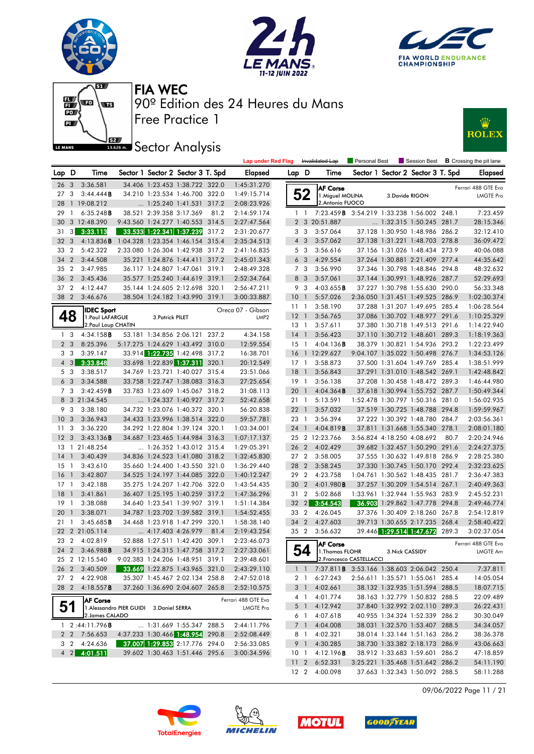# FIA WEC

90º Edition des 24 Heures du Mans

Free Practice 1

Sector Analysis

Lap under Red Flag | Invalidated Lap | Personal Best | Session Best | B Crossing the pit lane

| Lap | D | Time | Sector 1 | Sector 2 | Sector 3 | T. Spd | Elapsed |
|---|---|---|---|---|---|---|---|
| 26 | 3 | 3:36.581 | 34.406 | 1:23.453 | 1:38.722 | 322.0 | 1:45:31.270 |
| 27 | 3 | 3:44.444B | 34.210 | 1:23.534 | 1:46.700 | 322.0 | 1:49:15.714 |
| 28 | 1 | 19:08.212 | ... | 1:25.240 | 1:41.531 | 317.2 | 2:08:23.926 |
| 29 | 1 | 6:35.248B | 38.521 | 2:39.358 | 3:17.369 | 81.2 | 2:14:59.174 |
| 30 | 3 | 12:48.390 | 9:43.560 | 1:24.277 | 1:40.553 | 314.5 | 2:27:47.564 |
| 31 | 3 | 3:33.113 | 33.533 | 1:22.341 | 1:37.239 | 317.2 | 2:31:20.677 |
| 32 | 3 | 4:13.836B | 1:04.328 | 1:23.354 | 1:46.154 | 315.4 | 2:35:34.513 |
| 33 | 2 | 5:42.322 | 2:33.080 | 1:26.304 | 1:42.938 | 317.2 | 2:41:16.835 |
| 34 | 2 | 3:44.508 | 35.221 | 1:24.876 | 1:44.411 | 317.2 | 2:45:01.343 |
| 35 | 2 | 3:47.985 | 36.117 | 1:24.807 | 1:47.061 | 319.1 | 2:48:49.328 |
| 36 | 2 | 3:45.436 | 35.577 | 1:25.240 | 1:44.619 | 319.1 | 2:52:34.764 |
| 37 | 2 | 4:12.447 | 35.144 | 1:24.605 | 2:12.698 | 320.1 | 2:56:47.211 |
| 38 | 2 | 3:46.676 | 38.504 | 1:24.182 | 1:43.990 | 319.1 | 3:00:33.887 |

**48 IDEC Sport** — Oreca 07 - Gibson, LMP2
1.Paul LAFARGUE, 2.Paul Loup CHATIN, 3.Patrick PILET

| Lap | D | Time | Sector 1 | Sector 2 | Sector 3 | T. Spd | Elapsed |
|---|---|---|---|---|---|---|---|
| 1 | 3 | 4:34.158B | 53.181 | 1:34.856 | 2:06.121 | 237.2 | 4:34.158 |
| 2 | 3 | 8:25.396 | 5:17.275 | 1:24.629 | 1:43.492 | 310.0 | 12:59.554 |
| 3 | 3 | 3:39.147 | 33.914 | 1:22.735 | 1:42.498 | 317.2 | 16:38.701 |
| 4 | 3 | 3:33.848 | 33.698 | 1:22.839 | 1:37.311 | 320.1 | 20:12.549 |
| 5 | 3 | 3:38.517 | 34.769 | 1:23.721 | 1:40.027 | 315.4 | 23:51.066 |
| 6 | 3 | 3:34.588 | 33.758 | 1:22.747 | 1:38.083 | 316.3 | 27:25.654 |
| 7 | 3 | 3:42.459B | 33.783 | 1:23.609 | 1:45.067 | 318.2 | 31:08.113 |
| 8 | 3 | 21:34.545 | ... | 1:24.337 | 1:40.927 | 317.2 | 52:42.658 |
| 9 | 3 | 3:38.180 | 34.732 | 1:23.076 | 1:40.372 | 320.1 | 56:20.838 |
| 10 | 3 | 3:36.943 | 34.433 | 1:23.996 | 1:38.514 | 322.0 | 59:57.781 |
| 11 | 3 | 3:36.220 | 34.292 | 1:22.804 | 1:39.124 | 320.1 | 1:03:34.001 |
| 12 | 3 | 3:43.136B | 34.687 | 1:23.465 | 1:44.984 | 316.3 | 1:07:17.137 |
| 13 | 1 | 21:48.254 | ... | 1:26.352 | 1:43.012 | 315.4 | 1:29:05.391 |
| 14 | 1 | 3:40.439 | 34.836 | 1:24.523 | 1:41.080 | 318.2 | 1:32:45.830 |
| 15 | 1 | 3:43.610 | 35.660 | 1:24.400 | 1:43.550 | 321.0 | 1:36:29.440 |
| 16 | 1 | 3:42.807 | 34.525 | 1:24.197 | 1:44.085 | 322.0 | 1:40:12.247 |
| 17 | 1 | 3:42.188 | 35.275 | 1:24.207 | 1:42.706 | 322.0 | 1:43:54.435 |
| 18 | 1 | 3:41.861 | 36.407 | 1:25.195 | 1:40.259 | 317.2 | 1:47:36.296 |
| 19 | 1 | 3:38.088 | 34.640 | 1:23.541 | 1:39.907 | 319.1 | 1:51:14.384 |
| 20 | 1 | 3:38.071 | 34.787 | 1:23.702 | 1:39.582 | 319.1 | 1:54:52.455 |
| 21 | 1 | 3:45.685B | 34.468 | 1:23.918 | 1:47.299 | 320.1 | 1:58:38.140 |
| 22 | 2 | 21:05.114 | ... | 4:17.403 | 4:26.979 | 81.4 | 2:19:43.254 |
| 23 | 2 | 4:02.819 | 52.888 | 1:27.511 | 1:42.420 | 309.1 | 2:23:46.073 |
| 24 | 2 | 3:46.988B | 34.915 | 1:24.315 | 1:47.758 | 317.2 | 2:27:33.061 |
| 25 | 2 | 12:15.540 | 9:02.383 | 1:24.200 | 1:48.951 | 319.1 | 2:39:48.601 |
| 26 | 2 | 3:40.509 | 33.669 | 1:22.875 | 1:43.965 | 321.0 | 2:43:29.110 |
| 27 | 2 | 4:22.908 | 35.307 | 1:45.467 | 2:02.134 | 258.8 | 2:47:52.018 |
| 28 | 2 | 4:18.557B | 37.260 | 1:36.690 | 2:04.607 | 265.8 | 2:52:10.575 |

**51 AF Corse** — Ferrari 488 GTE Evo, LMGTE Pro
1.Alessandro PIER GUIDI, 2.James CALADO, 3.Daniel SERRA

| Lap | D | Time | Sector 1 | Sector 2 | Sector 3 | T. Spd | Elapsed |
|---|---|---|---|---|---|---|---|
| 1 | 2 | :44:11.796B | ... | 1:31.669 | 1:55.347 | 288.5 | 2:44:11.796 |
| 2 | 2 | 7:56.653 | 4:37.233 | 1:30.466 | 1:48.954 | 290.8 | 2:52:08.449 |
| 3 | 2 | 4:24.636 | 37.007 | 1:29.853 | 2:17.776 | 294.0 | 2:56:33.085 |
| 4 | 2 | 4:01.511 | 39.602 | 1:30.463 | 1:51.446 | 295.6 | 3:00:34.596 |

**52 AF Corse** — Ferrari 488 GTE Evo, LMGTE Pro
1.Miguel MOLINA, 2.Antonio FUOCO, 3.Davide RIGON

| Lap | D | Time | Sector 1 | Sector 2 | Sector 3 | T. Spd | Elapsed |
|---|---|---|---|---|---|---|---|
| 1 | 1 | 7:23.459B | 3:54.219 | 1:33.238 | 1:56.002 | 248.1 | 7:23.459 |
| 2 | 3 | 20:51.887 | ... | 1:32.315 | 1:50.245 | 281.7 | 28:15.346 |
| 3 | 3 | 3:57.064 | 37.128 | 1:30.950 | 1:48.986 | 286.2 | 32:12.410 |
| 4 | 3 | 3:57.062 | 37.138 | 1:31.221 | 1:48.703 | 278.8 | 36:09.472 |
| 5 | 3 | 3:56.616 | 37.156 | 1:31.026 | 1:48.434 | 273.9 | 40:06.088 |
| 6 | 3 | 4:29.554 | 37.264 | 1:30.881 | 2:21.409 | 277.4 | 44:35.642 |
| 7 | 3 | 3:56.990 | 37.346 | 1:30.798 | 1:48.846 | 294.8 | 48:32.632 |
| 8 | 3 | 3:57.061 | 37.144 | 1:30.991 | 1:48.926 | 287.7 | 52:29.693 |
| 9 | 3 | 4:03.655B | 37.227 | 1:30.798 | 1:55.630 | 290.0 | 56:33.348 |
| 10 | 1 | 5:57.026 | 2:36.050 | 1:31.451 | 1:49.525 | 286.9 | 1:02:30.374 |
| 11 | 1 | 3:58.190 | 37.288 | 1:31.207 | 1:49.695 | 285.4 | 1:06:28.564 |
| 12 | 1 | 3:56.765 | 37.086 | 1:30.702 | 1:48.977 | 291.6 | 1:10:25.329 |
| 13 | 1 | 3:57.611 | 37.380 | 1:30.718 | 1:49.513 | 291.6 | 1:14:22.940 |
| 14 | 1 | 3:56.423 | 37.110 | 1:30.712 | 1:48.601 | 289.3 | 1:18:19.363 |
| 15 | 1 | 4:04.136B | 38.379 | 1:30.821 | 1:54.936 | 293.2 | 1:22:23.499 |
| 16 | 1 | 12:29.627 | 9:04.107 | 1:35.022 | 1:50.498 | 276.7 | 1:34:53.126 |
| 17 | 1 | 3:58.873 | 37.500 | 1:31.604 | 1:49.769 | 285.4 | 1:38:51.999 |
| 18 | 1 | 3:56.843 | 37.291 | 1:31.010 | 1:48.542 | 269.1 | 1:42:48.842 |
| 19 | 1 | 3:56.138 | 37.208 | 1:30.458 | 1:48.472 | 289.3 | 1:46:44.980 |
| 20 | 1 | 4:04.364B | 37.618 | 1:30.994 | 1:55.752 | 287.7 | 1:50:49.344 |
| 21 | 1 | 5:13.591 | 1:52.478 | 1:30.797 | 1:50.316 | 281.0 | 1:56:02.935 |
| 22 | 1 | 3:57.032 | 37.519 | 1:30.725 | 1:48.788 | 294.8 | 1:59:59.967 |
| 23 | 1 | 3:56.394 | 37.222 | 1:30.392 | 1:48.780 | 284.7 | 2:03:56.361 |
| 24 | 1 | 4:04.819B | 37.811 | 1:31.668 | 1:55.340 | 278.1 | 2:08:01.180 |
| 25 | 2 | 12:23.766 | 3:56.824 | 4:18.250 | 4:08.692 | 80.7 | 2:20:24.946 |
| 26 | 2 | 4:02.429 | 39.682 | 1:32.457 | 1:50.290 | 291.6 | 2:24:27.375 |
| 27 | 2 | 3:58.005 | 37.555 | 1:30.632 | 1:49.818 | 286.9 | 2:28:25.380 |
| 28 | 2 | 3:58.245 | 37.330 | 1:30.745 | 1:50.170 | 292.4 | 2:32:23.625 |
| 29 | 2 | 4:23.758 | 1:04.761 | 1:30.562 | 1:48.435 | 281.7 | 2:36:47.383 |
| 30 | 2 | 4:01.980B | 37.257 | 1:30.209 | 1:54.514 | 267.1 | 2:40:49.363 |
| 31 | 2 | 5:02.868 | 1:33.961 | 1:32.944 | 1:55.963 | 283.9 | 2:45:52.231 |
| 32 | 2 | 3:54.543 | 36.903 | 1:29.862 | 1:47.778 | 294.8 | 2:49:46.774 |
| 33 | 2 | 4:26.045 | 37.376 | 1:30.409 | 2:18.260 | 267.8 | 2:54:12.819 |
| 34 | 2 | 4:27.603 | 39.713 | 1:30.655 | 2:17.235 | 268.4 | 2:58:40.422 |
| 35 | 2 | 3:56.632 | 39.446 | 1:29.514 | 1:47.672 | 289.3 | 3:02:37.054 |

**54 AF Corse** — Ferrari 488 GTE Evo, LMGTE Am
1.Thomas FLOHR, 2.Francesco CASTELLACCI, 3.Nick CASSIDY

| Lap | D | Time | Sector 1 | Sector 2 | Sector 3 | T. Spd | Elapsed |
|---|---|---|---|---|---|---|---|
| 1 | 1 | 7:37.811B | 3:53.166 | 1:38.603 | 2:06.042 | 250.4 | 7:37.811 |
| 2 | 1 | 6:27.243 | 2:56.611 | 1:35.571 | 1:55.061 | 285.4 | 14:05.054 |
| 3 | 1 | 4:02.661 | 38.132 | 1:32.935 | 1:51.594 | 288.5 | 18:07.715 |
| 4 | 1 | 4:01.774 | 38.163 | 1:32.779 | 1:50.832 | 288.5 | 22:09.489 |
| 5 | 1 | 4:12.942 | 37.840 | 1:32.992 | 2:02.110 | 289.3 | 26:22.431 |
| 6 | 1 | 4:07.618 | 40.955 | 1:34.324 | 1:52.339 | 286.2 | 30:30.049 |
| 7 | 1 | 4:04.008 | 38.031 | 1:32.570 | 1:53.407 | 288.5 | 34:34.057 |
| 8 | 1 | 4:02.321 | 38.014 | 1:33.144 | 1:51.163 | 286.2 | 38:36.378 |
| 9 | 1 | 4:30.285 | 38.730 | 1:33.382 | 2:18.173 | 286.9 | 43:06.663 |
| 10 | 1 | 4:12.196B | 38.912 | 1:33.683 | 1:59.601 | 286.2 | 47:18.859 |
| 11 | 2 | 6:52.331 | 3:25.221 | 1:35.468 | 1:51.642 | 286.2 | 54:11.190 |
| 12 | 2 | 4:00.098 | 37.663 | 1:32.343 | 1:50.092 | 288.5 | 58:11.288 |

09/06/2022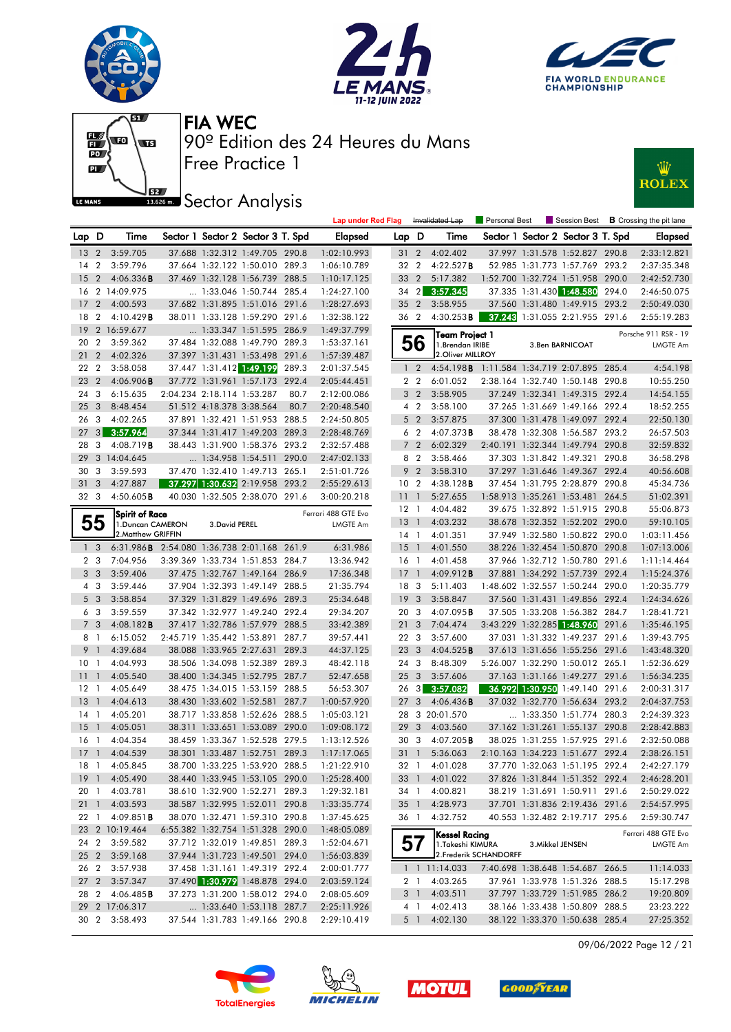# FIA WEC

## 90º Edition des 24 Heures du Mans

## Free Practice 1

## Sector Analysis

Lap under Red Flag | Invalidated Lap | Personal Best | Session Best | **B** Crossing the pit lane

| Lap | D | Time | Sector 1 | Sector 2 | Sector 3 | T. Spd | Elapsed |
|---|---|---|---|---|---|---|---|
| 13 | 2 | 3:59.705 | 37.688 | 1:32.312 | 1:49.705 | 290.8 | 1:02:10.993 |
| 14 | 2 | 3:59.796 | 37.664 | 1:32.122 | 1:50.010 | 289.3 | 1:06:10.789 |
| 15 | 2 | 4:06.336B | 37.469 | 1:32.128 | 1:56.739 | 288.5 | 1:10:17.125 |
| 16 | 2 | 14:09.975 | ... | 1:33.046 | 1:50.744 | 285.4 | 1:24:27.100 |
| 17 | 2 | 4:00.593 | 37.682 | 1:31.895 | 1:51.016 | 291.6 | 1:28:27.693 |
| 18 | 2 | 4:10.429B | 38.011 | 1:33.128 | 1:59.290 | 291.6 | 1:32:38.122 |
| 19 | 2 | 16:59.677 | ... | 1:33.347 | 1:51.595 | 286.9 | 1:49:37.799 |
| 20 | 2 | 3:59.362 | 37.484 | 1:32.088 | 1:49.790 | 289.3 | 1:53:37.161 |
| 21 | 2 | 4:02.326 | 37.397 | 1:31.431 | 1:53.498 | 291.6 | 1:57:39.487 |
| 22 | 2 | 3:58.058 | 37.447 | 1:31.412 | 1:49.199 | 289.3 | 2:01:37.545 |
| 23 | 2 | 4:06.906B | 37.772 | 1:31.961 | 1:57.173 | 292.4 | 2:05:44.451 |
| 24 | 3 | 6:15.635 | 2:04.234 | 2:18.114 | 1:53.287 | 80.7 | 2:12:00.086 |
| 25 | 3 | 8:48.454 | 51.512 | 4:18.378 | 3:38.564 | 80.7 | 2:20:48.540 |
| 26 | 3 | 4:02.265 | 37.891 | 1:32.421 | 1:51.953 | 288.5 | 2:24:50.805 |
| 27 | 3 | 3:57.964 | 37.344 | 1:31.417 | 1:49.203 | 289.3 | 2:28:48.769 |
| 28 | 3 | 4:08.719B | 38.443 | 1:31.900 | 1:58.376 | 293.2 | 2:32:57.488 |
| 29 | 3 | 14:04.645 | ... | 1:34.958 | 1:54.511 | 290.0 | 2:47:02.133 |
| 30 | 3 | 3:59.593 | 37.470 | 1:32.410 | 1:49.713 | 265.1 | 2:51:01.726 |
| 31 | 3 | 4:27.887 | 37.297 | 1:30.632 | 2:19.958 | 293.2 | 2:55:29.613 |
| 32 | 3 | 4:50.605B | 40.030 | 1:32.505 | 2:38.070 | 291.6 | 3:00:20.218 |

**55** Spirit of Race — Ferrari 488 GTE Evo — LMGTE Am
1.Duncan CAMERON, 2.Matthew GRIFFIN, 3.David PEREL

| Lap | D | Time | Sector 1 | Sector 2 | Sector 3 | T. Spd | Elapsed |
|---|---|---|---|---|---|---|---|
| 1 | 3 | 6:31.986B | 2:54.080 | 1:36.738 | 2:01.168 | 261.9 | 6:31.986 |
| 2 | 3 | 7:04.956 | 3:39.369 | 1:33.734 | 1:51.853 | 284.7 | 13:36.942 |
| 3 | 3 | 3:59.406 | 37.475 | 1:32.767 | 1:49.164 | 286.9 | 17:36.348 |
| 4 | 3 | 3:59.446 | 37.904 | 1:32.393 | 1:49.149 | 288.5 | 21:35.794 |
| 5 | 3 | 3:58.854 | 37.329 | 1:31.829 | 1:49.696 | 289.3 | 25:34.648 |
| 6 | 3 | 3:59.559 | 37.342 | 1:32.977 | 1:49.240 | 292.4 | 29:34.207 |
| 7 | 3 | 4:08.182B | 37.417 | 1:32.786 | 1:57.979 | 288.5 | 33:42.389 |
| 8 | 1 | 6:15.052 | 2:45.719 | 1:35.442 | 1:53.891 | 287.7 | 39:57.441 |
| 9 | 1 | 4:39.684 | 38.088 | 1:33.965 | 2:27.631 | 289.3 | 44:37.125 |
| 10 | 1 | 4:04.993 | 38.506 | 1:34.098 | 1:52.389 | 289.3 | 48:42.118 |
| 11 | 1 | 4:05.540 | 38.400 | 1:34.345 | 1:52.795 | 287.7 | 52:47.658 |
| 12 | 1 | 4:05.649 | 38.475 | 1:34.015 | 1:53.159 | 288.5 | 56:53.307 |
| 13 | 1 | 4:04.613 | 38.430 | 1:33.602 | 1:52.581 | 287.7 | 1:00:57.920 |
| 14 | 1 | 4:05.201 | 38.717 | 1:33.858 | 1:52.626 | 288.5 | 1:05:03.121 |
| 15 | 1 | 4:05.051 | 38.311 | 1:33.651 | 1:53.089 | 290.0 | 1:09:08.172 |
| 16 | 1 | 4:04.354 | 38.459 | 1:33.367 | 1:52.528 | 279.5 | 1:13:12.526 |
| 17 | 1 | 4:04.539 | 38.301 | 1:33.487 | 1:52.751 | 289.3 | 1:17:17.065 |
| 18 | 1 | 4:05.845 | 38.700 | 1:33.225 | 1:53.920 | 288.5 | 1:21:22.910 |
| 19 | 1 | 4:05.490 | 38.440 | 1:33.945 | 1:53.105 | 290.0 | 1:25:28.400 |
| 20 | 1 | 4:03.781 | 38.610 | 1:32.900 | 1:52.271 | 289.3 | 1:29:32.181 |
| 21 | 1 | 4:03.593 | 38.587 | 1:32.995 | 1:52.011 | 290.8 | 1:33:35.774 |
| 22 | 1 | 4:09.851B | 38.070 | 1:32.471 | 1:59.310 | 290.8 | 1:37:45.625 |
| 23 | 2 | 10:19.464 | 6:55.382 | 1:32.754 | 1:51.328 | 290.0 | 1:48:05.089 |
| 24 | 2 | 3:59.582 | 37.712 | 1:32.019 | 1:49.851 | 289.3 | 1:52:04.671 |
| 25 | 2 | 3:59.168 | 37.944 | 1:31.723 | 1:49.501 | 294.0 | 1:56:03.839 |
| 26 | 2 | 3:57.938 | 37.458 | 1:31.161 | 1:49.319 | 292.4 | 2:00:01.777 |
| 27 | 2 | 3:57.347 | 37.490 | 1:30.979 | 1:48.878 | 294.0 | 2:03:59.124 |
| 28 | 2 | 4:06.485B | 37.273 | 1:31.200 | 1:58.012 | 294.0 | 2:08:05.609 |
| 29 | 2 | 17:06.317 | ... | 1:33.640 | 1:53.118 | 287.7 | 2:25:11.926 |
| 30 | 2 | 3:58.493 | 37.544 | 1:31.783 | 1:49.166 | 290.8 | 2:29:10.419 |
| 31 | 2 | 4:02.402 | 37.997 | 1:31.578 | 1:52.827 | 290.8 | 2:33:12.821 |
| 32 | 2 | 4:22.527B | 52.985 | 1:31.773 | 1:57.769 | 293.2 | 2:37:35.348 |
| 33 | 2 | 5:17.382 | 1:52.700 | 1:32.724 | 1:51.958 | 290.0 | 2:42:52.730 |
| 34 | 2 | 3:57.345 | 37.335 | 1:31.430 | 1:48.580 | 294.0 | 2:46:50.075 |
| 35 | 2 | 3:58.955 | 37.560 | 1:31.480 | 1:49.915 | 293.2 | 2:50:49.030 |
| 36 | 2 | 4:30.253B | 37.243 | 1:31.055 | 2:21.955 | 291.6 | 2:55:19.283 |

**56** Team Project 1 — Porsche 911 RSR - 19 — LMGTE Am
1.Brendan IRIBE, 2.Oliver MILLROY, 3.Ben BARNICOAT

| Lap | D | Time | Sector 1 | Sector 2 | Sector 3 | T. Spd | Elapsed |
|---|---|---|---|---|---|---|---|
| 1 | 2 | 4:54.198B | 1:11.584 | 1:34.719 | 2:07.895 | 285.4 | 4:54.198 |
| 2 | 2 | 6:01.052 | 2:38.164 | 1:32.740 | 1:50.148 | 290.8 | 10:55.250 |
| 3 | 2 | 3:58.905 | 37.249 | 1:32.341 | 1:49.315 | 292.4 | 14:54.155 |
| 4 | 2 | 3:58.100 | 37.265 | 1:31.669 | 1:49.166 | 292.4 | 18:52.255 |
| 5 | 2 | 3:57.875 | 37.300 | 1:31.478 | 1:49.097 | 292.4 | 22:50.130 |
| 6 | 2 | 4:07.373B | 38.478 | 1:32.308 | 1:56.587 | 293.2 | 26:57.503 |
| 7 | 2 | 6:02.329 | 2:40.191 | 1:32.344 | 1:49.794 | 290.8 | 32:59.832 |
| 8 | 2 | 3:58.466 | 37.303 | 1:31.842 | 1:49.321 | 290.8 | 36:58.298 |
| 9 | 2 | 3:58.310 | 37.297 | 1:31.646 | 1:49.367 | 292.4 | 40:56.608 |
| 10 | 2 | 4:38.128B | 37.454 | 1:31.795 | 2:28.879 | 290.8 | 45:34.736 |
| 11 | 1 | 5:27.655 | 1:58.913 | 1:35.261 | 1:53.481 | 264.5 | 51:02.391 |
| 12 | 1 | 4:04.482 | 39.675 | 1:32.892 | 1:51.915 | 290.8 | 55:06.873 |
| 13 | 1 | 4:03.232 | 38.678 | 1:32.352 | 1:52.202 | 290.0 | 59:10.105 |
| 14 | 1 | 4:01.351 | 37.949 | 1:32.580 | 1:50.822 | 290.0 | 1:03:11.456 |
| 15 | 1 | 4:01.550 | 38.226 | 1:32.454 | 1:50.870 | 290.8 | 1:07:13.006 |
| 16 | 1 | 4:01.458 | 37.966 | 1:32.712 | 1:50.780 | 291.6 | 1:11:14.464 |
| 17 | 1 | 4:09.912B | 37.881 | 1:34.292 | 1:57.739 | 292.4 | 1:15:24.376 |
| 18 | 3 | 5:11.403 | 1:48.602 | 1:32.557 | 1:50.244 | 290.0 | 1:20:35.779 |
| 19 | 3 | 3:58.847 | 37.560 | 1:31.431 | 1:49.856 | 292.4 | 1:24:34.626 |
| 20 | 3 | 4:07.095B | 37.505 | 1:33.208 | 1:56.382 | 284.7 | 1:28:41.721 |
| 21 | 3 | 7:04.474 | 3:43.229 | 1:32.285 | 1:48.960 | 291.6 | 1:35:46.195 |
| 22 | 3 | 3:57.600 | 37.031 | 1:31.332 | 1:49.237 | 291.6 | 1:39:43.795 |
| 23 | 3 | 4:04.525B | 37.613 | 1:31.656 | 1:55.256 | 291.6 | 1:43:48.320 |
| 24 | 3 | 8:48.309 | 5:26.007 | 1:32.290 | 1:50.012 | 265.1 | 1:52:36.629 |
| 25 | 3 | 3:57.606 | 37.163 | 1:31.166 | 1:49.277 | 291.6 | 1:56:34.235 |
| 26 | 3 | 3:57.082 | 36.992 | 1:30.950 | 1:49.140 | 291.6 | 2:00:31.317 |
| 27 | 3 | 4:06.436B | 37.032 | 1:32.770 | 1:56.634 | 293.2 | 2:04:37.753 |
| 28 | 3 | 20:01.570 | ... | 1:33.350 | 1:51.774 | 280.3 | 2:24:39.323 |
| 29 | 3 | 4:03.560 | 37.162 | 1:31.261 | 1:55.137 | 290.8 | 2:28:42.883 |
| 30 | 3 | 4:07.205B | 38.025 | 1:31.255 | 1:57.925 | 291.6 | 2:32:50.088 |
| 31 | 1 | 5:36.063 | 2:10.163 | 1:34.223 | 1:51.677 | 292.4 | 2:38:26.151 |
| 32 | 1 | 4:01.028 | 37.770 | 1:32.063 | 1:51.195 | 292.4 | 2:42:27.179 |
| 33 | 1 | 4:01.022 | 37.826 | 1:31.844 | 1:51.352 | 292.4 | 2:46:28.201 |
| 34 | 1 | 4:00.821 | 38.219 | 1:31.691 | 1:50.911 | 291.6 | 2:50:29.022 |
| 35 | 1 | 4:28.973 | 37.701 | 1:31.836 | 2:19.436 | 291.6 | 2:54:57.995 |
| 36 | 1 | 4:32.752 | 40.553 | 1:32.482 | 2:19.717 | 295.6 | 2:59:30.747 |

**57** Kessel Racing — Ferrari 488 GTE Evo — LMGTE Am
1.Takeshi KIMURA, 2.Frederik SCHANDORFF, 3.Mikkel JENSEN

| Lap | D | Time | Sector 1 | Sector 2 | Sector 3 | T. Spd | Elapsed |
|---|---|---|---|---|---|---|---|
| 1 | 1 | 11:14.033 | 7:40.698 | 1:38.648 | 1:54.687 | 266.5 | 11:14.033 |
| 2 | 1 | 4:03.265 | 37.961 | 1:33.978 | 1:51.326 | 288.5 | 15:17.298 |
| 3 | 1 | 4:03.511 | 37.797 | 1:33.729 | 1:51.985 | 286.2 | 19:20.809 |
| 4 | 1 | 4:02.413 | 38.166 | 1:33.438 | 1:50.809 | 288.5 | 23:23.222 |
| 5 | 1 | 4:02.130 | 38.122 | 1:33.370 | 1:50.638 | 285.4 | 27:25.352 |

09/06/2022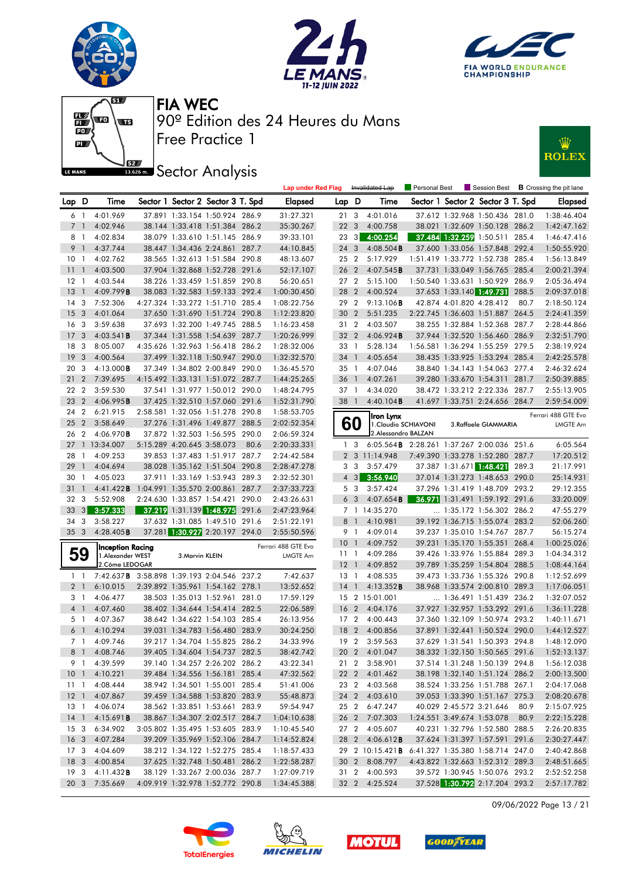# FIA WEC

## 90º Edition des 24 Heures du Mans

## Free Practice 1

## Sector Analysis

Lap under Red Flag | Invalidated Lap | Personal Best | Session Best | B Crossing the pit lane

| Lap | D | Time | Sector 1 | Sector 2 | Sector 3 | T. Spd | Elapsed |
|---|---|---|---|---|---|---|---|
| 6 | 1 | 4:01.969 | 37.891 | 1:33.154 | 1:50.924 | 286.9 | 31:27.321 |
| 7 | 1 | 4:02.946 | 38.144 | 1:33.418 | 1:51.384 | 286.2 | 35:30.267 |
| 8 | 1 | 4:02.834 | 38.079 | 1:33.610 | 1:51.145 | 286.9 | 39:33.101 |
| 9 | 1 | 4:37.744 | 38.447 | 1:34.436 | 2:24.861 | 287.7 | 44:10.845 |
| 10 | 1 | 4:02.762 | 38.565 | 1:32.613 | 1:51.584 | 290.8 | 48:13.607 |
| 11 | 1 | 4:03.500 | 37.904 | 1:32.868 | 1:52.728 | 291.6 | 52:17.107 |
| 12 | 1 | 4:03.544 | 38.226 | 1:33.459 | 1:51.859 | 290.8 | 56:20.651 |
| 13 | 1 | 4:09.799 B | 38.083 | 1:32.583 | 1:59.133 | 292.4 | 1:00:30.450 |
| 14 | 3 | 7:52.306 | 4:27.324 | 1:33.272 | 1:51.710 | 285.4 | 1:08:22.756 |
| 15 | 3 | 4:01.064 | 37.650 | 1:31.690 | 1:51.724 | 290.8 | 1:12:23.820 |
| 16 | 3 | 3:59.638 | 37.693 | 1:32.200 | 1:49.745 | 288.5 | 1:16:23.458 |
| 17 | 3 | 4:03.541 B | 37.344 | 1:31.558 | 1:54.639 | 287.7 | 1:20:26.999 |
| 18 | 3 | 8:05.007 | 4:35.626 | 1:32.963 | 1:56.418 | 286.2 | 1:28:32.006 |
| 19 | 3 | 4:00.564 | 37.499 | 1:32.118 | 1:50.947 | 290.0 | 1:32:32.570 |
| 20 | 3 | 4:13.000 B | 37.349 | 1:34.802 | 2:00.849 | 290.0 | 1:36:45.570 |
| 21 | 2 | 7:39.695 | 4:15.492 | 1:33.131 | 1:51.072 | 287.7 | 1:44:25.265 |
| 22 | 2 | 3:59.530 | 37.541 | 1:31.977 | 1:50.012 | 290.0 | 1:48:24.795 |
| 23 | 2 | 4:06.995 B | 37.425 | 1:32.510 | 1:57.060 | 291.6 | 1:52:31.790 |
| 24 | 2 | 6:21.915 | 2:58.581 | 1:32.056 | 1:51.278 | 290.8 | 1:58:53.705 |
| 25 | 2 | 3:58.649 | 37.276 | 1:31.496 | 1:49.877 | 288.5 | 2:02:52.354 |
| 26 | 2 | 4:06.970 B | 37.872 | 1:32.503 | 1:56.595 | 290.0 | 2:06:59.324 |
| 27 | 1 | 13:34.007 | 5:15.289 | 4:20.645 | 3:58.073 | 80.6 | 2:20:33.331 |
| 28 | 1 | 4:09.253 | 39.853 | 1:37.483 | 1:51.917 | 287.7 | 2:24:42.584 |
| 29 | 1 | 4:04.694 | 38.028 | 1:35.162 | 1:51.504 | 290.8 | 2:28:47.278 |
| 30 | 1 | 4:05.023 | 37.911 | 1:33.169 | 1:53.943 | 289.3 | 2:32:52.301 |
| 31 | 1 | 4:41.422 B | 1:04.991 | 1:35.570 | 2:00.861 | 287.7 | 2:37:33.723 |
| 32 | 3 | 5:52.908 | 2:24.630 | 1:33.857 | 1:54.421 | 290.0 | 2:43:26.631 |
| 33 | 3 | 3:57.333 | 37.219 | 1:31.139 | 1:48.975 | 291.6 | 2:47:23.964 |
| 34 | 3 | 3:58.227 | 37.632 | 1:31.085 | 1:49.510 | 291.6 | 2:51:22.191 |
| 35 | 3 | 4:28.405 B | 37.281 | 1:30.927 | 2:20.197 | 294.0 | 2:55:50.596 |

**59 Inception Racing** — Ferrari 488 GTE Evo — LMGTE Am
1.Alexander WEST / 2.Côme LEDOGAR / 3.Marvin KLEIN

| Lap | D | Time | Sector 1 | Sector 2 | Sector 3 | T. Spd | Elapsed |
|---|---|---|---|---|---|---|---|
| 1 | 1 | 7:42.637 B | 3:58.898 | 1:39.193 | 2:04.546 | 237.2 | 7:42.637 |
| 2 | 1 | 6:10.015 | 2:39.892 | 1:35.961 | 1:54.162 | 278.1 | 13:52.652 |
| 3 | 1 | 4:06.477 | 38.503 | 1:35.013 | 1:52.961 | 281.0 | 17:59.129 |
| 4 | 1 | 4:07.460 | 38.402 | 1:34.644 | 1:54.414 | 282.5 | 22:06.589 |
| 5 | 1 | 4:07.367 | 38.642 | 1:34.622 | 1:54.103 | 285.4 | 26:13.956 |
| 6 | 1 | 4:10.294 | 39.031 | 1:34.783 | 1:56.480 | 283.9 | 30:24.250 |
| 7 | 1 | 4:09.746 | 39.217 | 1:34.704 | 1:55.825 | 286.2 | 34:33.996 |
| 8 | 1 | 4:08.746 | 39.405 | 1:34.604 | 1:54.737 | 282.5 | 38:42.742 |
| 9 | 1 | 4:39.599 | 39.140 | 1:34.257 | 2:26.202 | 286.2 | 43:22.341 |
| 10 | 1 | 4:10.221 | 39.484 | 1:34.556 | 1:56.181 | 285.4 | 47:32.562 |
| 11 | 1 | 4:08.444 | 38.942 | 1:34.501 | 1:55.001 | 285.4 | 51:41.006 |
| 12 | 1 | 4:07.867 | 39.459 | 1:34.588 | 1:53.820 | 283.9 | 55:48.873 |
| 13 | 1 | 4:06.074 | 38.562 | 1:33.851 | 1:53.661 | 283.9 | 59:54.947 |
| 14 | 1 | 4:15.691 B | 38.867 | 1:34.307 | 2:02.517 | 284.7 | 1:04:10.638 |
| 15 | 3 | 6:34.902 | 3:05.802 | 1:35.495 | 1:53.605 | 283.9 | 1:10:45.540 |
| 16 | 3 | 4:07.284 | 39.209 | 1:35.969 | 1:52.106 | 284.7 | 1:14:52.824 |
| 17 | 3 | 4:04.609 | 38.212 | 1:34.122 | 1:52.275 | 285.4 | 1:18:57.433 |
| 18 | 3 | 4:00.854 | 37.625 | 1:32.748 | 1:50.481 | 286.2 | 1:22:58.287 |
| 19 | 3 | 4:11.432 B | 38.129 | 1:33.267 | 2:00.036 | 287.7 | 1:27:09.719 |
| 20 | 3 | 7:35.669 | 4:09.919 | 1:32.978 | 1:52.772 | 290.8 | 1:34:45.388 |
| 21 | 3 | 4:01.016 | 37.612 | 1:32.968 | 1:50.436 | 281.0 | 1:38:46.404 |
| 22 | 3 | 4:00.758 | 38.021 | 1:32.609 | 1:50.128 | 286.2 | 1:42:47.162 |
| 23 | 3 | 4:00.254 | 37.484 | 1:32.259 | 1:50.511 | 285.4 | 1:46:47.416 |
| 24 | 3 | 4:08.504 B | 37.600 | 1:33.056 | 1:57.848 | 292.4 | 1:50:55.920 |
| 25 | 2 | 5:17.929 | 1:51.419 | 1:33.772 | 1:52.738 | 285.4 | 1:56:13.849 |
| 26 | 2 | 4:07.545 B | 37.731 | 1:33.049 | 1:56.765 | 285.4 | 2:00:21.394 |
| 27 | 2 | 5:15.100 | 1:50.540 | 1:33.631 | 1:50.929 | 286.9 | 2:05:36.494 |
| 28 | 2 | 4:00.524 | 37.653 | 1:33.140 | 1:49.731 | 288.5 | 2:09:37.018 |
| 29 | 2 | 9:13.106 B | 42.874 | 4:01.820 | 4:28.412 | 80.7 | 2:18:50.124 |
| 30 | 2 | 5:51.235 | 2:22.745 | 1:36.603 | 1:51.887 | 264.5 | 2:24:41.359 |
| 31 | 2 | 4:03.507 | 38.255 | 1:32.884 | 1:52.368 | 287.7 | 2:28:44.866 |
| 32 | 2 | 4:06.924 B | 37.944 | 1:32.520 | 1:56.460 | 286.9 | 2:32:51.790 |
| 33 | 1 | 5:28.134 | 1:56.581 | 1:36.294 | 1:55.259 | 279.5 | 2:38:19.924 |
| 34 | 1 | 4:05.654 | 38.435 | 1:33.925 | 1:53.294 | 285.4 | 2:42:25.578 |
| 35 | 1 | 4:07.046 | 38.840 | 1:34.143 | 1:54.063 | 277.4 | 2:46:32.624 |
| 36 | 1 | 4:07.261 | 39.280 | 1:33.670 | 1:54.311 | 281.7 | 2:50:39.885 |
| 37 | 1 | 4:34.020 | 38.472 | 1:33.212 | 2:22.336 | 287.7 | 2:55:13.905 |
| 38 | 1 | 4:40.104 B | 41.697 | 1:33.751 | 2:24.656 | 284.7 | 2:59:54.009 |

**60 Iron Lynx** — Ferrari 488 GTE Evo — LMGTE Am
1.Claudio SCHIAVONI / 2.Alessandro BALZAN / 3.Raffaele GIAMMARIA

| Lap | D | Time | Sector 1 | Sector 2 | Sector 3 | T. Spd | Elapsed |
|---|---|---|---|---|---|---|---|
| 1 | 3 | 6:05.564 B | 2:28.261 | 1:37.267 | 2:00.036 | 251.6 | 6:05.564 |
| 2 | 3 | 11:14.948 | 7:49.390 | 1:33.278 | 1:52.280 | 287.7 | 17:20.512 |
| 3 | 3 | 3:57.479 | 37.387 | 1:31.671 | 1:48.421 | 289.3 | 21:17.991 |
| 4 | 3 | 3:56.940 | 37.014 | 1:31.273 | 1:48.653 | 290.0 | 25:14.931 |
| 5 | 3 | 3:57.424 | 37.296 | 1:31.419 | 1:48.709 | 293.2 | 29:12.355 |
| 6 | 3 | 4:07.654 B | 36.971 | 1:31.491 | 1:59.192 | 291.6 | 33:20.009 |
| 7 | 1 | 14:35.270 | ... | 1:35.172 | 1:56.302 | 286.2 | 47:55.279 |
| 8 | 1 | 4:10.981 | 39.192 | 1:36.715 | 1:55.074 | 283.2 | 52:06.260 |
| 9 | 1 | 4:09.014 | 39.237 | 1:35.010 | 1:54.767 | 287.7 | 56:15.274 |
| 10 | 1 | 4:09.752 | 39.231 | 1:35.170 | 1:55.351 | 268.4 | 1:00:25.026 |
| 11 | 1 | 4:09.286 | 39.426 | 1:33.976 | 1:55.884 | 289.3 | 1:04:34.312 |
| 12 | 1 | 4:09.852 | 39.789 | 1:35.259 | 1:54.804 | 288.5 | 1:08:44.164 |
| 13 | 1 | 4:08.535 | 39.473 | 1:33.736 | 1:55.326 | 290.8 | 1:12:52.699 |
| 14 | 1 | 4:13.352 B | 38.968 | 1:33.574 | 2:00.810 | 289.3 | 1:17:06.051 |
| 15 | 2 | 15:01.001 | ... | 1:36.491 | 1:51.439 | 236.2 | 1:32:07.052 |
| 16 | 2 | 4:04.176 | 37.927 | 1:32.957 | 1:53.292 | 291.6 | 1:36:11.228 |
| 17 | 2 | 4:00.443 | 37.360 | 1:32.109 | 1:50.974 | 293.2 | 1:40:11.671 |
| 18 | 2 | 4:00.856 | 37.891 | 1:32.441 | 1:50.524 | 290.0 | 1:44:12.527 |
| 19 | 2 | 3:59.563 | 37.629 | 1:31.541 | 1:50.393 | 294.8 | 1:48:12.090 |
| 20 | 2 | 4:01.047 | 38.332 | 1:32.150 | 1:50.565 | 291.6 | 1:52:13.137 |
| 21 | 2 | 3:58.901 | 37.514 | 1:31.248 | 1:50.139 | 294.8 | 1:56:12.038 |
| 22 | 2 | 4:01.462 | 38.198 | 1:32.140 | 1:51.124 | 286.2 | 2:00:13.500 |
| 23 | 2 | 4:03.568 | 38.524 | 1:33.256 | 1:51.788 | 267.1 | 2:04:17.068 |
| 24 | 2 | 4:03.610 | 39.053 | 1:33.390 | 1:51.167 | 275.3 | 2:08:20.678 |
| 25 | 2 | 6:47.247 | 40.029 | 2:45.572 | 3:21.646 | 80.9 | 2:15:07.925 |
| 26 | 2 | 7:07.303 | 1:24.551 | 3:49.674 | 1:53.078 | 80.9 | 2:22:15.228 |
| 27 | 2 | 4:05.607 | 40.231 | 1:32.796 | 1:52.580 | 288.5 | 2:26:20.835 |
| 28 | 2 | 4:06.612 B | 37.624 | 1:31.397 | 1:57.591 | 291.6 | 2:30:27.447 |
| 29 | 2 | 10:15.421 B | 6:41.327 | 1:35.380 | 1:58.714 | 247.0 | 2:40:42.868 |
| 30 | 2 | 8:08.797 | 4:43.822 | 1:32.663 | 1:52.312 | 289.3 | 2:48:51.665 |
| 31 | 2 | 4:00.593 | 39.572 | 1:30.945 | 1:50.076 | 293.2 | 2:52:52.258 |
| 32 | 2 | 4:25.524 | 37.528 | 1:30.792 | 2:17.204 | 293.2 | 2:57:17.782 |

09/06/2022 Page 13 / 21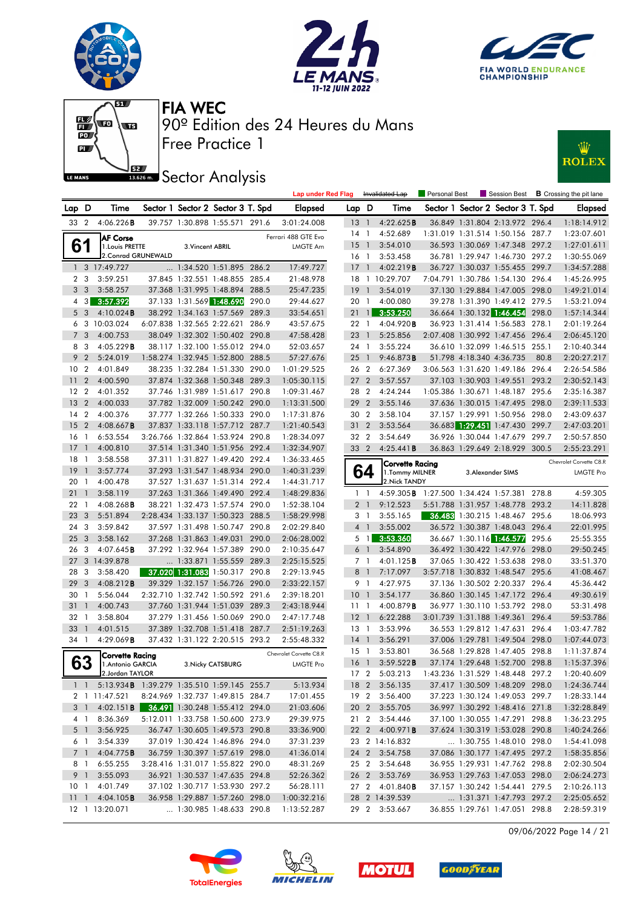# FIA WEC

90º Edition des 24 Heures du Mans

Free Practice 1

## Sector Analysis

Lap under Red Flag | Invalidated Lap | Personal Best | Session Best | B Crossing the pit lane

| Lap | D | Time | Sector 1 | Sector 2 | Sector 3 | T. Spd | Elapsed |
|---|---|---|---|---|---|---|---|
| 33 | 2 | 4:06.226B | 39.757 | 1:30.898 | 1:55.571 | 291.6 | 3:01:24.008 |

**61 AF Corse** — Ferrari 488 GTE Evo — LMGTE Am
1.Louis PRETTE 2.Conrad GRUNEWALD 3.Vincent ABRIL

| Lap | D | Time | Sector 1 | Sector 2 | Sector 3 | T. Spd | Elapsed |
|---|---|---|---|---|---|---|---|
| 1 | 3 | 17:49.727 | ... | 1:34.520 | 1:51.895 | 286.2 | 17:49.727 |
| 2 | 3 | 3:59.251 | 37.845 | 1:32.551 | 1:48.855 | 285.4 | 21:48.978 |
| 3 | 3 | 3:58.257 | 37.368 | 1:31.995 | 1:48.894 | 288.5 | 25:47.235 |
| 4 | 3 | 3:57.392 | 37.133 | 1:31.569 | 1:48.690 | 290.0 | 29:44.627 |
| 5 | 3 | 4:10.024B | 38.292 | 1:34.163 | 1:57.569 | 289.3 | 33:54.651 |
| 6 | 3 | 10:03.024 | 6:07.838 | 1:32.565 | 2:22.621 | 286.9 | 43:57.675 |
| 7 | 3 | 4:00.753 | 38.049 | 1:32.302 | 1:50.402 | 290.8 | 47:58.428 |
| 8 | 3 | 4:05.229B | 38.117 | 1:32.100 | 1:55.012 | 294.0 | 52:03.657 |
| 9 | 2 | 5:24.019 | 1:58.274 | 1:32.945 | 1:52.800 | 288.5 | 57:27.676 |
| 10 | 2 | 4:01.849 | 38.235 | 1:32.284 | 1:51.330 | 290.0 | 1:01:29.525 |
| 11 | 2 | 4:00.590 | 37.874 | 1:32.368 | 1:50.348 | 289.3 | 1:05:30.115 |
| 12 | 2 | 4:01.352 | 37.746 | 1:31.989 | 1:51.617 | 290.8 | 1:09:31.467 |
| 13 | 2 | 4:00.033 | 37.782 | 1:32.009 | 1:50.242 | 290.0 | 1:13:31.500 |
| 14 | 2 | 4:00.376 | 37.777 | 1:32.266 | 1:50.333 | 290.0 | 1:17:31.876 |
| 15 | 2 | 4:08.667B | 37.837 | 1:33.118 | 1:57.712 | 287.7 | 1:21:40.543 |
| 16 | 1 | 6:53.554 | 3:26.766 | 1:32.864 | 1:53.924 | 290.8 | 1:28:34.097 |
| 17 | 1 | 4:00.810 | 37.514 | 1:31.340 | 1:51.956 | 292.4 | 1:32:34.907 |
| 18 | 1 | 3:58.558 | 37.311 | 1:31.827 | 1:49.420 | 292.4 | 1:36:33.465 |
| 19 | 1 | 3:57.774 | 37.293 | 1:31.547 | 1:48.934 | 290.0 | 1:40:31.239 |
| 20 | 1 | 4:00.478 | 37.527 | 1:31.637 | 1:51.314 | 292.4 | 1:44:31.717 |
| 21 | 1 | 3:58.119 | 37.263 | 1:31.366 | 1:49.490 | 292.4 | 1:48:29.836 |
| 22 | 1 | 4:08.268B | 38.221 | 1:32.473 | 1:57.574 | 290.0 | 1:52:38.104 |
| 23 | 3 | 5:51.894 | 2:28.434 | 1:33.137 | 1:50.323 | 288.5 | 1:58:29.998 |
| 24 | 3 | 3:59.842 | 37.597 | 1:31.498 | 1:50.747 | 290.8 | 2:02:29.840 |
| 25 | 3 | 3:58.162 | 37.268 | 1:31.863 | 1:49.031 | 290.0 | 2:06:28.002 |
| 26 | 3 | 4:07.645B | 37.292 | 1:32.964 | 1:57.389 | 290.0 | 2:10:35.647 |
| 27 | 3 | 14:39.878 | ... | 1:33.871 | 1:55.559 | 289.3 | 2:25:15.525 |
| 28 | 3 | 3:58.420 | 37.020 | 1:31.083 | 1:50.317 | 290.8 | 2:29:13.945 |
| 29 | 3 | 4:08.212B | 39.329 | 1:32.157 | 1:56.726 | 290.0 | 2:33:22.157 |
| 30 | 1 | 5:56.044 | 2:32.710 | 1:32.742 | 1:50.592 | 291.6 | 2:39:18.201 |
| 31 | 1 | 4:00.743 | 37.760 | 1:31.944 | 1:51.039 | 289.3 | 2:43:18.944 |
| 32 | 1 | 3:58.804 | 37.279 | 1:31.456 | 1:50.069 | 290.0 | 2:47:17.748 |
| 33 | 1 | 4:01.515 | 37.389 | 1:32.708 | 1:51.418 | 287.7 | 2:51:19.263 |
| 34 | 1 | 4:29.069B | 37.432 | 1:31.122 | 2:20.515 | 293.2 | 2:55:48.332 |

**63 Corvette Racing** — Chevrolet Corvette C8.R — LMGTE Pro
1.Antonio GARCIA 2.Jordan TAYLOR 3.Nicky CATSBURG

| Lap | D | Time | Sector 1 | Sector 2 | Sector 3 | T. Spd | Elapsed |
|---|---|---|---|---|---|---|---|
| 1 | 1 | 5:13.934B | 1:39.279 | 1:35.510 | 1:59.145 | 255.7 | 5:13.934 |
| 2 | 1 | 11:47.521 | 8:24.969 | 1:32.737 | 1:49.815 | 284.7 | 17:01.455 |
| 3 | 1 | 4:02.151B | 36.491 | 1:30.248 | 1:55.412 | 294.0 | 21:03.606 |
| 4 | 1 | 8:36.369 | 5:12.011 | 1:33.758 | 1:50.600 | 273.9 | 29:39.975 |
| 5 | 1 | 3:56.925 | 36.747 | 1:30.605 | 1:49.573 | 290.8 | 33:36.900 |
| 6 | 1 | 3:54.339 | 37.019 | 1:30.424 | 1:46.896 | 294.0 | 37:31.239 |
| 7 | 1 | 4:04.775B | 36.759 | 1:30.397 | 1:57.619 | 298.0 | 41:36.014 |
| 8 | 1 | 6:55.255 | 3:28.416 | 1:31.017 | 1:55.822 | 290.0 | 48:31.269 |
| 9 | 1 | 3:55.093 | 36.921 | 1:30.537 | 1:47.635 | 294.8 | 52:26.362 |
| 10 | 1 | 4:01.749 | 37.102 | 1:30.717 | 1:53.930 | 297.2 | 56:28.111 |
| 11 | 1 | 4:04.105B | 36.958 | 1:29.887 | 1:57.260 | 298.0 | 1:00:32.216 |
| 12 | 1 | 13:20.071 | ... | 1:30.985 | 1:48.633 | 290.8 | 1:13:52.287 |
| 13 | 1 | 4:22.625B | 36.849 | 1:31.804 | 2:13.972 | 296.4 | 1:18:14.912 |
| 14 | 1 | 4:52.689 | 1:31.019 | 1:31.514 | 1:50.156 | 287.7 | 1:23:07.601 |
| 15 | 1 | 3:54.010 | 36.593 | 1:30.069 | 1:47.348 | 297.2 | 1:27:01.611 |
| 16 | 1 | 3:53.458 | 36.781 | 1:29.947 | 1:46.730 | 297.2 | 1:30:55.069 |
| 17 | 1 | 4:02.219B | 36.727 | 1:30.037 | 1:55.455 | 299.7 | 1:34:57.288 |
| 18 | 1 | 10:29.707 | 7:04.791 | 1:30.786 | 1:54.130 | 296.4 | 1:45:26.995 |
| 19 | 1 | 3:54.019 | 37.130 | 1:29.884 | 1:47.005 | 298.0 | 1:49:21.014 |
| 20 | 1 | 4:00.080 | 39.278 | 1:31.390 | 1:49.412 | 279.5 | 1:53:21.094 |
| 21 | 1 | 3:53.250 | 36.664 | 1:30.132 | 1:46.454 | 298.0 | 1:57:14.344 |
| 22 | 1 | 4:04.920B | 36.923 | 1:31.414 | 1:56.583 | 278.1 | 2:01:19.264 |
| 23 | 1 | 5:25.856 | 2:07.408 | 1:30.992 | 1:47.456 | 296.4 | 2:06:45.120 |
| 24 | 1 | 3:55.224 | 36.610 | 1:32.099 | 1:46.515 | 255.1 | 2:10:40.344 |
| 25 | 1 | 9:46.873B | 51.798 | 4:18.340 | 4:36.735 | 80.8 | 2:20:27.217 |
| 26 | 2 | 6:27.369 | 3:06.563 | 1:31.620 | 1:49.186 | 296.4 | 2:26:54.586 |
| 27 | 2 | 3:57.557 | 37.103 | 1:30.903 | 1:49.551 | 293.2 | 2:30:52.143 |
| 28 | 2 | 4:24.244 | 1:05.386 | 1:30.671 | 1:48.187 | 295.6 | 2:35:16.387 |
| 29 | 2 | 3:55.146 | 37.636 | 1:30.015 | 1:47.495 | 298.0 | 2:39:11.533 |
| 30 | 2 | 3:58.104 | 37.157 | 1:29.991 | 1:50.956 | 298.0 | 2:43:09.637 |
| 31 | 2 | 3:53.564 | 36.683 | 1:29.451 | 1:47.430 | 299.7 | 2:47:03.201 |
| 32 | 2 | 3:54.649 | 36.926 | 1:30.044 | 1:47.679 | 299.7 | 2:50:57.850 |
| 33 | 2 | 4:25.441B | 36.863 | 1:29.649 | 2:18.929 | 300.5 | 2:55:23.291 |

**64 Corvette Racing** — Chevrolet Corvette C8.R — LMGTE Pro
1.Tommy MILNER 2.Nick TANDY 3.Alexander SIMS

| Lap | D | Time | Sector 1 | Sector 2 | Sector 3 | T. Spd | Elapsed |
|---|---|---|---|---|---|---|---|
| 1 | 1 | 4:59.305B | 1:27.500 | 1:34.424 | 1:57.381 | 278.8 | 4:59.305 |
| 2 | 1 | 9:12.523 | 5:51.788 | 1:31.957 | 1:48.778 | 293.2 | 14:11.828 |
| 3 | 1 | 3:55.165 | 36.483 | 1:30.215 | 1:48.467 | 295.6 | 18:06.993 |
| 4 | 1 | 3:55.002 | 36.572 | 1:30.387 | 1:48.043 | 296.4 | 22:01.995 |
| 5 | 1 | 3:53.360 | 36.667 | 1:30.116 | 1:46.577 | 295.6 | 25:55.355 |
| 6 | 1 | 3:54.890 | 36.492 | 1:30.422 | 1:47.976 | 298.0 | 29:50.245 |
| 7 | 1 | 4:01.125B | 37.065 | 1:30.422 | 1:53.638 | 298.0 | 33:51.370 |
| 8 | 1 | 7:17.097 | 3:57.718 | 1:30.832 | 1:48.547 | 295.6 | 41:08.467 |
| 9 | 1 | 4:27.975 | 37.136 | 1:30.502 | 2:20.337 | 296.4 | 45:36.442 |
| 10 | 1 | 3:54.177 | 36.860 | 1:30.145 | 1:47.172 | 296.4 | 49:30.619 |
| 11 | 1 | 4:00.879B | 36.977 | 1:30.110 | 1:53.792 | 298.0 | 53:31.498 |
| 12 | 1 | 6:22.288 | 3:01.739 | 1:31.188 | 1:49.361 | 296.4 | 59:53.786 |
| 13 | 1 | 3:53.996 | 36.553 | 1:29.812 | 1:47.631 | 296.4 | 1:03:47.782 |
| 14 | 1 | 3:56.291 | 37.006 | 1:29.781 | 1:49.504 | 298.0 | 1:07:44.073 |
| 15 | 1 | 3:53.801 | 36.568 | 1:29.828 | 1:47.405 | 298.8 | 1:11:37.874 |
| 16 | 1 | 3:59.522B | 37.174 | 1:29.648 | 1:52.700 | 298.8 | 1:15:37.396 |
| 17 | 2 | 5:03.213 | 1:43.236 | 1:31.529 | 1:48.448 | 297.2 | 1:20:40.609 |
| 18 | 2 | 3:56.135 | 37.417 | 1:30.509 | 1:48.209 | 298.0 | 1:24:36.744 |
| 19 | 2 | 3:56.400 | 37.223 | 1:30.124 | 1:49.053 | 299.7 | 1:28:33.144 |
| 20 | 2 | 3:55.705 | 36.997 | 1:30.292 | 1:48.416 | 271.8 | 1:32:28.849 |
| 21 | 2 | 3:54.446 | 37.100 | 1:30.055 | 1:47.291 | 298.8 | 1:36:23.295 |
| 22 | 2 | 4:00.971B | 37.624 | 1:30.319 | 1:53.028 | 290.8 | 1:40:24.266 |
| 23 | 2 | 14:16.832 | ... | 1:30.755 | 1:48.010 | 298.0 | 1:54:41.098 |
| 24 | 2 | 3:54.758 | 37.086 | 1:30.177 | 1:47.495 | 297.2 | 1:58:35.856 |
| 25 | 2 | 3:54.648 | 36.955 | 1:29.931 | 1:47.762 | 298.8 | 2:02:30.504 |
| 26 | 2 | 3:53.769 | 36.953 | 1:29.763 | 1:47.053 | 298.0 | 2:06:24.273 |
| 27 | 2 | 4:01.840B | 37.157 | 1:30.242 | 1:54.441 | 279.5 | 2:10:26.113 |
| 28 | 2 | 14:39.539 | ... | 1:31.371 | 1:47.793 | 297.2 | 2:25:05.652 |
| 29 | 2 | 3:53.667 | 36.855 | 1:29.761 | 1:47.051 | 298.8 | 2:28:59.319 |

09/06/2022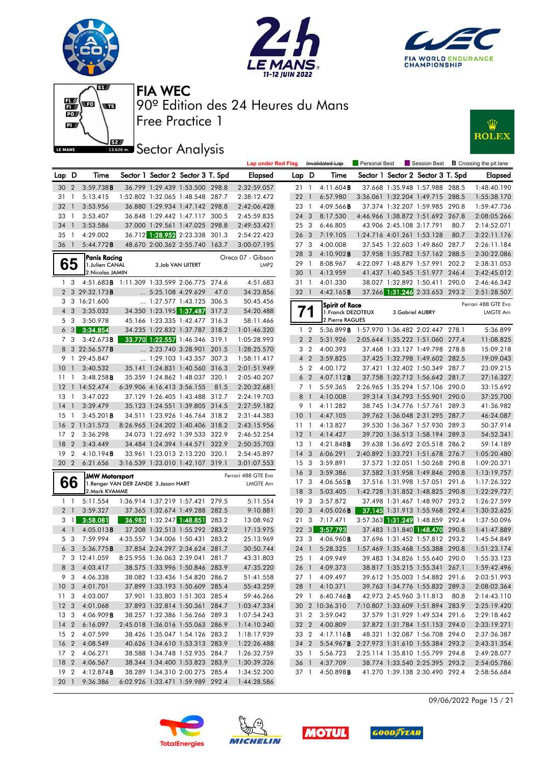# FIA WEC

90º Edition des 24 Heures du Mans

Free Practice 1

## Sector Analysis

Lap under Red Flag | Invalidated Lap | Personal Best | Session Best | B Crossing the pit lane

| Lap | D | Time | Sector 1 | Sector 2 | Sector 3 | T. Spd | Elapsed |
|---|---|---|---|---|---|---|---|
| 30 | 2 | 3:59.738B | 36.799 | 1:29.439 | 1:53.500 | 298.8 | 2:32:59.057 |
| 31 | 1 | 5:13.415 | 1:52.802 | 1:32.065 | 1:48.548 | 287.7 | 2:38:12.472 |
| 32 | 1 | 3:53.956 | 36.880 | 1:29.934 | 1:47.142 | 298.8 | 2:42:06.428 |
| 33 | 1 | 3:53.407 | 36.848 | 1:29.442 | 1:47.117 | 300.5 | 2:45:59.835 |
| 34 | 1 | 3:53.586 | 37.000 | 1:29.561 | 1:47.025 | 298.8 | 2:49:53.421 |
| 35 | 1 | 4:29.002 | 36.712 | 1:28.952 | 2:23.338 | 301.3 | 2:54:22.423 |
| 36 | 1 | 5:44.772B | 48.670 | 2:00.362 | 2:55.740 | 163.7 | 3:00:07.195 |

### 65 Panis Racing — Oreca 07 - Gibson — LMP2

1.Julien CANAL / 2.Nicolas JAMIN / 3.Job VAN UITERT

| Lap | D | Time | Sector 1 | Sector 2 | Sector 3 | T. Spd | Elapsed |
|---|---|---|---|---|---|---|---|
| 1 | 3 | 4:51.683B | 1:11.309 | 1:33.599 | 2:06.775 | 274.6 | 4:51.683 |
| 2 | 3 | 29:32.173B | ... | 5:25.108 | 4:29.629 | 47.0 | 34:23.856 |
| 3 | 3 | 16:21.600 | ... | 1:27.577 | 1:43.125 | 306.5 | 50:45.456 |
| 4 | 3 | 3:35.032 | 34.350 | 1:23.195 | 1:37.487 | 317.2 | 54:20.488 |
| 5 | 3 | 3:50.978 | 45.166 | 1:23.335 | 1:42.477 | 316.3 | 58:11.466 |
| 6 | 3 | 3:34.854 | 34.235 | 1:22.832 | 1:37.787 | 318.2 | 1:01:46.320 |
| 7 | 3 | 3:42.673B | 33.770 | 1:22.557 | 1:46.346 | 319.1 | 1:05:28.993 |
| 8 | 3 | 22:56.577B | ... | 2:23.740 | 3:28.901 | 201.5 | 1:28:25.570 |
| 9 | 1 | 29:45.847 | ... | 1:29.103 | 1:43.357 | 307.3 | 1:58:11.417 |
| 10 | 1 | 3:40.532 | 35.141 | 1:24.831 | 1:40.560 | 316.3 | 2:01:51.949 |
| 11 | 1 | 3:48.258B | 35.359 | 1:24.862 | 1:48.037 | 320.1 | 2:05:40.207 |
| 12 | 1 | 14:52.474 | 6:39.906 | 4:16.413 | 3:56.155 | 81.5 | 2:20:32.681 |
| 13 | 1 | 3:47.022 | 37.129 | 1:26.405 | 1:43.488 | 312.7 | 2:24:19.703 |
| 14 | 1 | 3:39.479 | 35.123 | 1:24.551 | 1:39.805 | 314.5 | 2:27:59.182 |
| 15 | 1 | 3:45.201B | 34.511 | 1:23.926 | 1:46.764 | 318.2 | 2:31:44.383 |
| 16 | 2 | 11:31.573 | 8:26.965 | 1:24.202 | 1:40.406 | 318.2 | 2:43:15.956 |
| 17 | 2 | 3:36.298 | 34.073 | 1:22.692 | 1:39.533 | 322.9 | 2:46:52.254 |
| 18 | 2 | 3:43.449 | 34.484 | 1:24.394 | 1:44.571 | 322.9 | 2:50:35.703 |
| 19 | 2 | 4:10.194B | 33.961 | 1:23.013 | 2:13.220 | 320.1 | 2:54:45.897 |
| 20 | 2 | 6:21.656 | 3:16.539 | 1:23.010 | 1:42.107 | 319.1 | 3:01:07.553 |

### 66 JMW Motorsport — Ferrari 488 GTE Evo — LMGTE Am

1.Renger VAN DER ZANDE / 2.Mark KVAMME / 3.Jason HART

| Lap | D | Time | Sector 1 | Sector 2 | Sector 3 | T. Spd | Elapsed |
|---|---|---|---|---|---|---|---|
| 1 | 1 | 5:11.554 | 1:36.914 | 1:37.219 | 1:57.421 | 279.5 | 5:11.554 |
| 2 | 1 | 3:59.327 | 37.365 | 1:32.674 | 1:49.288 | 282.5 | 9:10.881 |
| 3 | 1 | 3:58.081 | 36.983 | 1:32.247 | 1:48.851 | 283.2 | 13:08.962 |
| 4 | 1 | 4:05.013B | 37.208 | 1:32.513 | 1:55.292 | 283.2 | 17:13.975 |
| 5 | 3 | 7:59.994 | 4:35.557 | 1:34.006 | 1:50.431 | 283.2 | 25:13.969 |
| 6 | 3 | 5:36.775B | 37.854 | 2:24.297 | 2:34.624 | 281.7 | 30:50.744 |
| 7 | 3 | 12:41.059 | 8:25.955 | 1:36.063 | 2:39.041 | 281.7 | 43:31.803 |
| 8 | 3 | 4:03.417 | 38.575 | 1:33.996 | 1:50.846 | 283.9 | 47:35.220 |
| 9 | 3 | 4:06.338 | 38.082 | 1:33.436 | 1:54.820 | 286.2 | 51:41.558 |
| 10 | 3 | 4:01.701 | 37.899 | 1:33.193 | 1:50.609 | 285.4 | 55:43.259 |
| 11 | 3 | 4:03.007 | 37.901 | 1:33.803 | 1:51.303 | 285.4 | 59:46.266 |
| 12 | 3 | 4:01.068 | 37.893 | 1:32.814 | 1:50.361 | 284.7 | 1:03:47.334 |
| 13 | 3 | 4:06.909B | 38.257 | 1:32.386 | 1:56.266 | 289.3 | 1:07:54.243 |
| 14 | 2 | 6:16.097 | 2:45.018 | 1:36.016 | 1:55.063 | 286.9 | 1:14:10.340 |
| 15 | 2 | 4:07.599 | 38.426 | 1:35.047 | 1:54.126 | 283.2 | 1:18:17.939 |
| 16 | 2 | 4:08.549 | 40.626 | 1:34.610 | 1:53.313 | 283.9 | 1:22:26.488 |
| 17 | 2 | 4:06.271 | 38.588 | 1:34.748 | 1:52.935 | 284.7 | 1:26:32.759 |
| 18 | 2 | 4:06.567 | 38.344 | 1:34.400 | 1:53.823 | 283.9 | 1:30:39.326 |
| 19 | 2 | 4:12.874B | 38.289 | 1:34.310 | 2:00.275 | 285.4 | 1:34:52.200 |
| 20 | 1 | 9:36.386 | 6:02.926 | 1:33.471 | 1:59.989 | 292.4 | 1:44:28.586 |
| 21 | 1 | 4:11.604B | 37.668 | 1:35.948 | 1:57.988 | 288.5 | 1:48:40.190 |
| 22 | 1 | 6:57.980 | 3:36.061 | 1:32.204 | 1:49.715 | 288.5 | 1:55:38.170 |
| 23 | 1 | 4:09.566B | 37.374 | 1:32.207 | 1:59.985 | 290.8 | 1:59:47.736 |
| 24 | 3 | 8:17.530 | 4:46.966 | 1:38.872 | 1:51.692 | 267.8 | 2:08:05.266 |
| 25 | 3 | 6:46.805 | 43.906 | 2:45.108 | 3:17.791 | 80.7 | 2:14:52.071 |
| 26 | 3 | 7:19.105 | 1:24.716 | 4:01.261 | 1:53.128 | 80.7 | 2:22:11.176 |
| 27 | 3 | 4:00.008 | 37.545 | 1:32.603 | 1:49.860 | 287.7 | 2:26:11.184 |
| 28 | 3 | 4:10.902B | 37.958 | 1:35.782 | 1:57.162 | 288.5 | 2:30:22.086 |
| 29 | 1 | 8:08.967 | 4:22.097 | 1:48.879 | 1:57.991 | 202.2 | 2:38:31.053 |
| 30 | 1 | 4:13.959 | 41.437 | 1:40.545 | 1:51.977 | 246.4 | 2:42:45.012 |
| 31 | 1 | 4:01.330 | 38.027 | 1:32.892 | 1:50.411 | 290.0 | 2:46:46.342 |
| 32 | 1 | 4:42.165B | 37.266 | 1:31.246 | 2:33.653 | 293.2 | 2:51:28.507 |

### 71 Spirit of Race — Ferrari 488 GTE Evo — LMGTE Am

1.Franck DEZOTEUX / 2.Pierre RAGUES / 3.Gabriel AUBRY

| Lap | D | Time | Sector 1 | Sector 2 | Sector 3 | T. Spd | Elapsed |
|---|---|---|---|---|---|---|---|
| 1 | 2 | 5:36.899B | 1:57.970 | 1:36.482 | 2:02.447 | 278.1 | 5:36.899 |
| 2 | 2 | 5:31.926 | 2:05.644 | 1:35.222 | 1:51.060 | 277.4 | 11:08.825 |
| 3 | 2 | 4:00.393 | 37.468 | 1:33.127 | 1:49.798 | 278.8 | 15:09.218 |
| 4 | 2 | 3:59.825 | 37.425 | 1:32.798 | 1:49.602 | 282.5 | 19:09.043 |
| 5 | 2 | 4:00.172 | 37.421 | 1:32.402 | 1:50.349 | 287.7 | 23:09.215 |
| 6 | 2 | 4:07.112B | 37.758 | 1:32.712 | 1:56.642 | 281.7 | 27:16.327 |
| 7 | 1 | 5:59.365 | 2:26.965 | 1:35.294 | 1:57.106 | 290.0 | 33:15.692 |
| 8 | 1 | 4:10.008 | 39.314 | 1:34.793 | 1:55.901 | 290.0 | 37:25.700 |
| 9 | 1 | 4:11.282 | 38.745 | 1:34.776 | 1:57.761 | 289.3 | 41:36.982 |
| 10 | 1 | 4:47.105 | 37.762 | 1:36.048 | 2:31.295 | 287.7 | 46:24.087 |
| 11 | 1 | 4:13.827 | 39.530 | 1:36.367 | 1:57.930 | 289.3 | 50:37.914 |
| 12 | 1 | 4:14.427 | 39.720 | 1:36.513 | 1:58.194 | 289.3 | 54:52.341 |
| 13 | 1 | 4:21.848B | 39.638 | 1:36.692 | 2:05.518 | 286.2 | 59:14.189 |
| 14 | 3 | 6:06.291 | 2:40.892 | 1:33.721 | 1:51.678 | 276.7 | 1:05:20.480 |
| 15 | 3 | 3:59.891 | 37.572 | 1:32.051 | 1:50.268 | 290.8 | 1:09:20.371 |
| 16 | 3 | 3:59.386 | 37.582 | 1:31.958 | 1:49.846 | 290.8 | 1:13:19.757 |
| 17 | 3 | 4:06.565B | 37.516 | 1:31.998 | 1:57.051 | 291.6 | 1:17:26.322 |
| 18 | 3 | 5:03.405 | 1:42.728 | 1:31.852 | 1:48.825 | 290.8 | 1:22:29.727 |
| 19 | 3 | 3:57.872 | 37.498 | 1:31.467 | 1:48.907 | 293.2 | 1:26:27.599 |
| 20 | 3 | 4:05.026B | 37.145 | 1:31.913 | 1:55.968 | 292.4 | 1:30:32.625 |
| 21 | 3 | 7:17.471 | 3:57.363 | 1:31.249 | 1:48.859 | 292.4 | 1:37:50.096 |
| 22 | 3 | 3:57.793 | 37.483 | 1:31.840 | 1:48.470 | 290.8 | 1:41:47.889 |
| 23 | 3 | 4:06.960B | 37.696 | 1:31.452 | 1:57.812 | 293.2 | 1:45:54.849 |
| 24 | 1 | 5:28.325 | 1:57.469 | 1:35.468 | 1:55.388 | 290.8 | 1:51:23.174 |
| 25 | 1 | 4:09.949 | 39.483 | 1:34.826 | 1:55.640 | 290.0 | 1:55:33.123 |
| 26 | 1 | 4:09.373 | 38.817 | 1:35.215 | 1:55.341 | 267.1 | 1:59:42.496 |
| 27 | 1 | 4:09.497 | 39.612 | 1:35.003 | 1:54.882 | 291.6 | 2:03:51.993 |
| 28 | 1 | 4:10.371 | 39.763 | 1:34.776 | 1:55.832 | 289.3 | 2:08:02.364 |
| 29 | 1 | 6:40.746B | 42.973 | 2:45.960 | 3:11.813 | 80.8 | 2:14:43.110 |
| 30 | 2 | 10:36.310 | 7:10.807 | 1:33.609 | 1:51.894 | 283.9 | 2:25:19.420 |
| 31 | 2 | 3:59.042 | 37.579 | 1:31.929 | 1:49.534 | 291.6 | 2:29:18.462 |
| 32 | 2 | 4:00.809 | 37.872 | 1:31.784 | 1:51.153 | 294.0 | 2:33:19.271 |
| 33 | 2 | 4:17.116B | 48.321 | 1:32.087 | 1:56.708 | 294.0 | 2:37:36.387 |
| 34 | 2 | 5:54.967B | 2:27.973 | 1:31.610 | 1:55.384 | 293.2 | 2:43:31.354 |
| 35 | 1 | 5:56.723 | 2:25.114 | 1:35.810 | 1:55.799 | 294.8 | 2:49:28.077 |
| 36 | 1 | 4:37.709 | 38.774 | 1:33.540 | 2:25.395 | 293.2 | 2:54:05.786 |
| 37 | 1 | 4:50.898B | 41.270 | 1:39.138 | 2:30.490 | 292.4 | 2:58:56.684 |

09/06/2022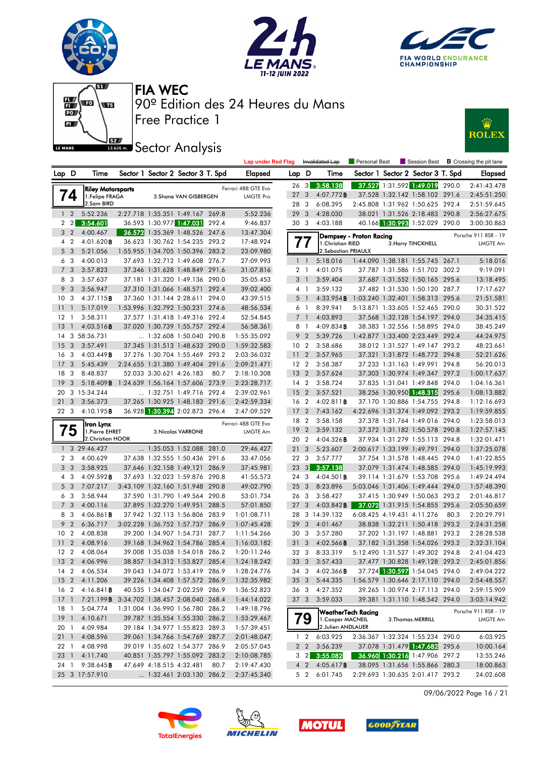# FIA WEC

## 90º Edition des 24 Heures du Mans

## Free Practice 1

## Sector Analysis

Lap under Red Flag | ~~Invalidated Lap~~ | Personal Best | Session Best | **B** Crossing the pit lane

### 74 Riley Motorsports — Ferrari 488 GTE Evo — LMGTE Pro

1.Felipe FRAGA, 2.Sam BIRD, 3.Shane VAN GISBERGEN

| Lap | D | Time | Sector 1 | Sector 2 | Sector 3 | T. Spd | Elapsed |
|---|---|---|---|---|---|---|---|
| 1 | 2 | 5:52.236 | 2:27.718 | 1:35.351 | 1:49.167 | 269.8 | 5:52.236 |
| 2 | 2 | 3:54.601 | 36.593 | 1:30.977 | 1:47.031 | 292.4 | 9:46.837 |
| 3 | 2 | 4:00.467 | 36.572 | 1:35.369 | 1:48.526 | 247.6 | 13:47.304 |
| 4 | 2 | 4:01.620**B** | 36.623 | 1:30.762 | 1:54.235 | 293.2 | 17:48.924 |
| 5 | 3 | 5:21.056 | 1:55.955 | 1:34.705 | 1:50.396 | 283.2 | 23:09.980 |
| 6 | 3 | 4:00.013 | 37.693 | 1:32.712 | 1:49.608 | 276.7 | 27:09.993 |
| 7 | 3 | 3:57.823 | 37.346 | 1:31.628 | 1:48.849 | 291.6 | 31:07.816 |
| 8 | 3 | 3:57.637 | 37.181 | 1:31.320 | 1:49.136 | 290.0 | 35:05.453 |
| 9 | 3 | 3:56.947 | 37.310 | 1:31.066 | 1:48.571 | 292.4 | 39:02.400 |
| 10 | 3 | 4:37.115**B** | 37.360 | 1:31.144 | 2:28.611 | 294.0 | 43:39.515 |
| 11 | 1 | 5:17.019 | 1:53.996 | 1:32.792 | 1:50.231 | 274.6 | 48:56.534 |
| 12 | 1 | 3:58.311 | 37.577 | 1:31.418 | 1:49.316 | 292.4 | 52:54.845 |
| 13 | 1 | 4:03.516**B** | 37.020 | 1:30.739 | 1:55.757 | 292.4 | 56:58.361 |
| 14 | 3 | 58:36.731 | ... | 1:32.608 | 1:50.040 | 290.8 | 1:55:35.092 |
| 15 | 3 | 3:57.491 | 37.345 | 1:31.513 | 1:48.633 | 290.0 | 1:59:32.583 |
| 16 | 3 | 4:03.449**B** | 37.276 | 1:30.704 | 1:55.469 | 293.2 | 2:03:36.032 |
| 17 | 3 | 5:45.439 | 2:24.655 | 1:31.380 | 1:49.404 | 291.6 | 2:09:21.471 |
| 18 | 3 | 8:48.837 | 52.033 | 3:30.621 | 4:26.183 | 80.7 | 2:18:10.308 |
| 19 | 3 | 5:18.409**B** | 1:24.639 | 1:56.164 | 1:57.606 | 273.9 | 2:23:28.717 |
| 20 | 3 | 15:34.244 | ... | 1:32.751 | 1:49.716 | 292.4 | 2:39:02.961 |
| 21 | 3 | 3:56.373 | 37.265 | 1:30.925 | 1:48.183 | 291.6 | 2:42:59.334 |
| 22 | 3 | 4:10.195**B** | 36.928 | 1:30.394 | 2:02.873 | 296.4 | 2:47:09.529 |
| 26 | 3 | 3:58.138 | 37.527 | 1:31.592 | 1:49.019 | 290.0 | 2:41:43.478 |
| 27 | 3 | 4:07.772**B** | 37.528 | 1:32.142 | 1:58.102 | 291.6 | 2:45:51.250 |
| 28 | 3 | 6:08.395 | 2:45.808 | 1:31.962 | 1:50.625 | 292.4 | 2:51:59.645 |
| 29 | 3 | 4:28.030 | 38.021 | 1:31.526 | 2:18.483 | 290.8 | 2:56:27.675 |
| 30 | 3 | 4:03.188 | 40.166 | 1:30.993 | 1:52.029 | 290.0 | 3:00:30.863 |

### 75 Iron Lynx — Ferrari 488 GTE Evo — LMGTE Am

1.Pierre EHRET, 2.Christian HOOK, 3.Nicolas VARRONE

| Lap | D | Time | Sector 1 | Sector 2 | Sector 3 | T. Spd | Elapsed |
|---|---|---|---|---|---|---|---|
| 1 | 3 | 29:46.427 | ... | 1:35.053 | 1:52.088 | 281.0 | 29:46.427 |
| 2 | 3 | 4:00.629 | 37.638 | 1:32.555 | 1:50.436 | 291.6 | 33:47.056 |
| 3 | 3 | 3:58.925 | 37.646 | 1:32.158 | 1:49.121 | 286.9 | 37:45.981 |
| 4 | 3 | 4:09.592**B** | 37.693 | 1:32.023 | 1:59.876 | 290.8 | 41:55.573 |
| 5 | 3 | 7:07.217 | 3:43.109 | 1:32.160 | 1:51.948 | 290.8 | 49:02.790 |
| 6 | 3 | 3:58.944 | 37.590 | 1:31.790 | 1:49.564 | 290.8 | 53:01.734 |
| 7 | 3 | 4:00.116 | 37.895 | 1:32.270 | 1:49.951 | 288.5 | 57:01.850 |
| 8 | 3 | 4:06.861**B** | 37.942 | 1:32.113 | 1:56.806 | 283.9 | 1:01:08.711 |
| 9 | 2 | 6:36.717 | 3:02.228 | 1:36.752 | 1:57.737 | 286.9 | 1:07:45.428 |
| 10 | 2 | 4:08.838 | 39.200 | 1:34.907 | 1:54.731 | 287.7 | 1:11:54.266 |
| 11 | 2 | 4:08.916 | 39.168 | 1:34.962 | 1:54.786 | 285.4 | 1:16:03.182 |
| 12 | 2 | 4:08.064 | 39.008 | 1:35.038 | 1:54.018 | 286.2 | 1:20:11.246 |
| 13 | 2 | 4:06.996 | 38.857 | 1:34.312 | 1:53.827 | 285.4 | 1:24:18.242 |
| 14 | 2 | 4:06.534 | 39.043 | 1:34.072 | 1:53.419 | 286.9 | 1:28:24.776 |
| 15 | 2 | 4:11.206 | 39.226 | 1:34.408 | 1:57.572 | 286.9 | 1:32:35.982 |
| 16 | 2 | 4:16.841**B** | 40.535 | 1:34.047 | 2:02.259 | 286.9 | 1:36:52.823 |
| 17 | 1 | 7:21.199**B** | 3:34.702 | 1:38.457 | 2:08.040 | 268.4 | 1:44:14.022 |
| 18 | 1 | 5:04.774 | 1:31.004 | 1:36.990 | 1:56.780 | 286.2 | 1:49:18.796 |
| 19 | 1 | 4:10.671 | 39.787 | 1:35.554 | 1:55.330 | 286.2 | 1:53:29.467 |
| 20 | 1 | 4:09.984 | 39.184 | 1:34.977 | 1:55.823 | 289.3 | 1:57:39.451 |
| 21 | 1 | 4:08.596 | 39.061 | 1:34.766 | 1:54.769 | 287.7 | 2:01:48.047 |
| 22 | 1 | 4:08.998 | 39.019 | 1:35.602 | 1:54.377 | 286.9 | 2:05:57.045 |
| 23 | 1 | 4:11.740 | 40.851 | 1:35.797 | 1:55.092 | 283.2 | 2:10:08.785 |
| 24 | 1 | 9:38.645**B** | 47.649 | 4:18.515 | 4:32.481 | 80.7 | 2:19:47.430 |
| 25 | 3 | 17:57.910 | ... | 1:32.461 | 2:03.130 | 286.2 | 2:37:45.340 |

### 77 Dempsey - Proton Racing — Porsche 911 RSR - 19 — LMGTE Am

1.Christian RIED, 2.Sebastian PRIAULX, 3.Harry TINCKNELL

| Lap | D | Time | Sector 1 | Sector 2 | Sector 3 | T. Spd | Elapsed |
|---|---|---|---|---|---|---|---|
| 1 | 1 | 5:18.016 | 1:44.090 | 1:38.181 | 1:55.745 | 267.1 | 5:18.016 |
| 2 | 1 | 4:01.075 | 37.787 | 1:31.586 | 1:51.702 | 302.2 | 9:19.091 |
| 3 | 1 | 3:59.404 | 37.687 | 1:31.552 | 1:50.165 | 295.6 | 13:18.495 |
| 4 | 1 | 3:59.132 | 37.482 | 1:31.530 | 1:50.120 | 287.7 | 17:17.627 |
| 5 | 1 | 4:33.954**B** | 1:03.240 | 1:32.401 | 1:58.313 | 295.6 | 21:51.581 |
| 6 | 1 | 8:39.941 | 5:13.871 | 1:33.605 | 1:52.465 | 290.0 | 30:31.522 |
| 7 | 1 | 4:03.893 | 37.568 | 1:32.128 | 1:54.197 | 294.0 | 34:35.415 |
| 8 | 1 | 4:09.834**B** | 38.383 | 1:32.556 | 1:58.895 | 294.0 | 38:45.249 |
| 9 | 2 | 5:39.726 | 1:42.877 | 1:33.400 | 2:23.449 | 292.4 | 44:24.975 |
| 10 | 2 | 3:58.686 | 38.012 | 1:31.527 | 1:49.147 | 293.2 | 48:23.661 |
| 11 | 2 | 3:57.965 | 37.321 | 1:31.872 | 1:48.772 | 294.8 | 52:21.626 |
| 12 | 2 | 3:58.387 | 37.233 | 1:31.163 | 1:49.991 | 294.8 | 56:20.013 |
| 13 | 2 | 3:57.624 | 37.303 | 1:30.974 | 1:49.347 | 297.2 | 1:00:17.637 |
| 14 | 2 | 3:58.724 | 37.835 | 1:31.041 | 1:49.848 | 294.0 | 1:04:16.361 |
| 15 | 2 | 3:57.521 | 38.256 | 1:30.950 | 1:48.315 | 295.6 | 1:08:13.882 |
| 16 | 2 | 4:02.811**B** | 37.170 | 1:30.886 | 1:54.755 | 294.8 | 1:12:16.693 |
| 17 | 2 | 7:43.162 | 4:22.696 | 1:31.374 | 1:49.092 | 293.2 | 1:19:59.855 |
| 18 | 2 | 3:58.158 | 37.378 | 1:31.764 | 1:49.016 | 294.0 | 1:23:58.013 |
| 19 | 2 | 3:59.132 | 37.372 | 1:31.182 | 1:50.578 | 290.8 | 1:27:57.145 |
| 20 | 2 | 4:04.326**B** | 37.934 | 1:31.279 | 1:55.113 | 294.8 | 1:32:01.471 |
| 21 | 3 | 5:23.607 | 2:00.617 | 1:33.199 | 1:49.791 | 294.0 | 1:37:25.078 |
| 22 | 3 | 3:57.777 | 37.754 | 1:31.578 | 1:48.445 | 294.0 | 1:41:22.855 |
| 23 | 3 | 3:57.138 | 37.079 | 1:31.474 | 1:48.585 | 294.0 | 1:45:19.993 |
| 24 | 3 | 4:04.501**B** | 39.114 | 1:31.679 | 1:53.708 | 295.6 | 1:49:24.494 |
| 25 | 3 | 8:23.896 | 5:03.046 | 1:31.406 | 1:49.444 | 294.0 | 1:57:48.390 |
| 26 | 3 | 3:58.427 | 37.415 | 1:30.949 | 1:50.063 | 293.2 | 2:01:46.817 |
| 27 | 3 | 4:03.842**B** | 37.072 | 1:31.915 | 1:54.855 | 295.6 | 2:05:50.659 |
| 28 | 3 | 14:39.132 | 6:08.425 | 4:19.431 | 4:11.276 | 80.3 | 2:20:29.791 |
| 29 | 3 | 4:01.467 | 38.838 | 1:32.211 | 1:50.418 | 293.2 | 2:24:31.258 |
| 30 | 3 | 3:57.280 | 37.202 | 1:31.197 | 1:48.881 | 293.2 | 2:28:28.538 |
| 31 | 3 | 4:02.566**B** | 37.182 | 1:31.358 | 1:54.026 | 293.2 | 2:32:31.104 |
| 32 | 3 | 8:33.319 | 5:12.490 | 1:31.527 | 1:49.302 | 294.8 | 2:41:04.423 |
| 33 | 3 | 3:57.433 | 37.477 | 1:30.828 | 1:49.128 | 293.2 | 2:45:01.856 |
| 34 | 3 | 4:02.366**B** | 37.724 | 1:30.597 | 1:54.045 | 294.0 | 2:49:04.222 |
| 35 | 3 | 5:44.335 | 1:56.579 | 1:30.646 | 2:17.110 | 294.0 | 2:54:48.557 |
| 36 | 3 | 4:27.352 | 39.265 | 1:30.974 | 2:17.113 | 294.0 | 2:59:15.909 |
| 37 | 3 | 3:59.033 | 39.381 | 1:31.110 | 1:48.542 | 294.0 | 3:03:14.942 |

### 79 WeatherTech Racing — Porsche 911 RSR - 19 — LMGTE Am

1.Cooper MACNEIL, 2.Julien ANDLAUER, 3.Thomas MERRILL

| Lap | D | Time | Sector 1 | Sector 2 | Sector 3 | T. Spd | Elapsed |
|---|---|---|---|---|---|---|---|
| 1 | 2 | 6:03.925 | 2:36.367 | 1:32.324 | 1:55.234 | 290.0 | 6:03.925 |
| 2 | 2 | 3:56.239 | 37.078 | 1:31.479 | 1:47.682 | 295.6 | 10:00.164 |
| 3 | 2 | 3:55.082 | 36.960 | 1:30.216 | 1:47.906 | 297.2 | 13:55.246 |
| 4 | 2 | 4:05.617**B** | 38.095 | 1:31.656 | 1:55.866 | 280.3 | 18:00.863 |
| 5 | 2 | 6:01.745 | 2:29.693 | 1:30.635 | 2:01.417 | 293.2 | 24:02.608 |

09/06/2022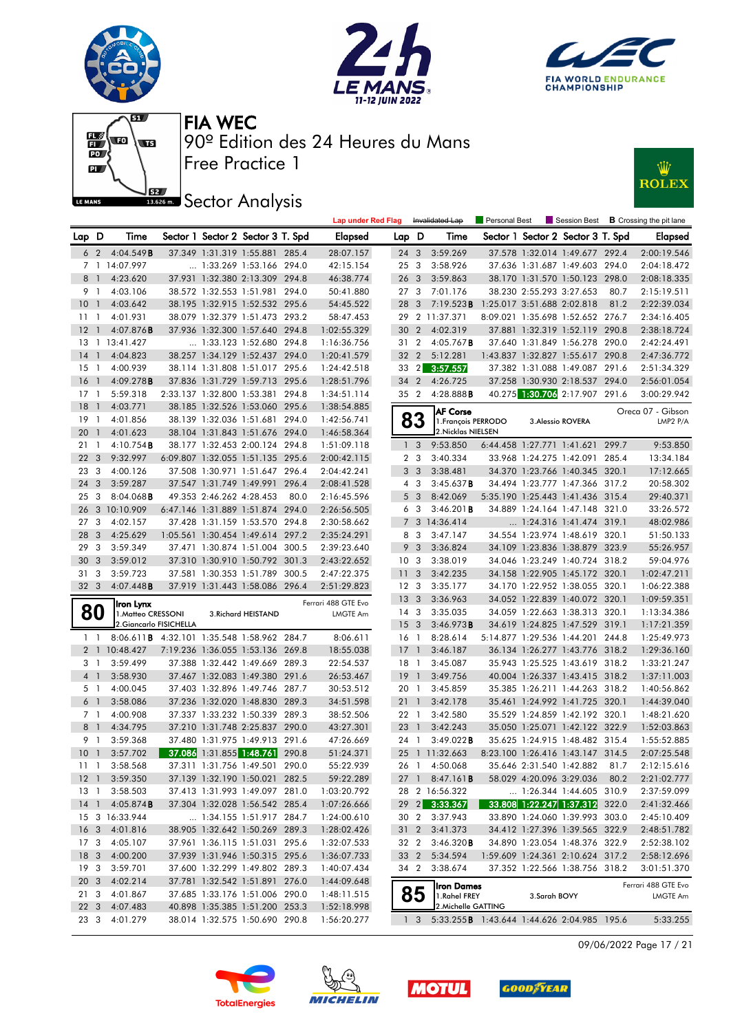# FIA WEC

## 90º Edition des 24 Heures du Mans

## Free Practice 1

## Sector Analysis

Lap under Red Flag | ~~Invalidated Lap~~ | Personal Best | Session Best | **B** Crossing the pit lane

| Lap | D | Time | Sector 1 | Sector 2 | Sector 3 | T. Spd | Elapsed |
|---|---|---|---|---|---|---|---|
| 6 | 2 | 4:04.549**B** | 37.349 | 1:31.319 | 1:55.881 | 285.4 | 28:07.157 |
| 7 | 1 | 14:07.997 | ... | 1:33.269 | 1:53.166 | 294.0 | 42:15.154 |
| 8 | 1 | 4:23.620 | 37.931 | 1:32.380 | 2:13.309 | 294.8 | 46:38.774 |
| 9 | 1 | 4:03.106 | 38.572 | 1:32.553 | 1:51.981 | 294.0 | 50:41.880 |
| 10 | 1 | 4:03.642 | 38.195 | 1:32.915 | 1:52.532 | 295.6 | 54:45.522 |
| 11 | 1 | 4:01.931 | 38.079 | 1:32.379 | 1:51.473 | 293.2 | 58:47.453 |
| 12 | 1 | 4:07.876**B** | 37.936 | 1:32.300 | 1:57.640 | 294.8 | 1:02:55.329 |
| 13 | 1 | 13:41.427 | ... | 1:33.123 | 1:52.680 | 294.8 | 1:16:36.756 |
| 14 | 1 | 4:04.823 | 38.257 | 1:34.129 | 1:52.437 | 294.0 | 1:20:41.579 |
| 15 | 1 | 4:00.939 | 38.114 | 1:31.808 | 1:51.017 | 295.6 | 1:24:42.518 |
| 16 | 1 | 4:09.278**B** | 37.836 | 1:31.729 | 1:59.713 | 295.6 | 1:28:51.796 |
| 17 | 1 | 5:59.318 | 2:33.137 | 1:32.800 | 1:53.381 | 294.8 | 1:34:51.114 |
| 18 | 1 | 4:03.771 | 38.185 | 1:32.526 | 1:53.060 | 295.6 | 1:38:54.885 |
| 19 | 1 | 4:01.856 | 38.139 | 1:32.036 | 1:51.681 | 294.0 | 1:42:56.741 |
| 20 | 1 | 4:01.623 | 38.104 | 1:31.843 | 1:51.676 | 294.0 | 1:46:58.364 |
| 21 | 1 | 4:10.754**B** | 38.177 | 1:32.453 | 2:00.124 | 294.8 | 1:51:09.118 |
| 22 | 3 | 9:32.997 | 6:09.807 | 1:32.055 | 1:51.135 | 295.6 | 2:00:42.115 |
| 23 | 3 | 4:00.126 | 37.587 | 1:30.971 | 1:51.568 | 296.4 | 2:04:42.241 |
| 24 | 3 | 3:59.287 | 37.547 | 1:31.749 | 1:49.991 | 296.4 | 2:08:41.528 |
| 25 | 3 | 8:04.068**B** | 49.353 | 2:46.262 | 4:28.453 | 80.0 | 2:16:45.596 |
| 26 | 3 | 10:10.909 | 6:47.146 | 1:31.889 | 1:51.874 | 294.0 | 2:26:56.505 |
| 27 | 3 | 4:02.157 | 37.428 | 1:31.159 | 1:53.570 | 294.8 | 2:30:58.662 |
| 28 | 3 | 4:25.629 | 1:05.561 | 1:30.454 | 1:49.614 | 297.2 | 2:35:24.291 |
| 29 | 3 | 3:59.349 | 37.471 | 1:30.874 | 1:51.004 | 300.5 | 2:39:23.640 |
| 30 | 3 | 3:59.012 | 37.310 | 1:30.910 | 1:50.792 | 301.3 | 2:43:22.652 |
| 31 | 3 | 3:59.723 | 37.581 | 1:30.353 | 1:51.789 | 300.5 | 2:47:22.375 |
| 32 | 3 | 4:07.448**B** | 37.919 | 1:31.443 | 1:58.086 | 296.4 | 2:51:29.823 |

### 80 Iron Lynx — Ferrari 488 GTE Evo — LMGTE Am
1.Matteo CRESSONI, 2.Giancarlo FISICHELLA, 3.Richard HEISTAND

| Lap | D | Time | Sector 1 | Sector 2 | Sector 3 | T. Spd | Elapsed |
|---|---|---|---|---|---|---|---|
| 1 | 1 | 8:06.611**B** | 4:32.101 | 1:35.548 | 1:58.962 | 284.7 | 8:06.611 |
| 2 | 1 | 10:48.427 | 7:19.236 | 1:36.055 | 1:53.136 | 269.8 | 18:55.038 |
| 3 | 1 | 3:59.499 | 37.388 | 1:32.442 | 1:49.669 | 289.3 | 22:54.537 |
| 4 | 1 | 3:58.930 | 37.467 | 1:32.083 | 1:49.380 | 291.6 | 26:53.467 |
| 5 | 1 | 4:00.045 | 37.403 | 1:32.896 | 1:49.746 | 287.7 | 30:53.512 |
| 6 | 1 | 3:58.086 | 37.236 | 1:32.020 | 1:48.830 | 289.3 | 34:51.598 |
| 7 | 1 | 4:00.908 | 37.337 | 1:33.232 | 1:50.339 | 289.3 | 38:52.506 |
| 8 | 1 | 4:34.795 | 37.210 | 1:31.748 | 2:25.837 | 290.0 | 43:27.301 |
| 9 | 1 | 3:59.368 | 37.480 | 1:31.975 | 1:49.913 | 291.6 | 47:26.669 |
| 10 | 1 | 3:57.702 | 37.086 | 1:31.855 | 1:48.761 | 290.8 | 51:24.371 |
| 11 | 1 | 3:58.568 | 37.311 | 1:31.756 | 1:49.501 | 290.0 | 55:22.939 |
| 12 | 1 | 3:59.350 | 37.139 | 1:32.190 | 1:50.021 | 282.5 | 59:22.289 |
| 13 | 1 | 3:58.503 | 37.413 | 1:31.993 | 1:49.097 | 281.0 | 1:03:20.792 |
| 14 | 1 | 4:05.874**B** | 37.304 | 1:32.028 | 1:56.542 | 285.4 | 1:07:26.666 |
| 15 | 3 | 16:33.944 | ... | 1:34.155 | 1:51.917 | 284.7 | 1:24:00.610 |
| 16 | 3 | 4:01.816 | 38.905 | 1:32.642 | 1:50.269 | 289.3 | 1:28:02.426 |
| 17 | 3 | 4:05.107 | 37.961 | 1:36.115 | 1:51.031 | 295.6 | 1:32:07.533 |
| 18 | 3 | 4:00.200 | 37.939 | 1:31.946 | 1:50.315 | 295.6 | 1:36:07.733 |
| 19 | 3 | 3:59.701 | 37.600 | 1:32.299 | 1:49.802 | 289.3 | 1:40:07.434 |
| 20 | 3 | 4:02.214 | 37.781 | 1:32.542 | 1:51.891 | 276.0 | 1:44:09.648 |
| 21 | 3 | 4:01.867 | 37.685 | 1:33.176 | 1:51.006 | 290.0 | 1:48:11.515 |
| 22 | 3 | 4:07.483 | 40.898 | 1:35.385 | 1:51.200 | 253.3 | 1:52:18.998 |
| 23 | 3 | 4:01.279 | 38.014 | 1:32.575 | 1:50.690 | 290.8 | 1:56:20.277 |
| 24 | 3 | 3:59.269 | 37.578 | 1:32.014 | 1:49.677 | 292.4 | 2:00:19.546 |
| 25 | 3 | 3:58.926 | 37.636 | 1:31.687 | 1:49.603 | 294.0 | 2:04:18.472 |
| 26 | 3 | 3:59.863 | 38.170 | 1:31.570 | 1:50.123 | 298.0 | 2:08:18.335 |
| 27 | 3 | 7:01.176 | 38.230 | 2:55.293 | 3:27.653 | 80.7 | 2:15:19.511 |
| 28 | 3 | 7:19.523**B** | 1:25.017 | 3:51.688 | 2:02.818 | 81.2 | 2:22:39.034 |
| 29 | 2 | 11:37.371 | 8:09.021 | 1:35.698 | 1:52.652 | 276.7 | 2:34:16.405 |
| 30 | 2 | 4:02.319 | 37.881 | 1:32.319 | 1:52.119 | 290.8 | 2:38:18.724 |
| 31 | 2 | 4:05.767**B** | 37.640 | 1:31.849 | 1:56.278 | 290.0 | 2:42:24.491 |
| 32 | 2 | 5:12.281 | 1:43.837 | 1:32.827 | 1:55.617 | 290.8 | 2:47:36.772 |
| 33 | 2 | 3:57.557 | 37.382 | 1:31.088 | 1:49.087 | 291.6 | 2:51:34.329 |
| 34 | 2 | 4:26.725 | 37.258 | 1:30.930 | 2:18.537 | 294.0 | 2:56:01.054 |
| 35 | 2 | 4:28.888**B** | 40.275 | 1:30.706 | 2:17.907 | 291.6 | 3:00:29.942 |

### 83 AF Corse — Oreca 07 - Gibson — LMP2 P/A
1.François PERRODO, 2.Nicklas NIELSEN, 3.Alessio ROVERA

| Lap | D | Time | Sector 1 | Sector 2 | Sector 3 | T. Spd | Elapsed |
|---|---|---|---|---|---|---|---|
| 1 | 3 | 9:53.850 | 6:44.458 | 1:27.771 | 1:41.621 | 299.7 | 9:53.850 |
| 2 | 3 | 3:40.334 | 33.968 | 1:24.275 | 1:42.091 | 285.4 | 13:34.184 |
| 3 | 3 | 3:38.481 | 34.370 | 1:23.766 | 1:40.345 | 320.1 | 17:12.665 |
| 4 | 3 | 3:45.637**B** | 34.494 | 1:23.777 | 1:47.366 | 317.2 | 20:58.302 |
| 5 | 3 | 8:42.069 | 5:35.190 | 1:25.443 | 1:41.436 | 315.4 | 29:40.371 |
| 6 | 3 | 3:46.201**B** | 34.889 | 1:24.164 | 1:47.148 | 321.0 | 33:26.572 |
| 7 | 3 | 14:36.414 | ... | 1:24.316 | 1:41.474 | 319.1 | 48:02.986 |
| 8 | 3 | 3:47.147 | 34.554 | 1:23.974 | 1:48.619 | 320.1 | 51:50.133 |
| 9 | 3 | 3:36.824 | 34.109 | 1:23.836 | 1:38.879 | 323.9 | 55:26.957 |
| 10 | 3 | 3:38.019 | 34.046 | 1:23.249 | 1:40.724 | 318.2 | 59:04.976 |
| 11 | 3 | 3:42.235 | 34.158 | 1:22.905 | 1:45.172 | 320.1 | 1:02:47.211 |
| 12 | 3 | 3:35.177 | 34.170 | 1:22.952 | 1:38.055 | 320.1 | 1:06:22.388 |
| 13 | 3 | 3:36.963 | 34.052 | 1:22.839 | 1:40.072 | 320.1 | 1:09:59.351 |
| 14 | 3 | 3:35.035 | 34.059 | 1:22.663 | 1:38.313 | 320.1 | 1:13:34.386 |
| 15 | 3 | 3:46.973**B** | 34.619 | 1:24.825 | 1:47.529 | 319.1 | 1:17:21.359 |
| 16 | 1 | 8:28.614 | 5:14.877 | 1:29.536 | 1:44.201 | 244.8 | 1:25:49.973 |
| 17 | 1 | 3:46.187 | 36.134 | 1:26.277 | 1:43.776 | 318.2 | 1:29:36.160 |
| 18 | 1 | 3:45.087 | 35.943 | 1:25.525 | 1:43.619 | 318.2 | 1:33:21.247 |
| 19 | 1 | 3:49.756 | 40.004 | 1:26.337 | 1:43.415 | 318.2 | 1:37:11.003 |
| 20 | 1 | 3:45.859 | 35.385 | 1:26.211 | 1:44.263 | 318.2 | 1:40:56.862 |
| 21 | 1 | 3:42.178 | 35.461 | 1:24.992 | 1:41.725 | 320.1 | 1:44:39.040 |
| 22 | 1 | 3:42.580 | 35.529 | 1:24.859 | 1:42.192 | 320.1 | 1:48:21.620 |
| 23 | 1 | 3:42.243 | 35.050 | 1:25.071 | 1:42.122 | 322.9 | 1:52:03.863 |
| 24 | 1 | 3:49.022**B** | 35.625 | 1:24.915 | 1:48.482 | 315.4 | 1:55:52.885 |
| 25 | 1 | 11:32.663 | 8:23.100 | 1:26.416 | 1:43.147 | 314.5 | 2:07:25.548 |
| 26 | 1 | 4:50.068 | 35.646 | 2:31.540 | 1:42.882 | 81.7 | 2:12:15.616 |
| 27 | 1 | 8:47.161**B** | 58.029 | 4:20.096 | 3:29.036 | 80.2 | 2:21:02.777 |
| 28 | 2 | 16:56.322 | ... | 1:26.344 | 1:44.605 | 310.9 | 2:37:59.099 |
| 29 | 2 | 3:33.367 | 33.808 | 1:22.247 | 1:37.312 | 322.0 | 2:41:32.466 |
| 30 | 2 | 3:37.943 | 33.890 | 1:24.060 | 1:39.993 | 303.0 | 2:45:10.409 |
| 31 | 2 | 3:41.373 | 34.412 | 1:27.396 | 1:39.565 | 322.9 | 2:48:51.782 |
| 32 | 2 | 3:46.320**B** | 34.890 | 1:23.054 | 1:48.376 | 322.9 | 2:52:38.102 |
| 33 | 2 | 5:34.594 | 1:59.609 | 1:24.361 | 2:10.624 | 317.2 | 2:58:12.696 |
| 34 | 2 | 3:38.674 | 37.352 | 1:22.566 | 1:38.756 | 318.2 | 3:01:51.370 |

### 85 Iron Dames — Ferrari 488 GTE Evo — LMGTE Am
1.Rahel FREY, 2.Michelle GATTING, 3.Sarah BOVY

| Lap | D | Time | Sector 1 | Sector 2 | Sector 3 | T. Spd | Elapsed |
|---|---|---|---|---|---|---|---|
| 1 | 3 | 5:33.255**B** | 1:43.644 | 1:44.626 | 2:04.985 | 195.6 | 5:33.255 |

09/06/2022 Page 17 / 21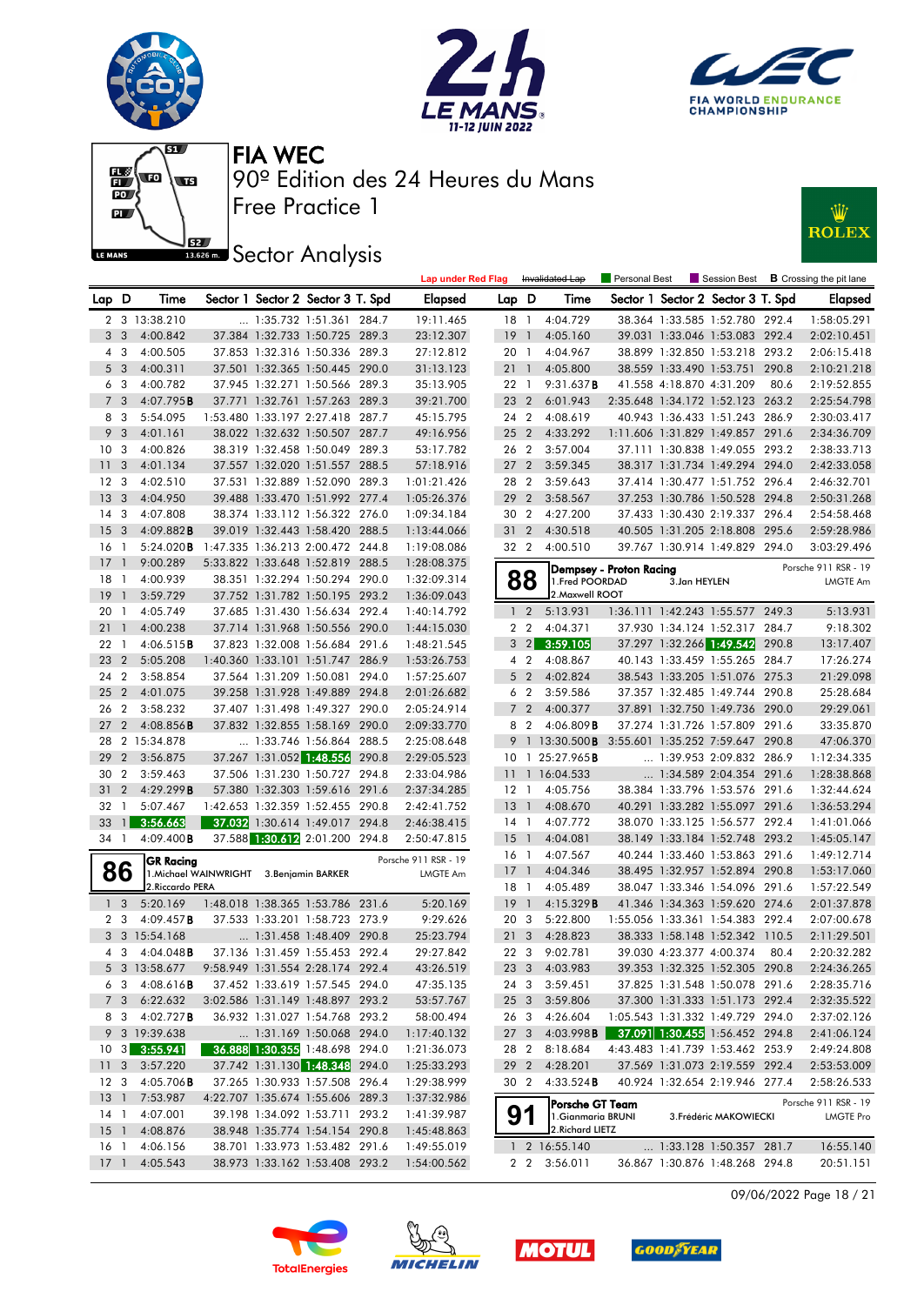# FIA WEC

## 90º Edition des 24 Heures du Mans

## Free Practice 1

## Sector Analysis

Lap under Red Flag | Invalidated Lap | Personal Best | Session Best | B Crossing the pit lane

| Lap | D | Time | Sector 1 | Sector 2 | Sector 3 | T. Spd | Elapsed |
|---|---|---|---|---|---|---|---|
| 2 | 3 | 13:38.210 | ... | 1:35.732 | 1:51.361 | 284.7 | 19:11.465 |
| 3 | 3 | 4:00.842 | 37.384 | 1:32.743 | 1:50.725 | 289.3 | 23:12.307 |
| 4 | 3 | 4:00.505 | 37.853 | 1:32.316 | 1:50.336 | 289.3 | 27:12.812 |
| 5 | 3 | 4:00.311 | 37.501 | 1:32.365 | 1:50.445 | 290.0 | 31:13.123 |
| 6 | 3 | 4:00.782 | 37.945 | 1:32.271 | 1:50.566 | 289.3 | 35:13.905 |
| 7 | 3 | 4:07.795B | 37.771 | 1:32.761 | 1:57.263 | 289.3 | 39:21.700 |
| 8 | 3 | 5:54.095 | 1:53.480 | 1:33.197 | 2:27.418 | 287.7 | 45:15.795 |
| 9 | 3 | 4:01.161 | 38.022 | 1:32.632 | 1:50.507 | 287.7 | 49:16.956 |
| 10 | 3 | 4:00.826 | 38.319 | 1:32.458 | 1:50.049 | 289.3 | 53:17.782 |
| 11 | 3 | 4:01.134 | 37.557 | 1:32.020 | 1:51.557 | 288.5 | 57:18.916 |
| 12 | 3 | 4:02.510 | 37.531 | 1:32.889 | 1:52.090 | 289.3 | 1:01:21.426 |
| 13 | 3 | 4:04.950 | 39.488 | 1:33.470 | 1:51.992 | 277.4 | 1:05:26.376 |
| 14 | 3 | 4:07.808 | 38.374 | 1:33.112 | 1:56.322 | 276.0 | 1:09:34.184 |
| 15 | 3 | 4:09.882B | 39.019 | 1:32.443 | 1:58.420 | 288.5 | 1:13:44.066 |
| 16 | 1 | 5:24.020B | 1:47.335 | 1:36.213 | 2:00.472 | 244.8 | 1:19:08.086 |
| 17 | 1 | 9:00.289 | 5:33.822 | 1:33.648 | 1:52.819 | 288.5 | 1:28:08.375 |
| 18 | 1 | 4:00.939 | 38.351 | 1:32.294 | 1:50.294 | 290.0 | 1:32:09.314 |
| 19 | 1 | 3:59.729 | 37.752 | 1:31.782 | 1:50.195 | 293.2 | 1:36:09.043 |
| 20 | 1 | 4:05.749 | 37.685 | 1:31.430 | 1:56.634 | 292.4 | 1:40:14.792 |
| 21 | 1 | 4:00.238 | 37.714 | 1:31.968 | 1:50.556 | 290.0 | 1:44:15.030 |
| 22 | 1 | 4:06.515B | 37.823 | 1:32.008 | 1:56.684 | 291.6 | 1:48:21.545 |
| 23 | 2 | 5:05.208 | 1:40.360 | 1:33.101 | 1:51.747 | 286.9 | 1:53:26.753 |
| 24 | 2 | 3:58.854 | 37.564 | 1:31.209 | 1:50.081 | 294.0 | 1:57:25.607 |
| 25 | 2 | 4:01.075 | 39.258 | 1:31.928 | 1:49.889 | 294.8 | 2:01:26.682 |
| 26 | 2 | 3:58.232 | 37.407 | 1:31.498 | 1:49.327 | 290.0 | 2:05:24.914 |
| 27 | 2 | 4:08.856B | 37.832 | 1:32.855 | 1:58.169 | 290.0 | 2:09:33.770 |
| 28 | 2 | 15:34.878 | ... | 1:33.746 | 1:56.864 | 288.5 | 2:25:08.648 |
| 29 | 2 | 3:56.875 | 37.267 | 1:31.052 | 1:48.556 | 290.8 | 2:29:05.523 |
| 30 | 2 | 3:59.463 | 37.506 | 1:31.230 | 1:50.727 | 294.8 | 2:33:04.986 |
| 31 | 2 | 4:29.299B | 57.380 | 1:32.303 | 1:59.616 | 291.6 | 2:37:34.285 |
| 32 | 1 | 5:07.467 | 1:42.653 | 1:32.359 | 1:52.455 | 290.8 | 2:42:41.752 |
| 33 | 1 | 3:56.663 | 37.032 | 1:30.614 | 1:49.017 | 294.8 | 2:46:38.415 |
| 34 | 1 | 4:09.400B | 37.588 | 1:30.612 | 2:01.200 | 294.8 | 2:50:47.815 |

### 86 GR Racing — Porsche 911 RSR - 19 — LMGTE Am
1.Michael WAINWRIGHT 2.Riccardo PERA 3.Benjamin BARKER

| Lap | D | Time | Sector 1 | Sector 2 | Sector 3 | T. Spd | Elapsed |
|---|---|---|---|---|---|---|---|
| 1 | 3 | 5:20.169 | 1:48.018 | 1:38.365 | 1:53.786 | 231.6 | 5:20.169 |
| 2 | 3 | 4:09.457B | 37.533 | 1:33.201 | 1:58.723 | 273.9 | 9:29.626 |
| 3 | 3 | 15:54.168 | ... | 1:31.458 | 1:48.409 | 290.8 | 25:23.794 |
| 4 | 3 | 4:04.048B | 37.136 | 1:31.459 | 1:55.453 | 292.4 | 29:27.842 |
| 5 | 3 | 13:58.677 | 9:58.949 | 1:31.554 | 2:28.174 | 292.4 | 43:26.519 |
| 6 | 3 | 4:08.616B | 37.452 | 1:33.619 | 1:57.545 | 294.0 | 47:35.135 |
| 7 | 3 | 6:22.632 | 3:02.586 | 1:31.149 | 1:48.897 | 293.2 | 53:57.767 |
| 8 | 3 | 4:02.727B | 36.932 | 1:31.027 | 1:54.768 | 293.2 | 58:00.494 |
| 9 | 3 | 19:39.638 | ... | 1:31.169 | 1:50.068 | 294.0 | 1:17:40.132 |
| 10 | 3 | 3:55.941 | 36.888 | 1:30.355 | 1:48.698 | 294.0 | 1:21:36.073 |
| 11 | 3 | 3:57.220 | 37.742 | 1:31.130 | 1:48.348 | 294.0 | 1:25:33.293 |
| 12 | 3 | 4:05.706B | 37.265 | 1:30.933 | 1:57.508 | 296.4 | 1:29:38.999 |
| 13 | 1 | 7:53.987 | 4:22.707 | 1:35.674 | 1:55.606 | 289.3 | 1:37:32.986 |
| 14 | 1 | 4:07.001 | 39.198 | 1:34.092 | 1:53.711 | 293.2 | 1:41:39.987 |
| 15 | 1 | 4:08.876 | 38.948 | 1:35.774 | 1:54.154 | 290.8 | 1:45:48.863 |
| 16 | 1 | 4:06.156 | 38.701 | 1:33.973 | 1:53.482 | 291.6 | 1:49:55.019 |
| 17 | 1 | 4:05.543 | 38.973 | 1:33.162 | 1:53.408 | 293.2 | 1:54:00.562 |
| 18 | 1 | 4:04.729 | 38.364 | 1:33.585 | 1:52.780 | 292.4 | 1:58:05.291 |
| 19 | 1 | 4:05.160 | 39.031 | 1:33.046 | 1:53.083 | 292.4 | 2:02:10.451 |
| 20 | 1 | 4:04.967 | 38.899 | 1:32.850 | 1:53.218 | 293.2 | 2:06:15.418 |
| 21 | 1 | 4:05.800 | 38.559 | 1:33.490 | 1:53.751 | 290.8 | 2:10:21.218 |
| 22 | 1 | 9:31.637B | 41.558 | 4:18.870 | 4:31.209 | 80.6 | 2:19:52.855 |
| 23 | 2 | 6:01.943 | 2:35.648 | 1:34.172 | 1:52.123 | 263.2 | 2:25:54.798 |
| 24 | 2 | 4:08.619 | 40.943 | 1:36.433 | 1:51.243 | 286.9 | 2:30:03.417 |
| 25 | 2 | 4:33.292 | 1:11.606 | 1:31.829 | 1:49.857 | 291.6 | 2:34:36.709 |
| 26 | 2 | 3:57.004 | 37.111 | 1:30.838 | 1:49.055 | 293.2 | 2:38:33.713 |
| 27 | 2 | 3:59.345 | 38.317 | 1:31.734 | 1:49.294 | 294.0 | 2:42:33.058 |
| 28 | 2 | 3:59.643 | 37.414 | 1:30.477 | 1:51.752 | 296.4 | 2:46:32.701 |
| 29 | 2 | 3:58.567 | 37.253 | 1:30.786 | 1:50.528 | 294.8 | 2:50:31.268 |
| 30 | 2 | 4:23.200 | 37.433 | 1:30.430 | 2:19.337 | 296.4 | 2:54:54.468 |
| 31 | 2 | 4:30.518 | 40.505 | 1:31.205 | 2:18.808 | 295.6 | 2:59:28.986 |
| 32 | 2 | 4:00.510 | 39.767 | 1:30.914 | 1:49.829 | 294.0 | 3:03:29.496 |

### 88 Dempsey - Proton Racing — Porsche 911 RSR - 19 — LMGTE Am
1.Fred POORDAD 2.Maxwell ROOT 3.Jan HEYLEN

| Lap | D | Time | Sector 1 | Sector 2 | Sector 3 | T. Spd | Elapsed |
|---|---|---|---|---|---|---|---|
| 1 | 2 | 5:13.931 | 1:36.111 | 1:42.243 | 1:55.577 | 249.3 | 5:13.931 |
| 2 | 2 | 4:04.371 | 37.930 | 1:34.124 | 1:52.317 | 284.7 | 9:18.302 |
| 3 | 2 | 3:59.105 | 37.297 | 1:32.266 | 1:49.542 | 290.8 | 13:17.407 |
| 4 | 2 | 4:08.867 | 40.143 | 1:33.459 | 1:55.265 | 284.7 | 17:26.274 |
| 5 | 2 | 4:02.824 | 38.543 | 1:33.205 | 1:51.076 | 275.3 | 21:29.098 |
| 6 | 2 | 3:59.586 | 37.357 | 1:32.485 | 1:49.744 | 290.8 | 25:28.684 |
| 7 | 2 | 4:00.377 | 37.891 | 1:32.750 | 1:49.736 | 290.0 | 29:29.061 |
| 8 | 2 | 4:06.809B | 37.274 | 1:31.726 | 1:57.809 | 291.6 | 33:35.870 |
| 9 | 1 | 13:30.500B | 3:55.601 | 1:35.252 | 7:59.647 | 290.8 | 47:06.370 |
| 10 | 1 | 25:27.965B | ... | 1:39.953 | 2:09.832 | 286.9 | 1:12:34.335 |
| 11 | 1 | 16:04.533 | ... | 1:34.589 | 2:04.354 | 291.6 | 1:28:38.868 |
| 12 | 1 | 4:05.756 | 38.384 | 1:33.796 | 1:53.576 | 291.6 | 1:32:44.624 |
| 13 | 1 | 4:08.670 | 40.291 | 1:33.282 | 1:55.097 | 291.6 | 1:36:53.294 |
| 14 | 1 | 4:07.772 | 38.070 | 1:33.125 | 1:56.577 | 292.4 | 1:41:01.066 |
| 15 | 1 | 4:04.081 | 38.149 | 1:33.184 | 1:52.748 | 293.2 | 1:45:05.147 |
| 16 | 1 | 4:07.567 | 40.244 | 1:33.460 | 1:53.863 | 291.6 | 1:49:12.714 |
| 17 | 1 | 4:04.346 | 38.495 | 1:32.957 | 1:52.894 | 290.8 | 1:53:17.060 |
| 18 | 1 | 4:05.489 | 38.047 | 1:33.346 | 1:54.096 | 291.6 | 1:57:22.549 |
| 19 | 1 | 4:15.329B | 41.346 | 1:34.363 | 1:59.620 | 274.6 | 2:01:37.878 |
| 20 | 3 | 5:22.800 | 1:55.056 | 1:33.361 | 1:54.383 | 292.4 | 2:07:00.678 |
| 21 | 3 | 4:28.823 | 38.333 | 1:58.148 | 1:52.342 | 110.5 | 2:11:29.501 |
| 22 | 3 | 9:02.781 | 39.030 | 4:23.377 | 4:00.374 | 80.4 | 2:20:32.282 |
| 23 | 3 | 4:03.983 | 39.353 | 1:32.325 | 1:52.305 | 290.8 | 2:24:36.265 |
| 24 | 3 | 3:59.451 | 37.825 | 1:31.548 | 1:50.078 | 291.6 | 2:28:35.716 |
| 25 | 3 | 3:59.806 | 37.300 | 1:31.333 | 1:51.173 | 292.4 | 2:32:35.522 |
| 26 | 3 | 4:26.604 | 1:05.543 | 1:31.332 | 1:49.729 | 294.0 | 2:37:02.126 |
| 27 | 3 | 4:03.998B | 37.091 | 1:30.455 | 1:56.452 | 294.8 | 2:41:06.124 |
| 28 | 2 | 8:18.684 | 4:43.483 | 1:41.739 | 1:53.462 | 253.9 | 2:49:24.808 |
| 29 | 2 | 4:28.201 | 37.569 | 1:31.073 | 2:19.559 | 292.4 | 2:53:53.009 |
| 30 | 2 | 4:33.524B | 40.924 | 1:32.654 | 2:19.946 | 277.4 | 2:58:26.533 |

### 91 Porsche GT Team — Porsche 911 RSR - 19 — LMGTE Pro
1.Gianmaria BRUNI 2.Richard LIETZ 3.Frédéric MAKOWIECKI

| Lap | D | Time | Sector 1 | Sector 2 | Sector 3 | T. Spd | Elapsed |
|---|---|---|---|---|---|---|---|
| 1 | 2 | 16:55.140 | ... | 1:33.128 | 1:50.357 | 281.7 | 16:55.140 |
| 2 | 2 | 3:56.011 | 36.867 | 1:30.876 | 1:48.268 | 294.8 | 20:51.151 |

09/06/2022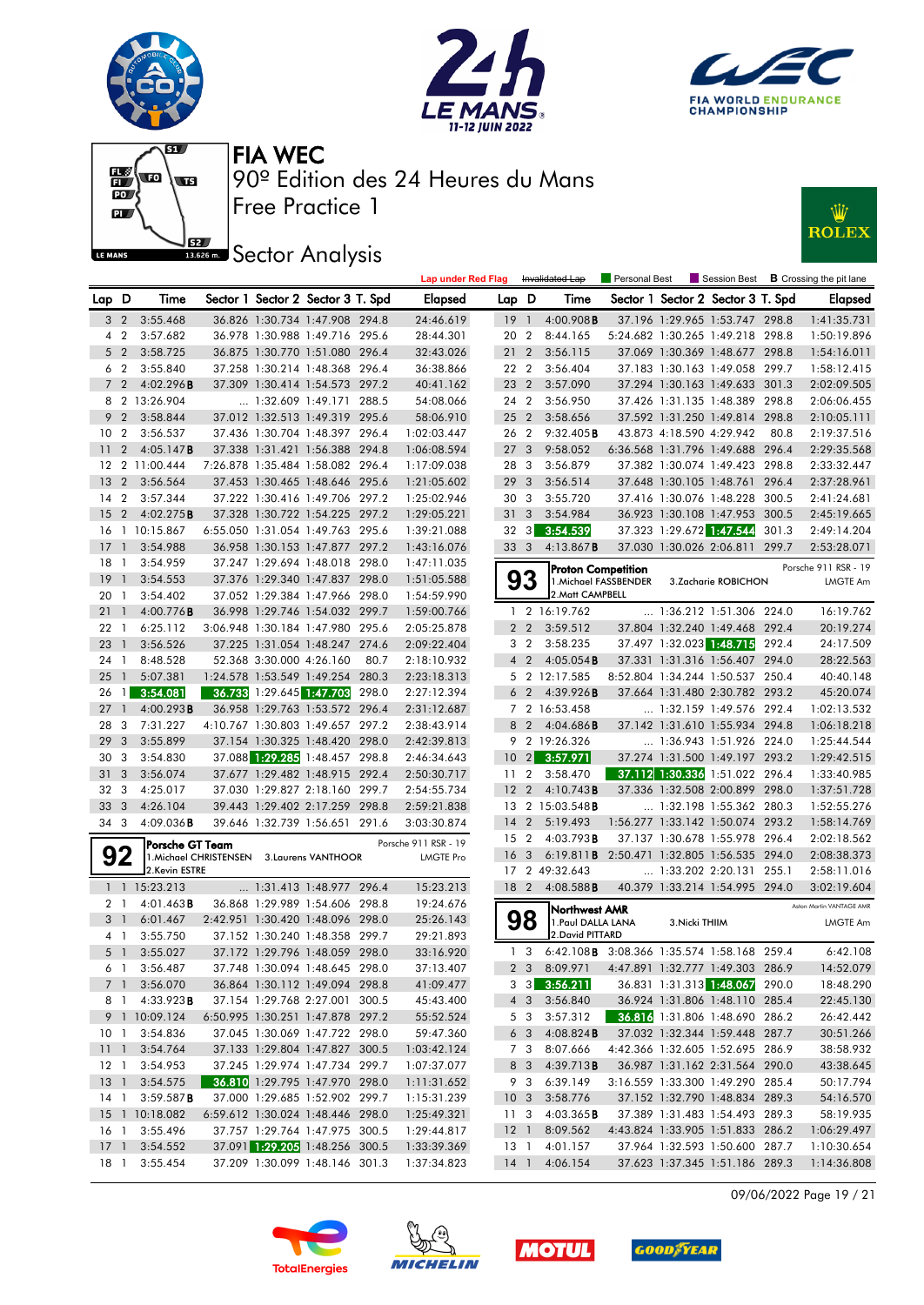# FIA WEC

## 90º Edition des 24 Heures du Mans

## Free Practice 1

## Sector Analysis

Lap under Red Flag | Invalidated Lap | Personal Best | Session Best | **B** Crossing the pit lane

| Lap | D | Time | Sector 1 | Sector 2 | Sector 3 | T. Spd | Elapsed |
|---|---|---|---|---|---|---|---|
| 3 | 2 | 3:55.468 | 36.826 | 1:30.734 | 1:47.908 | 294.8 | 24:46.619 |
| 4 | 2 | 3:57.682 | 36.978 | 1:30.988 | 1:49.716 | 295.6 | 28:44.301 |
| 5 | 2 | 3:58.725 | 36.875 | 1:30.770 | 1:51.080 | 296.4 | 32:43.026 |
| 6 | 2 | 3:55.840 | 37.258 | 1:30.214 | 1:48.368 | 296.4 | 36:38.866 |
| 7 | 2 | 4:02.296 **B** | 37.309 | 1:30.414 | 1:54.573 | 297.2 | 40:41.162 |
| 8 | 2 | 13:26.904 | ... | 1:32.609 | 1:49.171 | 288.5 | 54:08.066 |
| 9 | 2 | 3:58.844 | 37.012 | 1:32.513 | 1:49.319 | 295.6 | 58:06.910 |
| 10 | 2 | 3:56.537 | 37.436 | 1:30.704 | 1:48.397 | 296.4 | 1:02:03.447 |
| 11 | 2 | 4:05.147 **B** | 37.338 | 1:31.421 | 1:56.388 | 294.8 | 1:06:08.594 |
| 12 | 2 | 11:00.444 | 7:26.878 | 1:35.484 | 1:58.082 | 296.4 | 1:17:09.038 |
| 13 | 2 | 3:56.564 | 37.453 | 1:30.465 | 1:48.646 | 295.6 | 1:21:05.602 |
| 14 | 2 | 3:57.344 | 37.222 | 1:30.416 | 1:49.706 | 297.2 | 1:25:02.946 |
| 15 | 2 | 4:02.275 **B** | 37.328 | 1:30.722 | 1:54.225 | 297.2 | 1:29:05.221 |
| 16 | 1 | 10:15.867 | 6:55.050 | 1:31.054 | 1:49.763 | 295.6 | 1:39:21.088 |
| 17 | 1 | 3:54.988 | 36.958 | 1:30.153 | 1:47.877 | 297.2 | 1:43:16.076 |
| 18 | 1 | 3:54.959 | 37.247 | 1:29.694 | 1:48.018 | 298.0 | 1:47:11.035 |
| 19 | 1 | 3:54.553 | 37.376 | 1:29.340 | 1:47.837 | 298.0 | 1:51:05.588 |
| 20 | 1 | 3:54.402 | 37.052 | 1:29.384 | 1:47.966 | 298.0 | 1:54:59.990 |
| 21 | 1 | 4:00.776 **B** | 36.998 | 1:29.746 | 1:54.032 | 299.7 | 1:59:00.766 |
| 22 | 1 | 6:25.112 | 3:06.948 | 1:30.184 | 1:47.980 | 295.6 | 2:05:25.878 |
| 23 | 1 | 3:56.526 | 37.225 | 1:31.054 | 1:48.247 | 274.6 | 2:09:22.404 |
| 24 | 1 | 8:48.528 | 52.368 | 3:30.000 | 4:26.160 | 80.7 | 2:18:10.932 |
| 25 | 1 | 5:07.381 | 1:24.578 | 1:53.549 | 1:49.254 | 280.3 | 2:23:18.313 |
| 26 | 1 | 3:54.081 | 36.733 | 1:29.645 | 1:47.703 | 298.0 | 2:27:12.394 |
| 27 | 1 | 4:00.293 **B** | 36.958 | 1:29.763 | 1:53.572 | 296.4 | 2:31:12.687 |
| 28 | 3 | 7:31.227 | 4:10.767 | 1:30.803 | 1:49.657 | 297.2 | 2:38:43.914 |
| 29 | 3 | 3:55.899 | 37.154 | 1:30.325 | 1:48.420 | 298.0 | 2:42:39.813 |
| 30 | 3 | 3:54.830 | 37.088 | 1:29.285 | 1:48.457 | 298.8 | 2:46:34.643 |
| 31 | 3 | 3:56.074 | 37.677 | 1:29.482 | 1:48.915 | 292.4 | 2:50:30.717 |
| 32 | 3 | 4:25.017 | 37.030 | 1:29.827 | 2:18.160 | 299.7 | 2:54:55.734 |
| 33 | 3 | 4:26.104 | 39.443 | 1:29.402 | 2:17.259 | 298.8 | 2:59:21.838 |
| 34 | 3 | 4:09.036 **B** | 39.646 | 1:32.739 | 1:56.651 | 291.6 | 3:03:30.874 |

### 92 — Porsche GT Team — Porsche 911 RSR - 19 — LMGTE Pro
1.Michael CHRISTENSEN, 2.Kevin ESTRE, 3.Laurens VANTHOOR

| Lap | D | Time | Sector 1 | Sector 2 | Sector 3 | T. Spd | Elapsed |
|---|---|---|---|---|---|---|---|
| 1 | 1 | 15:23.213 | ... | 1:31.413 | 1:48.977 | 296.4 | 15:23.213 |
| 2 | 1 | 4:01.463 **B** | 36.868 | 1:29.989 | 1:54.606 | 298.8 | 19:24.676 |
| 3 | 1 | 6:01.467 | 2:42.951 | 1:30.420 | 1:48.096 | 298.0 | 25:26.143 |
| 4 | 1 | 3:55.750 | 37.152 | 1:30.240 | 1:48.358 | 299.7 | 29:21.893 |
| 5 | 1 | 3:55.027 | 37.172 | 1:29.796 | 1:48.059 | 298.0 | 33:16.920 |
| 6 | 1 | 3:56.487 | 37.748 | 1:30.094 | 1:48.645 | 298.0 | 37:13.407 |
| 7 | 1 | 3:56.070 | 36.864 | 1:30.112 | 1:49.094 | 298.8 | 41:09.477 |
| 8 | 1 | 4:33.923 **B** | 37.154 | 1:29.768 | 2:27.001 | 300.5 | 45:43.400 |
| 9 | 1 | 10:09.124 | 6:50.995 | 1:30.251 | 1:47.878 | 297.2 | 55:52.524 |
| 10 | 1 | 3:54.836 | 37.045 | 1:30.069 | 1:47.722 | 298.0 | 59:47.360 |
| 11 | 1 | 3:54.764 | 37.133 | 1:29.804 | 1:47.827 | 300.5 | 1:03:42.124 |
| 12 | 1 | 3:54.953 | 37.245 | 1:29.974 | 1:47.734 | 299.7 | 1:07:37.077 |
| 13 | 1 | 3:54.575 | 36.810 | 1:29.795 | 1:47.970 | 298.0 | 1:11:31.652 |
| 14 | 1 | 3:59.587 **B** | 37.000 | 1:29.685 | 1:52.902 | 299.7 | 1:15:31.239 |
| 15 | 1 | 10:18.082 | 6:59.612 | 1:30.024 | 1:48.446 | 298.0 | 1:25:49.321 |
| 16 | 1 | 3:55.496 | 37.757 | 1:29.764 | 1:47.975 | 300.5 | 1:29:44.817 |
| 17 | 1 | 3:54.552 | 37.091 | 1:29.205 | 1:48.256 | 300.5 | 1:33:39.369 |
| 18 | 1 | 3:55.454 | 37.209 | 1:30.099 | 1:48.146 | 301.3 | 1:37:34.823 |
| 19 | 1 | 4:00.908 **B** | 37.196 | 1:29.965 | 1:53.747 | 298.8 | 1:41:35.731 |
| 20 | 2 | 8:44.165 | 5:24.682 | 1:30.265 | 1:49.218 | 298.8 | 1:50:19.896 |
| 21 | 2 | 3:56.115 | 37.069 | 1:30.369 | 1:48.677 | 298.8 | 1:54:16.011 |
| 22 | 2 | 3:56.404 | 37.183 | 1:30.163 | 1:49.058 | 299.7 | 1:58:12.415 |
| 23 | 2 | 3:57.090 | 37.294 | 1:30.163 | 1:49.633 | 301.3 | 2:02:09.505 |
| 24 | 2 | 3:56.950 | 37.426 | 1:31.135 | 1:48.389 | 298.8 | 2:06:06.455 |
| 25 | 2 | 3:58.656 | 37.592 | 1:31.250 | 1:49.814 | 298.8 | 2:10:05.111 |
| 26 | 2 | 9:32.405 **B** | 43.873 | 4:18.590 | 4:29.942 | 80.8 | 2:19:37.516 |
| 27 | 3 | 9:58.052 | 6:36.568 | 1:31.796 | 1:49.688 | 296.4 | 2:29:35.568 |
| 28 | 3 | 3:56.879 | 37.382 | 1:30.074 | 1:49.423 | 298.8 | 2:33:32.447 |
| 29 | 3 | 3:56.514 | 37.648 | 1:30.105 | 1:48.761 | 296.4 | 2:37:28.961 |
| 30 | 3 | 3:55.720 | 37.416 | 1:30.076 | 1:48.228 | 300.5 | 2:41:24.681 |
| 31 | 3 | 3:54.984 | 36.923 | 1:30.108 | 1:47.953 | 300.5 | 2:45:19.665 |
| 32 | 3 | 3:54.539 | 37.323 | 1:29.672 | 1:47.544 | 301.3 | 2:49:14.204 |
| 33 | 3 | 4:13.867 **B** | 37.030 | 1:30.026 | 2:06.811 | 299.7 | 2:53:28.071 |

### 93 — Proton Competition — Porsche 911 RSR - 19 — LMGTE Am
1.Michael FASSBENDER, 2.Matt CAMPBELL, 3.Zacharie ROBICHON

| Lap | D | Time | Sector 1 | Sector 2 | Sector 3 | T. Spd | Elapsed |
|---|---|---|---|---|---|---|---|
| 1 | 2 | 16:19.762 | ... | 1:36.212 | 1:51.306 | 224.0 | 16:19.762 |
| 2 | 2 | 3:59.512 | 37.804 | 1:32.240 | 1:49.468 | 292.4 | 20:19.274 |
| 3 | 2 | 3:58.235 | 37.497 | 1:32.023 | 1:48.715 | 292.4 | 24:17.509 |
| 4 | 2 | 4:05.054 **B** | 37.331 | 1:31.316 | 1:56.407 | 294.0 | 28:22.563 |
| 5 | 2 | 12:17.585 | 8:52.804 | 1:34.244 | 1:50.537 | 250.4 | 40:40.148 |
| 6 | 2 | 4:39.926 **B** | 37.664 | 1:31.480 | 2:30.782 | 293.2 | 45:20.074 |
| 7 | 2 | 16:53.458 | ... | 1:32.159 | 1:49.576 | 292.4 | 1:02:13.532 |
| 8 | 2 | 4:04.686 **B** | 37.142 | 1:31.610 | 1:55.934 | 294.8 | 1:06:18.218 |
| 9 | 2 | 19:26.326 | ... | 1:36.943 | 1:51.926 | 224.0 | 1:25:44.544 |
| 10 | 2 | 3:57.971 | 37.274 | 1:31.500 | 1:49.197 | 293.2 | 1:29:42.515 |
| 11 | 2 | 3:58.470 | 37.112 | 1:30.336 | 1:51.022 | 296.4 | 1:33:40.985 |
| 12 | 2 | 4:10.743 **B** | 37.336 | 1:32.508 | 2:00.899 | 298.0 | 1:37:51.728 |
| 13 | 2 | 15:03.548 **B** | ... | 1:32.198 | 1:55.362 | 280.3 | 1:52:55.276 |
| 14 | 2 | 5:19.493 | 1:56.277 | 1:33.142 | 1:50.074 | 293.2 | 1:58:14.769 |
| 15 | 2 | 4:03.793 **B** | 37.137 | 1:30.678 | 1:55.978 | 296.4 | 2:02:18.562 |
| 16 | 3 | 6:19.811 **B** | 2:50.471 | 1:32.805 | 1:56.535 | 294.0 | 2:08:38.373 |
| 17 | 2 | 49:32.643 | ... | 1:33.202 | 2:20.131 | 255.1 | 2:58:11.016 |
| 18 | 2 | 4:08.588 **B** | 40.379 | 1:33.214 | 1:54.995 | 294.0 | 3:02:19.604 |

### 98 — Northwest AMR — Aston Martin VANTAGE AMR — LMGTE Am
1.Paul DALLA LANA, 2.David PITTARD, 3.Nicki THIIM

| Lap | D | Time | Sector 1 | Sector 2 | Sector 3 | T. Spd | Elapsed |
|---|---|---|---|---|---|---|---|
| 1 | 3 | 6:42.108 **B** | 3:08.366 | 1:35.574 | 1:58.168 | 259.4 | 6:42.108 |
| 2 | 3 | 8:09.971 | 4:47.891 | 1:32.777 | 1:49.303 | 286.9 | 14:52.079 |
| 3 | 3 | 3:56.211 | 36.831 | 1:31.313 | 1:48.067 | 290.0 | 18:48.290 |
| 4 | 3 | 3:56.840 | 36.924 | 1:31.806 | 1:48.110 | 285.4 | 22:45.130 |
| 5 | 3 | 3:57.312 | 36.816 | 1:31.806 | 1:48.690 | 286.2 | 26:42.442 |
| 6 | 3 | 4:08.824 **B** | 37.032 | 1:32.344 | 1:59.448 | 287.7 | 30:51.266 |
| 7 | 3 | 8:07.666 | 4:42.366 | 1:32.605 | 1:52.695 | 286.9 | 38:58.932 |
| 8 | 3 | 4:39.713 **B** | 36.987 | 1:31.162 | 2:31.564 | 290.0 | 43:38.645 |
| 9 | 3 | 6:39.149 | 3:16.559 | 1:33.300 | 1:49.290 | 285.4 | 50:17.794 |
| 10 | 3 | 3:58.776 | 37.152 | 1:32.790 | 1:48.834 | 289.3 | 54:16.570 |
| 11 | 3 | 4:03.365 **B** | 37.389 | 1:31.483 | 1:54.493 | 289.3 | 58:19.935 |
| 12 | 1 | 8:09.562 | 4:43.824 | 1:33.905 | 1:51.833 | 286.2 | 1:06:29.497 |
| 13 | 1 | 4:01.157 | 37.964 | 1:32.593 | 1:50.600 | 287.7 | 1:10:30.654 |
| 14 | 1 | 4:06.154 | 37.623 | 1:37.345 | 1:51.186 | 289.3 | 1:14:36.808 |

09/06/2022 Page 19 / 21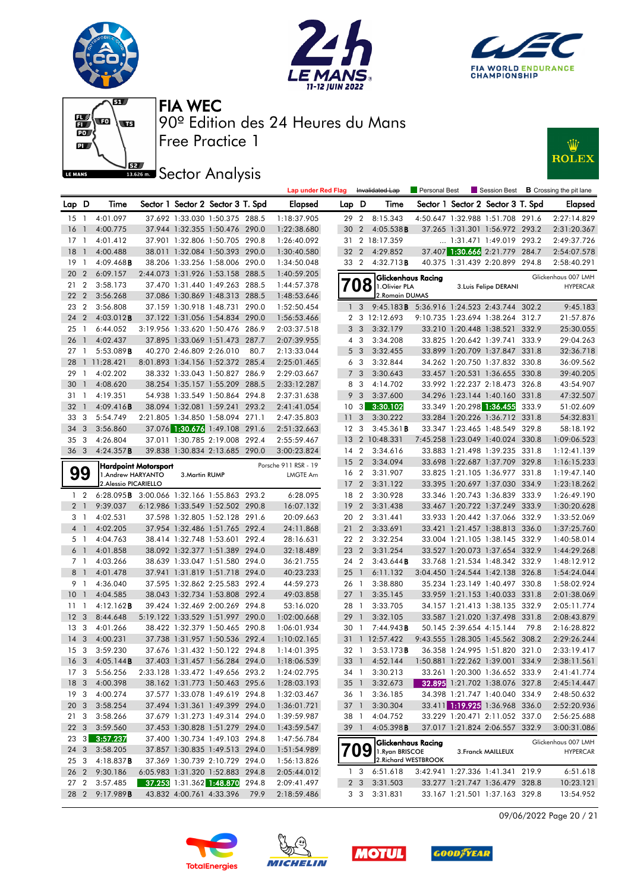# FIA WEC

## 90º Edition des 24 Heures du Mans

## Free Practice 1

## Sector Analysis

Lap under Red Flag | Invalidated Lap | Personal Best | Session Best | **B** Crossing the pit lane

| Lap | D | Time | Sector 1 | Sector 2 | Sector 3 | T. Spd | Elapsed |
|---|---|---|---|---|---|---|---|
| 15 | 1 | 4:01.097 | 37.692 | 1:33.030 | 1:50.375 | 288.5 | 1:18:37.905 |
| 16 | 1 | 4:00.775 | 37.944 | 1:32.355 | 1:50.476 | 290.0 | 1:22:38.680 |
| 17 | 1 | 4:01.412 | 37.901 | 1:32.806 | 1:50.705 | 290.8 | 1:26:40.092 |
| 18 | 1 | 4:00.488 | 38.011 | 1:32.084 | 1:50.393 | 290.0 | 1:30:40.580 |
| 19 | 1 | 4:09.468**B** | 38.206 | 1:33.256 | 1:58.006 | 290.0 | 1:34:50.048 |
| 20 | 2 | 6:09.157 | 2:44.073 | 1:31.926 | 1:53.158 | 288.5 | 1:40:59.205 |
| 21 | 2 | 3:58.173 | 37.470 | 1:31.440 | 1:49.263 | 288.5 | 1:44:57.378 |
| 22 | 2 | 3:56.268 | 37.086 | 1:30.869 | 1:48.313 | 288.5 | 1:48:53.646 |
| 23 | 2 | 3:56.808 | 37.159 | 1:30.918 | 1:48.731 | 290.0 | 1:52:50.454 |
| 24 | 2 | 4:03.012**B** | 37.122 | 1:31.056 | 1:54.834 | 290.0 | 1:56:53.466 |
| 25 | 1 | 6:44.052 | 3:19.956 | 1:33.620 | 1:50.476 | 286.9 | 2:03:37.518 |
| 26 | 1 | 4:02.437 | 37.895 | 1:33.069 | 1:51.473 | 287.7 | 2:07:39.955 |
| 27 | 1 | 5:53.089**B** | 40.270 | 2:46.809 | 2:26.010 | 80.7 | 2:13:33.044 |
| 28 | 1 | 11:28.421 | 8:01.893 | 1:34.156 | 1:52.372 | 285.4 | 2:25:01.465 |
| 29 | 1 | 4:02.202 | 38.332 | 1:33.043 | 1:50.827 | 286.9 | 2:29:03.667 |
| 30 | 1 | 4:08.620 | 38.254 | 1:35.157 | 1:55.209 | 288.5 | 2:33:12.287 |
| 31 | 1 | 4:19.351 | 54.938 | 1:33.549 | 1:50.864 | 294.8 | 2:37:31.638 |
| 32 | 1 | 4:09.416**B** | 38.094 | 1:32.081 | 1:59.241 | 293.2 | 2:41:41.054 |
| 33 | 3 | 5:54.749 | 2:21.805 | 1:34.850 | 1:58.094 | 271.1 | 2:47:35.803 |
| 34 | 3 | 3:56.860 | 37.076 | 1:30.676 | 1:49.108 | 291.6 | 2:51:32.663 |
| 35 | 3 | 4:26.804 | 37.011 | 1:30.785 | 2:19.008 | 292.4 | 2:55:59.467 |
| 36 | 3 | 4:24.357**B** | 39.838 | 1:30.834 | 2:13.685 | 290.0 | 3:00:23.824 |

**99 — Hardpoint Motorsport** — Porsche 911 RSR - 19 — LMGTE Am
1.Andrew HARYANTO, 2.Alessio PICARIELLO, 3.Martin RUMP

| Lap | D | Time | Sector 1 | Sector 2 | Sector 3 | T. Spd | Elapsed |
|---|---|---|---|---|---|---|---|
| 1 | 2 | 6:28.095**B** | 3:00.066 | 1:32.166 | 1:55.863 | 293.2 | 6:28.095 |
| 2 | 1 | 9:39.037 | 6:12.986 | 1:33.549 | 1:52.502 | 290.8 | 16:07.132 |
| 3 | 1 | 4:02.531 | 37.598 | 1:32.805 | 1:52.128 | 291.6 | 20:09.663 |
| 4 | 1 | 4:02.205 | 37.954 | 1:32.486 | 1:51.765 | 292.4 | 24:11.868 |
| 5 | 1 | 4:04.763 | 38.414 | 1:32.748 | 1:53.601 | 292.4 | 28:16.631 |
| 6 | 1 | 4:01.858 | 38.092 | 1:32.377 | 1:51.389 | 294.0 | 32:18.489 |
| 7 | 1 | 4:03.266 | 38.639 | 1:33.047 | 1:51.580 | 294.0 | 36:21.755 |
| 8 | 1 | 4:01.478 | 37.941 | 1:31.819 | 1:51.718 | 294.0 | 40:23.233 |
| 9 | 1 | 4:36.040 | 37.595 | 1:32.862 | 2:25.583 | 292.4 | 44:59.273 |
| 10 | 1 | 4:04.585 | 38.043 | 1:32.734 | 1:53.808 | 292.4 | 49:03.858 |
| 11 | 1 | 4:12.162**B** | 39.424 | 1:32.469 | 2:00.269 | 294.8 | 53:16.020 |
| 12 | 3 | 8:44.648 | 5:19.122 | 1:33.529 | 1:51.997 | 290.0 | 1:02:00.668 |
| 13 | 3 | 4:01.266 | 38.422 | 1:32.379 | 1:50.465 | 290.8 | 1:06:01.934 |
| 14 | 3 | 4:00.231 | 37.738 | 1:31.957 | 1:50.536 | 292.4 | 1:10:02.165 |
| 15 | 3 | 3:59.230 | 37.676 | 1:31.432 | 1:50.122 | 294.8 | 1:14:01.395 |
| 16 | 3 | 4:05.144**B** | 37.403 | 1:31.457 | 1:56.284 | 294.0 | 1:18:06.539 |
| 17 | 3 | 5:56.256 | 2:33.128 | 1:33.472 | 1:49.656 | 293.2 | 1:24:02.795 |
| 18 | 3 | 4:00.398 | 38.162 | 1:31.773 | 1:50.463 | 295.6 | 1:28:03.193 |
| 19 | 3 | 4:00.274 | 37.577 | 1:33.078 | 1:49.619 | 294.8 | 1:32:03.467 |
| 20 | 3 | 3:58.254 | 37.494 | 1:31.361 | 1:49.399 | 294.0 | 1:36:01.721 |
| 21 | 3 | 3:58.266 | 37.679 | 1:31.273 | 1:49.314 | 294.0 | 1:39:59.987 |
| 22 | 3 | 3:59.560 | 37.453 | 1:30.828 | 1:51.279 | 294.0 | 1:43:59.547 |
| 23 | 3 | 3:57.237 | 37.400 | 1:30.734 | 1:49.103 | 294.8 | 1:47:56.784 |
| 24 | 3 | 3:58.205 | 37.857 | 1:30.835 | 1:49.513 | 294.0 | 1:51:54.989 |
| 25 | 3 | 4:18.837**B** | 37.369 | 1:30.739 | 2:10.729 | 294.0 | 1:56:13.826 |
| 26 | 2 | 9:30.186 | 6:05.983 | 1:31.320 | 1:52.883 | 294.8 | 2:05:44.012 |
| 27 | 2 | 3:57.485 | 37.253 | 1:31.362 | 1:48.870 | 294.0 | 2:09:41.497 |
| 28 | 2 | 9:17.989**B** | 43.832 | 4:00.761 | 4:33.396 | 79.9 | 2:18:59.486 |
| 29 | 2 | 8:15.343 | 4:50.647 | 1:32.988 | 1:51.708 | 291.6 | 2:27:14.829 |
| 30 | 2 | 4:05.538**B** | 37.265 | 1:31.301 | 1:56.972 | 293.2 | 2:31:20.367 |
| 31 | 2 | 18:17.359 | ... | 1:31.471 | 1:49.019 | 293.2 | 2:49:37.726 |
| 32 | 2 | 4:29.852 | 37.407 | 1:30.666 | 2:21.779 | 284.7 | 2:54:07.578 |
| 33 | 2 | 4:32.713**B** | 40.375 | 1:31.439 | 2:20.899 | 294.8 | 2:58:40.291 |

**708 — Glickenhaus Racing** — Glickenhaus 007 LMH — HYPERCAR
1.Olivier PLA, 2.Romain DUMAS, 3.Luis Felipe DERANI

| Lap | D | Time | Sector 1 | Sector 2 | Sector 3 | T. Spd | Elapsed |
|---|---|---|---|---|---|---|---|
| 1 | 3 | 9:45.183**B** | 5:36.916 | 1:24.523 | 2:43.744 | 302.2 | 9:45.183 |
| 2 | 3 | 12:12.693 | 9:10.735 | 1:23.694 | 1:38.264 | 312.7 | 21:57.876 |
| 3 | 3 | 3:32.179 | 33.210 | 1:20.448 | 1:38.521 | 332.9 | 25:30.055 |
| 4 | 3 | 3:34.208 | 33.825 | 1:20.642 | 1:39.741 | 333.9 | 29:04.263 |
| 5 | 3 | 3:32.455 | 33.899 | 1:20.709 | 1:37.847 | 331.8 | 32:36.718 |
| 6 | 3 | 3:32.844 | 34.262 | 1:20.750 | 1:37.832 | 330.8 | 36:09.562 |
| 7 | 3 | 3:30.643 | 33.457 | 1:20.531 | 1:36.655 | 330.8 | 39:40.205 |
| 8 | 3 | 4:14.702 | 33.992 | 1:22.237 | 2:18.473 | 326.8 | 43:54.907 |
| 9 | 3 | 3:37.600 | 34.296 | 1:23.144 | 1:40.160 | 331.8 | 47:32.507 |
| 10 | 3 | 3:30.102 | 33.349 | 1:20.298 | 1:36.455 | 333.9 | 51:02.609 |
| 11 | 3 | 3:30.222 | 33.284 | 1:20.226 | 1:36.712 | 331.8 | 54:32.831 |
| 12 | 3 | 3:45.361**B** | 33.347 | 1:23.465 | 1:48.549 | 329.8 | 58:18.192 |
| 13 | 2 | 10:48.331 | 7:45.258 | 1:23.049 | 1:40.024 | 330.8 | 1:09:06.523 |
| 14 | 2 | 3:34.616 | 33.883 | 1:21.498 | 1:39.235 | 331.8 | 1:12:41.139 |
| 15 | 2 | 3:34.094 | 33.698 | 1:22.687 | 1:37.709 | 329.8 | 1:16:15.233 |
| 16 | 2 | 3:31.907 | 33.825 | 1:21.105 | 1:36.977 | 331.8 | 1:19:47.140 |
| 17 | 2 | 3:31.122 | 33.395 | 1:20.697 | 1:37.030 | 334.9 | 1:23:18.262 |
| 18 | 2 | 3:30.928 | 33.346 | 1:20.743 | 1:36.839 | 333.9 | 1:26:49.190 |
| 19 | 2 | 3:31.438 | 33.467 | 1:20.722 | 1:37.249 | 333.9 | 1:30:20.628 |
| 20 | 2 | 3:31.441 | 33.933 | 1:20.442 | 1:37.066 | 332.9 | 1:33:52.069 |
| 21 | 2 | 3:33.691 | 33.421 | 1:21.457 | 1:38.813 | 336.0 | 1:37:25.760 |
| 22 | 2 | 3:32.254 | 33.004 | 1:21.105 | 1:38.145 | 332.9 | 1:40:58.014 |
| 23 | 2 | 3:31.254 | 33.527 | 1:20.073 | 1:37.654 | 332.9 | 1:44:29.268 |
| 24 | 2 | 3:43.644**B** | 33.768 | 1:21.534 | 1:48.342 | 332.9 | 1:48:12.912 |
| 25 | 1 | 6:11.132 | 3:04.450 | 1:24.544 | 1:42.138 | 326.8 | 1:54:24.044 |
| 26 | 1 | 3:38.880 | 35.234 | 1:23.149 | 1:40.497 | 330.8 | 1:58:02.924 |
| 27 | 1 | 3:35.145 | 33.959 | 1:21.153 | 1:40.033 | 331.8 | 2:01:38.069 |
| 28 | 1 | 3:33.705 | 34.157 | 1:21.413 | 1:38.135 | 332.9 | 2:05:11.774 |
| 29 | 1 | 3:32.105 | 33.587 | 1:21.020 | 1:37.498 | 331.8 | 2:08:43.879 |
| 30 | 1 | 7:44.943**B** | 50.145 | 2:39.654 | 4:15.144 | 79.8 | 2:16:28.822 |
| 31 | 1 | 12:57.422 | 9:43.555 | 1:28.305 | 1:45.562 | 308.2 | 2:29:26.244 |
| 32 | 1 | 3:53.173**B** | 36.358 | 1:24.995 | 1:51.820 | 321.0 | 2:33:19.417 |
| 33 | 1 | 4:52.144 | 1:50.881 | 1:22.262 | 1:39.001 | 334.9 | 2:38:11.561 |
| 34 | 1 | 3:30.213 | 33.261 | 1:20.300 | 1:36.652 | 333.9 | 2:41:41.774 |
| 35 | 1 | 3:32.673 | 32.895 | 1:21.702 | 1:38.076 | 327.8 | 2:45:14.447 |
| 36 | 1 | 3:36.185 | 34.398 | 1:21.747 | 1:40.040 | 334.9 | 2:48:50.632 |
| 37 | 1 | 3:30.304 | 33.411 | 1:19.925 | 1:36.968 | 336.0 | 2:52:20.936 |
| 38 | 1 | 4:04.752 | 33.229 | 1:20.471 | 2:11.052 | 337.0 | 2:56:25.688 |
| 39 | 1 | 4:05.398**B** | 37.017 | 1:21.824 | 2:06.557 | 332.9 | 3:00:31.086 |

**709 — Glickenhaus Racing** — Glickenhaus 007 LMH — HYPERCAR
1.Ryan BRISCOE, 2.Richard WESTBROOK, 3.Franck MAILLEUX

| Lap | D | Time | Sector 1 | Sector 2 | Sector 3 | T. Spd | Elapsed |
|---|---|---|---|---|---|---|---|
| 1 | 3 | 6:51.618 | 3:42.941 | 1:27.336 | 1:41.341 | 219.9 | 6:51.618 |
| 2 | 3 | 3:31.503 | 33.277 | 1:21.747 | 1:36.479 | 328.8 | 10:23.121 |
| 3 | 3 | 3:31.831 | 33.167 | 1:21.501 | 1:37.163 | 329.8 | 13:54.952 |

09/06/2022 Page 20 / 21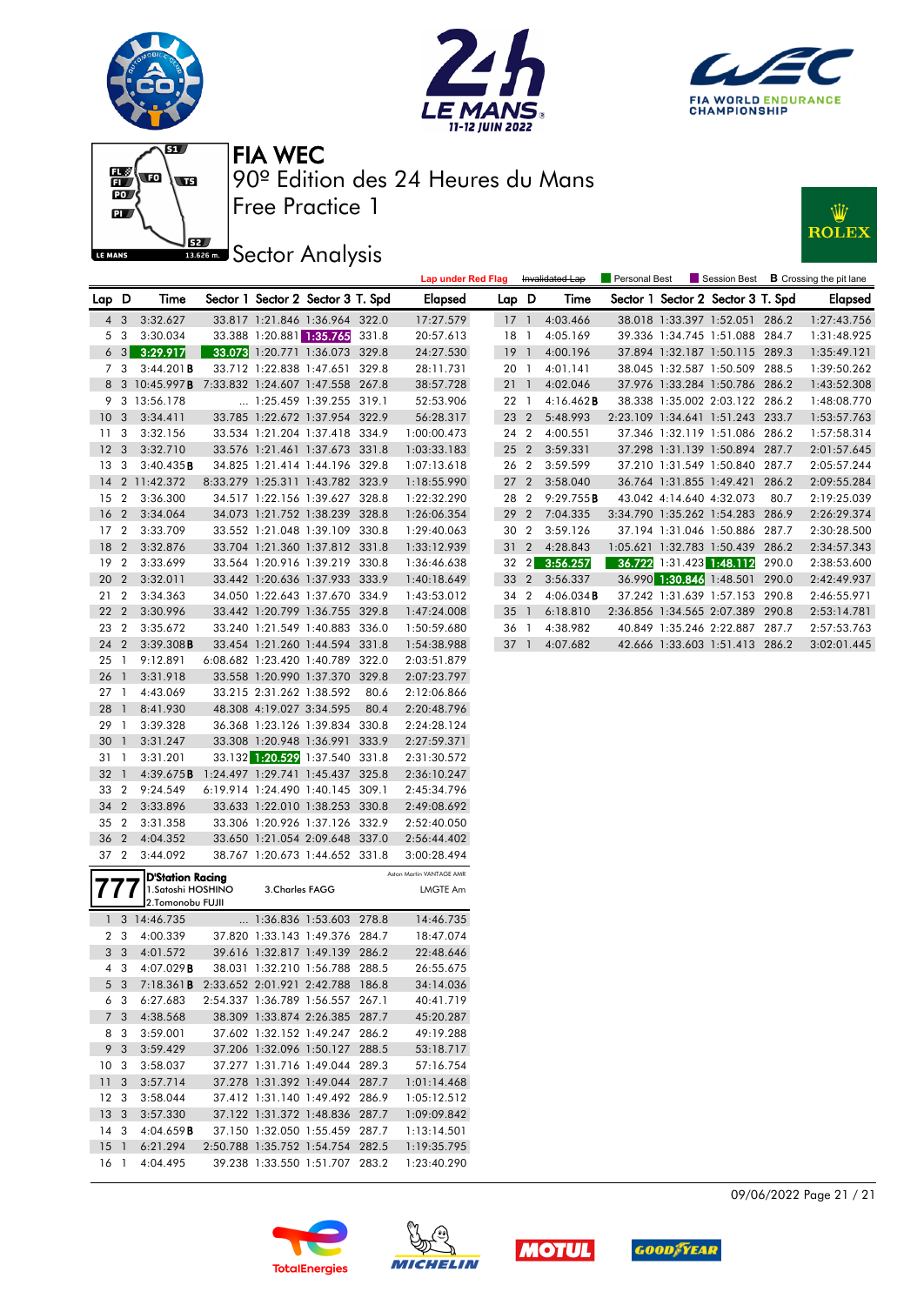# FIA WEC

90º Edition des 24 Heures du Mans

Free Practice 1

Sector Analysis

Lap under Red Flag | Invalidated Lap | Personal Best | Session Best | **B** Crossing the pit lane

| Lap | D | Time | Sector 1 | Sector 2 | Sector 3 | T. Spd | Elapsed |
|---|---|---|---|---|---|---|---|
| 4 | 3 | 3:32.627 | 33.817 | 1:21.846 | 1:36.964 | 322.0 | 17:27.579 |
| 5 | 3 | 3:30.034 | 33.388 | 1:20.881 | 1:35.765 | 331.8 | 20:57.613 |
| 6 | 3 | 3:29.917 | 33.073 | 1:20.771 | 1:36.073 | 329.8 | 24:27.530 |
| 7 | 3 | 3:44.201**B** | 33.712 | 1:22.838 | 1:47.651 | 329.8 | 28:11.731 |
| 8 | 3 | 10:45.997**B** | 7:33.832 | 1:24.607 | 1:47.558 | 267.8 | 38:57.728 |
| 9 | 3 | 13:56.178 | ... | 1:25.459 | 1:39.255 | 319.1 | 52:53.906 |
| 10 | 3 | 3:34.411 | 33.785 | 1:22.672 | 1:37.954 | 322.9 | 56:28.317 |
| 11 | 3 | 3:32.156 | 33.534 | 1:21.204 | 1:37.418 | 334.9 | 1:00:00.473 |
| 12 | 3 | 3:32.710 | 33.576 | 1:21.461 | 1:37.673 | 331.8 | 1:03:33.183 |
| 13 | 3 | 3:40.435**B** | 34.825 | 1:21.414 | 1:44.196 | 329.8 | 1:07:13.618 |
| 14 | 2 | 11:42.372 | 8:33.279 | 1:25.311 | 1:43.782 | 323.9 | 1:18:55.990 |
| 15 | 2 | 3:36.300 | 34.517 | 1:22.156 | 1:39.627 | 328.8 | 1:22:32.290 |
| 16 | 2 | 3:34.064 | 34.073 | 1:21.752 | 1:38.239 | 328.8 | 1:26:06.354 |
| 17 | 2 | 3:33.709 | 33.552 | 1:21.048 | 1:39.109 | 330.8 | 1:29:40.063 |
| 18 | 2 | 3:32.876 | 33.704 | 1:21.360 | 1:37.812 | 331.8 | 1:33:12.939 |
| 19 | 2 | 3:33.699 | 33.564 | 1:20.916 | 1:39.219 | 330.8 | 1:36:46.638 |
| 20 | 2 | 3:32.011 | 33.442 | 1:20.636 | 1:37.933 | 333.9 | 1:40:18.649 |
| 21 | 2 | 3:34.363 | 34.050 | 1:22.643 | 1:37.670 | 334.9 | 1:43:53.012 |
| 22 | 2 | 3:30.996 | 33.442 | 1:20.799 | 1:36.755 | 329.8 | 1:47:24.008 |
| 23 | 2 | 3:35.672 | 33.240 | 1:21.549 | 1:40.883 | 336.0 | 1:50:59.680 |
| 24 | 2 | 3:39.308**B** | 33.454 | 1:21.260 | 1:44.594 | 331.8 | 1:54:38.988 |
| 25 | 1 | 9:12.891 | 6:08.682 | 1:23.420 | 1:40.789 | 322.0 | 2:03:51.879 |
| 26 | 1 | 3:31.918 | 33.558 | 1:20.990 | 1:37.370 | 329.8 | 2:07:23.797 |
| 27 | 1 | 4:43.069 | 33.215 | 2:31.262 | 1:38.592 | 80.6 | 2:12:06.866 |
| 28 | 1 | 8:41.930 | 48.308 | 4:19.027 | 3:34.595 | 80.4 | 2:20:48.796 |
| 29 | 1 | 3:39.328 | 36.368 | 1:23.126 | 1:39.834 | 330.8 | 2:24:28.124 |
| 30 | 1 | 3:31.247 | 33.308 | 1:20.948 | 1:36.991 | 333.9 | 2:27:59.371 |
| 31 | 1 | 3:31.201 | 33.132 | 1:20.529 | 1:37.540 | 331.8 | 2:31:30.572 |
| 32 | 1 | 4:39.675**B** | 1:24.497 | 1:29.741 | 1:45.437 | 325.8 | 2:36:10.247 |
| 33 | 2 | 9:24.549 | 6:19.914 | 1:24.490 | 1:40.145 | 309.1 | 2:45:34.796 |
| 34 | 2 | 3:33.896 | 33.633 | 1:22.010 | 1:38.253 | 330.8 | 2:49:08.692 |
| 35 | 2 | 3:31.358 | 33.306 | 1:20.926 | 1:37.126 | 332.9 | 2:52:40.050 |
| 36 | 2 | 4:04.352 | 33.650 | 1:21.054 | 2:09.648 | 337.0 | 2:56:44.402 |
| 37 | 2 | 3:44.092 | 38.767 | 1:20.673 | 1:44.652 | 331.8 | 3:00:28.494 |

**777** D'Station Racing — Aston Martin VANTAGE AMR — LMGTE Am
1.Satoshi HOSHINO / 2.Tomonobu FUJII / 3.Charles FAGG

| Lap | D | Time | Sector 1 | Sector 2 | Sector 3 | T. Spd | Elapsed |
|---|---|---|---|---|---|---|---|
| 1 | 3 | 14:46.735 | ... | 1:36.836 | 1:53.603 | 278.8 | 14:46.735 |
| 2 | 3 | 4:00.339 | 37.820 | 1:33.143 | 1:49.376 | 284.7 | 18:47.074 |
| 3 | 3 | 4:01.572 | 39.616 | 1:32.817 | 1:49.139 | 286.2 | 22:48.646 |
| 4 | 3 | 4:07.029**B** | 38.031 | 1:32.210 | 1:56.788 | 288.5 | 26:55.675 |
| 5 | 3 | 7:18.361**B** | 2:33.652 | 2:01.921 | 2:42.788 | 186.8 | 34:14.036 |
| 6 | 3 | 6:27.683 | 2:54.337 | 1:36.789 | 1:56.557 | 267.1 | 40:41.719 |
| 7 | 3 | 4:38.568 | 38.309 | 1:33.874 | 2:26.385 | 287.7 | 45:20.287 |
| 8 | 3 | 3:59.001 | 37.602 | 1:32.152 | 1:49.247 | 286.2 | 49:19.288 |
| 9 | 3 | 3:59.429 | 37.206 | 1:32.096 | 1:50.127 | 288.5 | 53:18.717 |
| 10 | 3 | 3:58.037 | 37.277 | 1:31.716 | 1:49.044 | 289.3 | 57:16.754 |
| 11 | 3 | 3:57.714 | 37.278 | 1:31.392 | 1:49.044 | 287.7 | 1:01:14.468 |
| 12 | 3 | 3:58.044 | 37.412 | 1:31.140 | 1:49.492 | 286.9 | 1:05:12.512 |
| 13 | 3 | 3:57.330 | 37.122 | 1:31.372 | 1:48.836 | 287.7 | 1:09:09.842 |
| 14 | 3 | 4:04.659**B** | 37.150 | 1:32.050 | 1:55.459 | 287.7 | 1:13:14.501 |
| 15 | 1 | 6:21.294 | 2:50.788 | 1:35.752 | 1:54.754 | 282.5 | 1:19:35.795 |
| 16 | 1 | 4:04.495 | 39.238 | 1:33.550 | 1:51.707 | 283.2 | 1:23:40.290 |
| 17 | 1 | 4:03.466 | 38.018 | 1:33.397 | 1:52.051 | 286.2 | 1:27:43.756 |
| 18 | 1 | 4:05.169 | 39.336 | 1:34.745 | 1:51.088 | 284.7 | 1:31:48.925 |
| 19 | 1 | 4:00.196 | 37.894 | 1:32.187 | 1:50.115 | 289.3 | 1:35:49.121 |
| 20 | 1 | 4:01.141 | 38.045 | 1:32.587 | 1:50.509 | 288.5 | 1:39:50.262 |
| 21 | 1 | 4:02.046 | 37.976 | 1:33.284 | 1:50.786 | 286.2 | 1:43:52.308 |
| 22 | 1 | 4:16.462**B** | 38.338 | 1:35.002 | 2:03.122 | 286.2 | 1:48:08.770 |
| 23 | 2 | 5:48.993 | 2:23.109 | 1:34.641 | 1:51.243 | 233.7 | 1:53:57.763 |
| 24 | 2 | 4:00.551 | 37.346 | 1:32.119 | 1:51.086 | 286.2 | 1:57:58.314 |
| 25 | 2 | 3:59.331 | 37.298 | 1:31.139 | 1:50.894 | 287.7 | 2:01:57.645 |
| 26 | 2 | 3:59.599 | 37.210 | 1:31.549 | 1:50.840 | 287.7 | 2:05:57.244 |
| 27 | 2 | 3:58.040 | 36.764 | 1:31.855 | 1:49.421 | 286.2 | 2:09:55.284 |
| 28 | 2 | 9:29.755**B** | 43.042 | 4:14.640 | 4:32.073 | 80.7 | 2:19:25.039 |
| 29 | 2 | 7:04.335 | 3:34.790 | 1:35.262 | 1:54.283 | 286.9 | 2:26:29.374 |
| 30 | 2 | 3:59.126 | 37.194 | 1:31.046 | 1:50.886 | 287.7 | 2:30:28.500 |
| 31 | 2 | 4:28.843 | 1:05.621 | 1:32.783 | 1:50.439 | 286.2 | 2:34:57.343 |
| 32 | 2 | 3:56.257 | 36.722 | 1:31.423 | 1:48.112 | 290.0 | 2:38:53.600 |
| 33 | 2 | 3:56.337 | 36.990 | 1:30.846 | 1:48.501 | 290.0 | 2:42:49.937 |
| 34 | 2 | 4:06.034**B** | 37.242 | 1:31.639 | 1:57.153 | 290.8 | 2:46:55.971 |
| 35 | 1 | 6:18.810 | 2:36.856 | 1:34.565 | 2:07.389 | 290.8 | 2:53:14.781 |
| 36 | 1 | 4:38.982 | 40.849 | 1:35.246 | 2:22.887 | 287.7 | 2:57:53.763 |
| 37 | 1 | 4:07.682 | 42.666 | 1:33.603 | 1:51.413 | 286.2 | 3:02:01.445 |

09/06/2022 Page 21 / 21